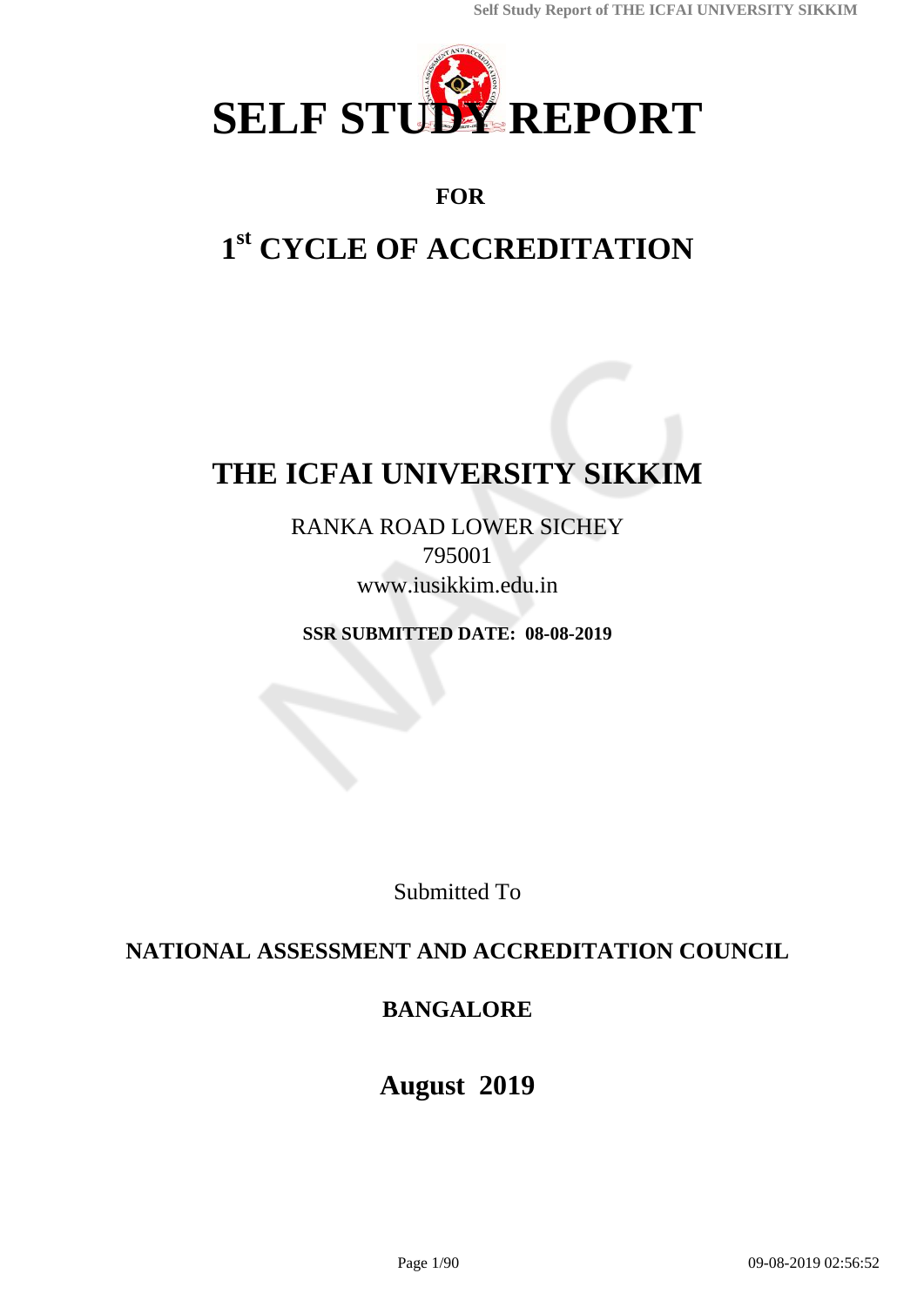# SELF STUDY REPORT

## FOR

## 1st CYCLE OF ACCREDITATION

# THE ICFAI UNIVERSITY SIKKIM

RANKA ROAD LOWER SICHEY
795001
www.iusikkim.edu.in

**SSR SUBMITTED DATE: 08-08-2019**

Submitted To

## NATIONAL ASSESSMENT AND ACCREDITATION COUNCIL

## BANGALORE

## August 2019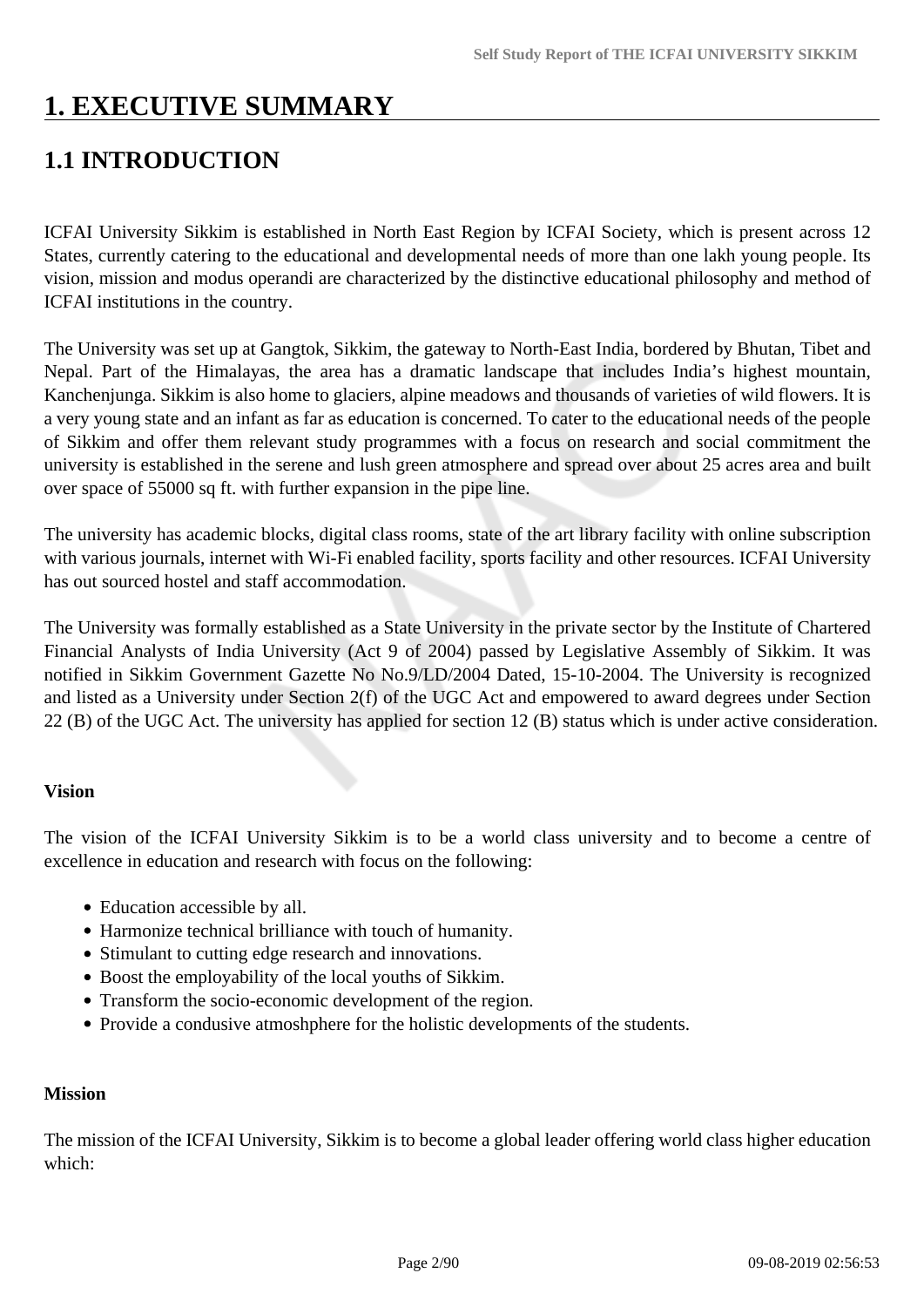# 1. EXECUTIVE SUMMARY

## 1.1 INTRODUCTION

ICFAI University Sikkim is established in North East Region by ICFAI Society, which is present across 12 States, currently catering to the educational and developmental needs of more than one lakh young people. Its vision, mission and modus operandi are characterized by the distinctive educational philosophy and method of ICFAI institutions in the country.

The University was set up at Gangtok, Sikkim, the gateway to North-East India, bordered by Bhutan, Tibet and Nepal. Part of the Himalayas, the area has a dramatic landscape that includes India's highest mountain, Kanchenjunga. Sikkim is also home to glaciers, alpine meadows and thousands of varieties of wild flowers. It is a very young state and an infant as far as education is concerned. To cater to the educational needs of the people of Sikkim and offer them relevant study programmes with a focus on research and social commitment the university is established in the serene and lush green atmosphere and spread over about 25 acres area and built over space of 55000 sq ft. with further expansion in the pipe line.

The university has academic blocks, digital class rooms, state of the art library facility with online subscription with various journals, internet with Wi-Fi enabled facility, sports facility and other resources. ICFAI University has out sourced hostel and staff accommodation.

The University was formally established as a State University in the private sector by the Institute of Chartered Financial Analysts of India University (Act 9 of 2004) passed by Legislative Assembly of Sikkim. It was notified in Sikkim Government Gazette No No.9/LD/2004 Dated, 15-10-2004. The University is recognized and listed as a University under Section 2(f) of the UGC Act and empowered to award degrees under Section 22 (B) of the UGC Act. The university has applied for section 12 (B) status which is under active consideration.

**Vision**

The vision of the ICFAI University Sikkim is to be a world class university and to become a centre of excellence in education and research with focus on the following:

- Education accessible by all.
- Harmonize technical brilliance with touch of humanity.
- Stimulant to cutting edge research and innovations.
- Boost the employability of the local youths of Sikkim.
- Transform the socio-economic development of the region.
- Provide a condusive atmoshphere for the holistic developments of the students.

**Mission**

The mission of the ICFAI University, Sikkim is to become a global leader offering world class higher education which: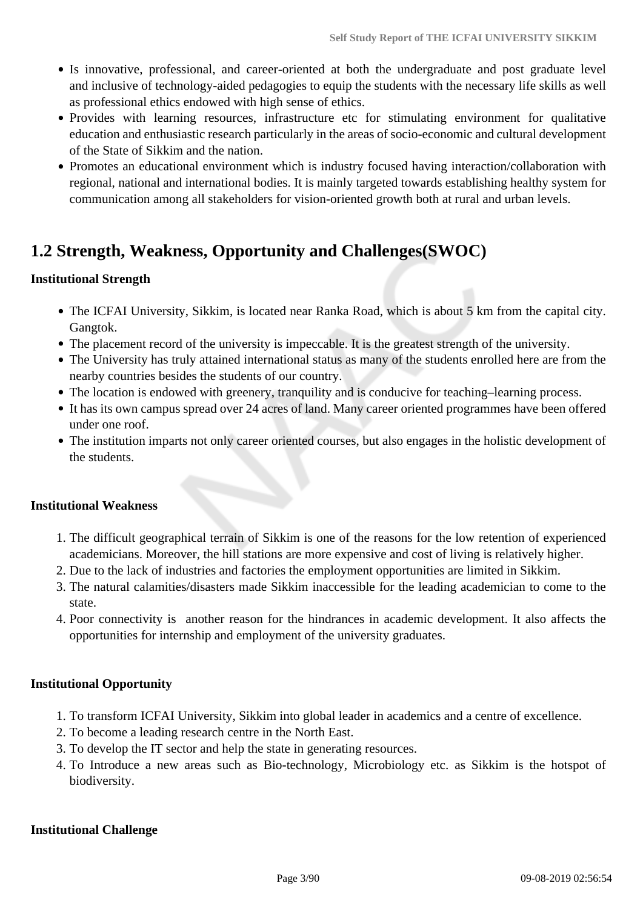- Is innovative, professional, and career-oriented at both the undergraduate and post graduate level and inclusive of technology-aided pedagogies to equip the students with the necessary life skills as well as professional ethics endowed with high sense of ethics.
- Provides with learning resources, infrastructure etc for stimulating environment for qualitative education and enthusiastic research particularly in the areas of socio-economic and cultural development of the State of Sikkim and the nation.
- Promotes an educational environment which is industry focused having interaction/collaboration with regional, national and international bodies. It is mainly targeted towards establishing healthy system for communication among all stakeholders for vision-oriented growth both at rural and urban levels.

## 1.2 Strength, Weakness, Opportunity and Challenges(SWOC)

**Institutional Strength**

- The ICFAI University, Sikkim, is located near Ranka Road, which is about 5 km from the capital city. Gangtok.
- The placement record of the university is impeccable. It is the greatest strength of the university.
- The University has truly attained international status as many of the students enrolled here are from the nearby countries besides the students of our country.
- The location is endowed with greenery, tranquility and is conducive for teaching–learning process.
- It has its own campus spread over 24 acres of land. Many career oriented programmes have been offered under one roof.
- The institution imparts not only career oriented courses, but also engages in the holistic development of the students.

**Institutional Weakness**

1. The difficult geographical terrain of Sikkim is one of the reasons for the low retention of experienced academicians. Moreover, the hill stations are more expensive and cost of living is relatively higher.
2. Due to the lack of industries and factories the employment opportunities are limited in Sikkim.
3. The natural calamities/disasters made Sikkim inaccessible for the leading academician to come to the state.
4. Poor connectivity is another reason for the hindrances in academic development. It also affects the opportunities for internship and employment of the university graduates.

**Institutional Opportunity**

1. To transform ICFAI University, Sikkim into global leader in academics and a centre of excellence.
2. To become a leading research centre in the North East.
3. To develop the IT sector and help the state in generating resources.
4. To Introduce a new areas such as Bio-technology, Microbiology etc. as Sikkim is the hotspot of biodiversity.

**Institutional Challenge**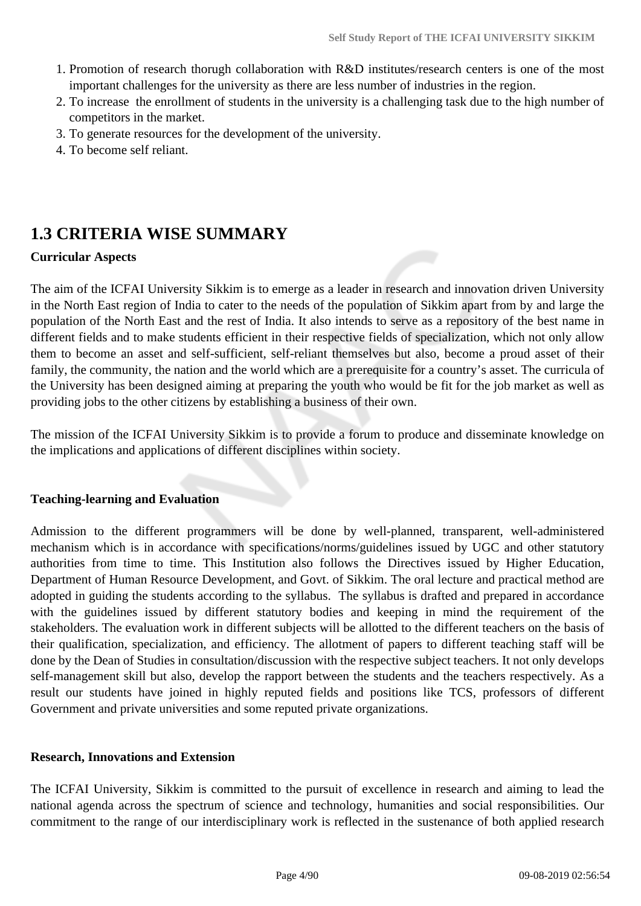1. Promotion of research thorugh collaboration with R&D institutes/research centers is one of the most important challenges for the university as there are less number of industries in the region.
2. To increase the enrollment of students in the university is a challenging task due to the high number of competitors in the market.
3. To generate resources for the development of the university.
4. To become self reliant.

## 1.3 CRITERIA WISE SUMMARY

**Curricular Aspects**

The aim of the ICFAI University Sikkim is to emerge as a leader in research and innovation driven University in the North East region of India to cater to the needs of the population of Sikkim apart from by and large the population of the North East and the rest of India. It also intends to serve as a repository of the best name in different fields and to make students efficient in their respective fields of specialization, which not only allow them to become an asset and self-sufficient, self-reliant themselves but also, become a proud asset of their family, the community, the nation and the world which are a prerequisite for a country's asset. The curricula of the University has been designed aiming at preparing the youth who would be fit for the job market as well as providing jobs to the other citizens by establishing a business of their own.

The mission of the ICFAI University Sikkim is to provide a forum to produce and disseminate knowledge on the implications and applications of different disciplines within society.

**Teaching-learning and Evaluation**

Admission to the different programmers will be done by well-planned, transparent, well-administered mechanism which is in accordance with specifications/norms/guidelines issued by UGC and other statutory authorities from time to time. This Institution also follows the Directives issued by Higher Education, Department of Human Resource Development, and Govt. of Sikkim. The oral lecture and practical method are adopted in guiding the students according to the syllabus. The syllabus is drafted and prepared in accordance with the guidelines issued by different statutory bodies and keeping in mind the requirement of the stakeholders. The evaluation work in different subjects will be allotted to the different teachers on the basis of their qualification, specialization, and efficiency. The allotment of papers to different teaching staff will be done by the Dean of Studies in consultation/discussion with the respective subject teachers. It not only develops self-management skill but also, develop the rapport between the students and the teachers respectively. As a result our students have joined in highly reputed fields and positions like TCS, professors of different Government and private universities and some reputed private organizations.

**Research, Innovations and Extension**

The ICFAI University, Sikkim is committed to the pursuit of excellence in research and aiming to lead the national agenda across the spectrum of science and technology, humanities and social responsibilities. Our commitment to the range of our interdisciplinary work is reflected in the sustenance of both applied research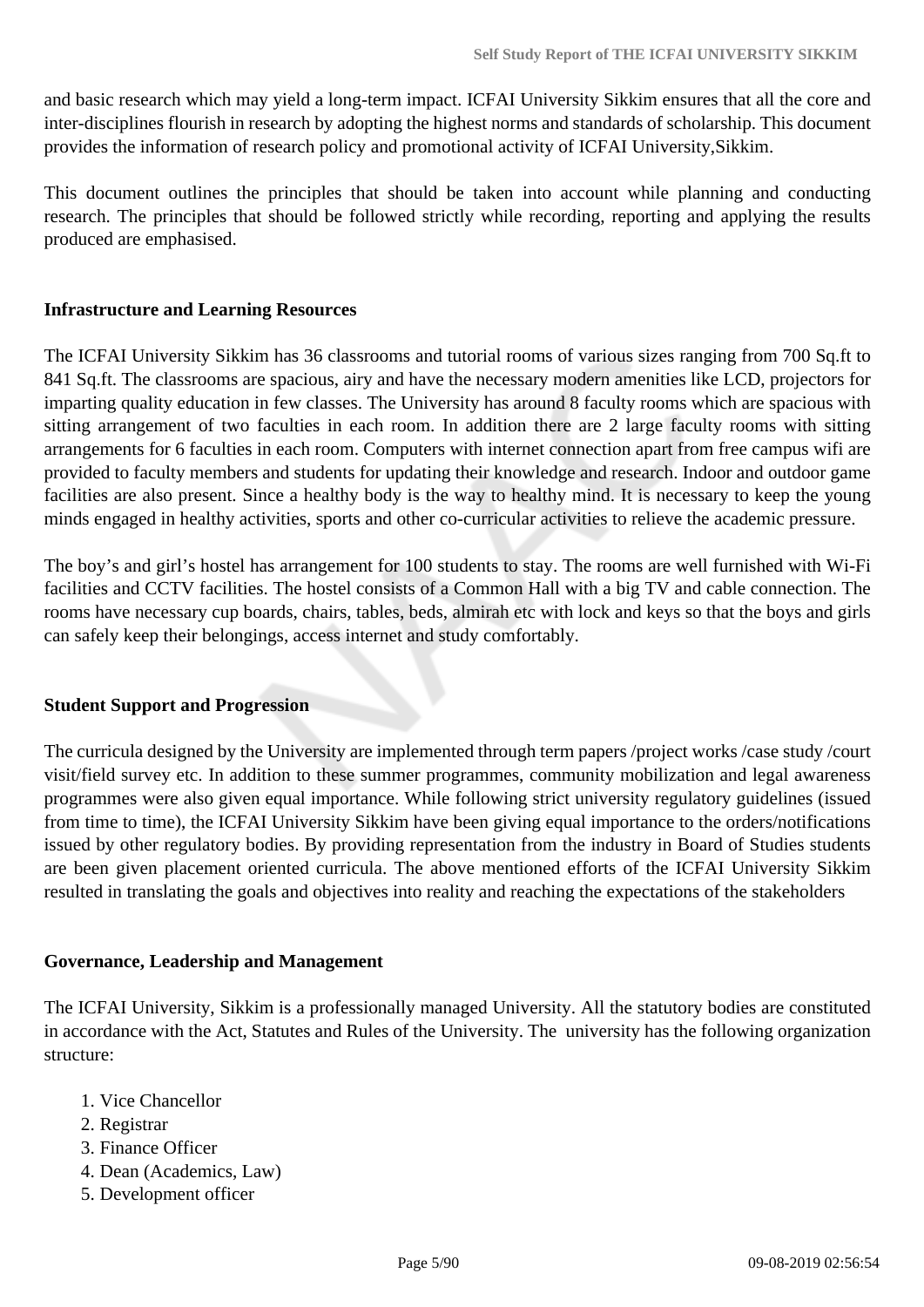and basic research which may yield a long-term impact. ICFAI University Sikkim ensures that all the core and inter-disciplines flourish in research by adopting the highest norms and standards of scholarship. This document provides the information of research policy and promotional activity of ICFAI University,Sikkim.

This document outlines the principles that should be taken into account while planning and conducting research. The principles that should be followed strictly while recording, reporting and applying the results produced are emphasised.

**Infrastructure and Learning Resources**

The ICFAI University Sikkim has 36 classrooms and tutorial rooms of various sizes ranging from 700 Sq.ft to 841 Sq.ft. The classrooms are spacious, airy and have the necessary modern amenities like LCD, projectors for imparting quality education in few classes. The University has around 8 faculty rooms which are spacious with sitting arrangement of two faculties in each room. In addition there are 2 large faculty rooms with sitting arrangements for 6 faculties in each room. Computers with internet connection apart from free campus wifi are provided to faculty members and students for updating their knowledge and research. Indoor and outdoor game facilities are also present. Since a healthy body is the way to healthy mind. It is necessary to keep the young minds engaged in healthy activities, sports and other co-curricular activities to relieve the academic pressure.

The boy's and girl's hostel has arrangement for 100 students to stay. The rooms are well furnished with Wi-Fi facilities and CCTV facilities. The hostel consists of a Common Hall with a big TV and cable connection. The rooms have necessary cup boards, chairs, tables, beds, almirah etc with lock and keys so that the boys and girls can safely keep their belongings, access internet and study comfortably.

**Student Support and Progression**

The curricula designed by the University are implemented through term papers /project works /case study /court visit/field survey etc. In addition to these summer programmes, community mobilization and legal awareness programmes were also given equal importance. While following strict university regulatory guidelines (issued from time to time), the ICFAI University Sikkim have been giving equal importance to the orders/notifications issued by other regulatory bodies. By providing representation from the industry in Board of Studies students are been given placement oriented curricula. The above mentioned efforts of the ICFAI University Sikkim resulted in translating the goals and objectives into reality and reaching the expectations of the stakeholders

**Governance, Leadership and Management**

The ICFAI University, Sikkim is a professionally managed University. All the statutory bodies are constituted in accordance with the Act, Statutes and Rules of the University. The university has the following organization structure:

1. Vice Chancellor
2. Registrar
3. Finance Officer
4. Dean (Academics, Law)
5. Development officer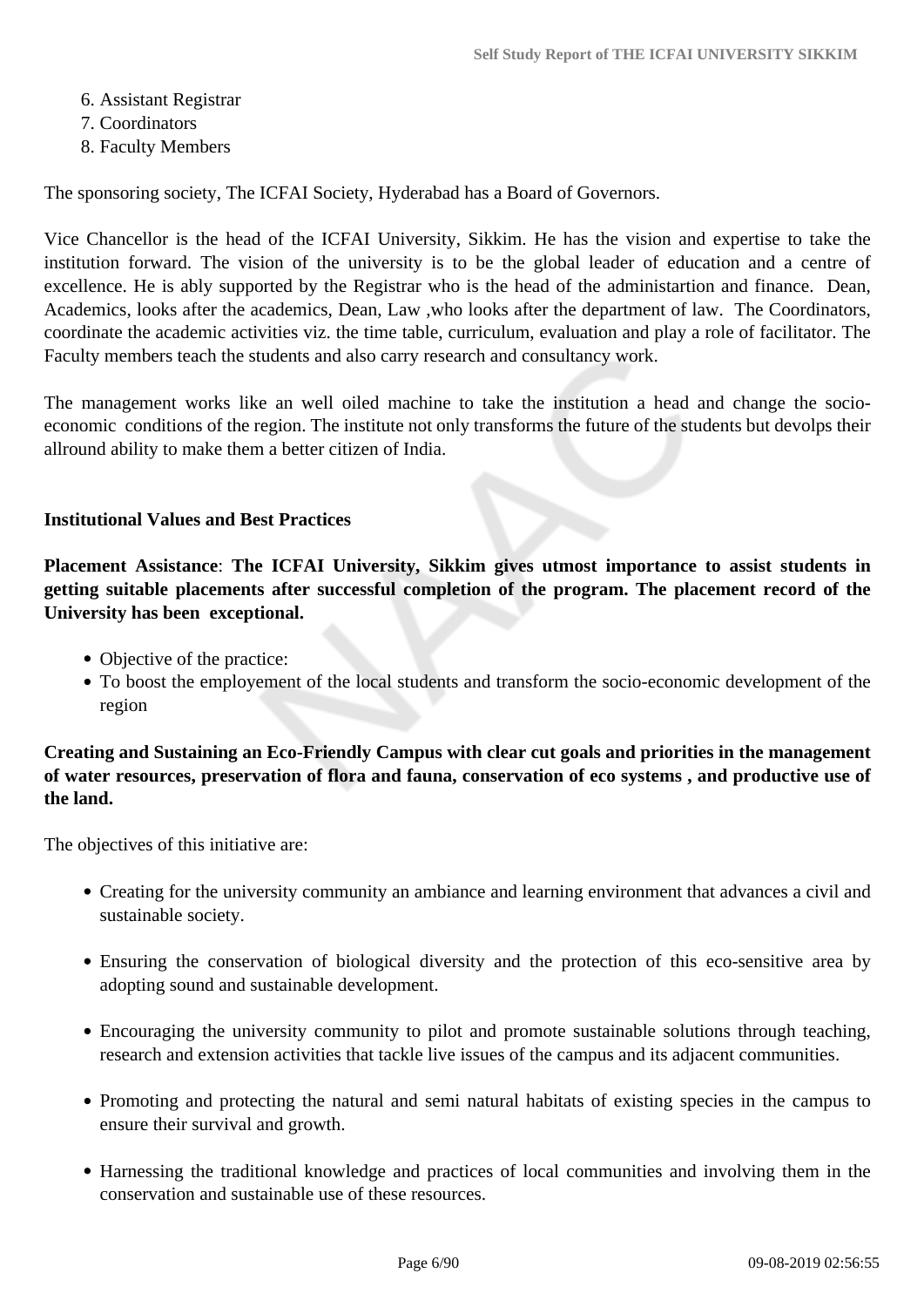6. Assistant Registrar
7. Coordinators
8. Faculty Members

The sponsoring society, The ICFAI Society, Hyderabad has a Board of Governors.

Vice Chancellor is the head of the ICFAI University, Sikkim. He has the vision and expertise to take the institution forward. The vision of the university is to be the global leader of education and a centre of excellence. He is ably supported by the Registrar who is the head of the administartion and finance. Dean, Academics, looks after the academics, Dean, Law ,who looks after the department of law. The Coordinators, coordinate the academic activities viz. the time table, curriculum, evaluation and play a role of facilitator. The Faculty members teach the students and also carry research and consultancy work.

The management works like an well oiled machine to take the institution a head and change the socio-economic conditions of the region. The institute not only transforms the future of the students but devolps their allround ability to make them a better citizen of India.

**Institutional Values and Best Practices**

**Placement Assistance**: **The ICFAI University, Sikkim gives utmost importance to assist students in getting suitable placements after successful completion of the program. The placement record of the University has been exceptional.**

- Objective of the practice:
- To boost the employement of the local students and transform the socio-economic development of the region

**Creating and Sustaining an Eco-Friendly Campus with clear cut goals and priorities in the management of water resources, preservation of flora and fauna, conservation of eco systems , and productive use of the land.**

The objectives of this initiative are:

- Creating for the university community an ambiance and learning environment that advances a civil and sustainable society.
- Ensuring the conservation of biological diversity and the protection of this eco-sensitive area by adopting sound and sustainable development.
- Encouraging the university community to pilot and promote sustainable solutions through teaching, research and extension activities that tackle live issues of the campus and its adjacent communities.
- Promoting and protecting the natural and semi natural habitats of existing species in the campus to ensure their survival and growth.
- Harnessing the traditional knowledge and practices of local communities and involving them in the conservation and sustainable use of these resources.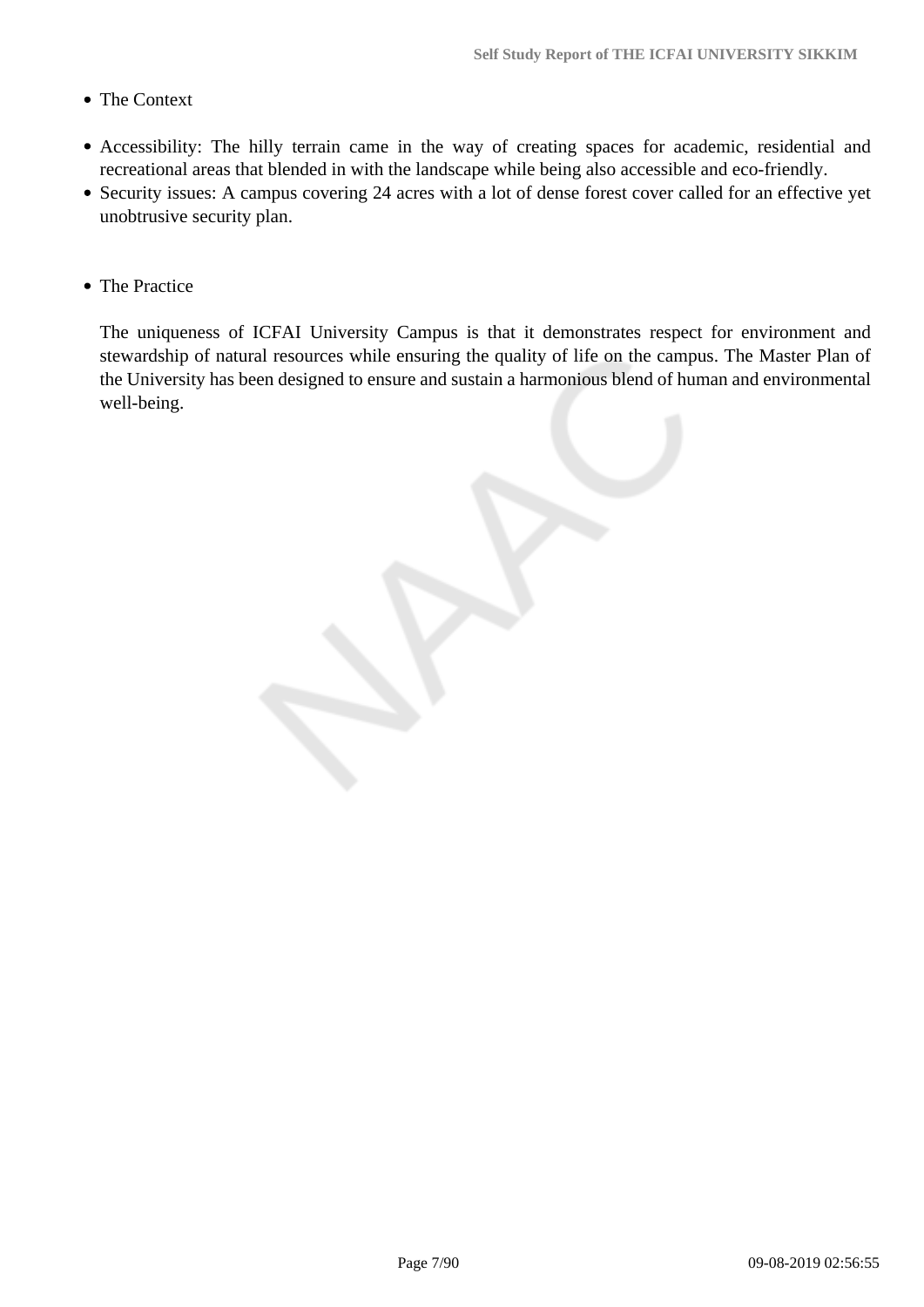- The Context

- Accessibility: The hilly terrain came in the way of creating spaces for academic, residential and recreational areas that blended in with the landscape while being also accessible and eco-friendly.
- Security issues: A campus covering 24 acres with a lot of dense forest cover called for an effective yet unobtrusive security plan.

- The Practice

  The uniqueness of ICFAI University Campus is that it demonstrates respect for environment and stewardship of natural resources while ensuring the quality of life on the campus. The Master Plan of the University has been designed to ensure and sustain a harmonious blend of human and environmental well-being.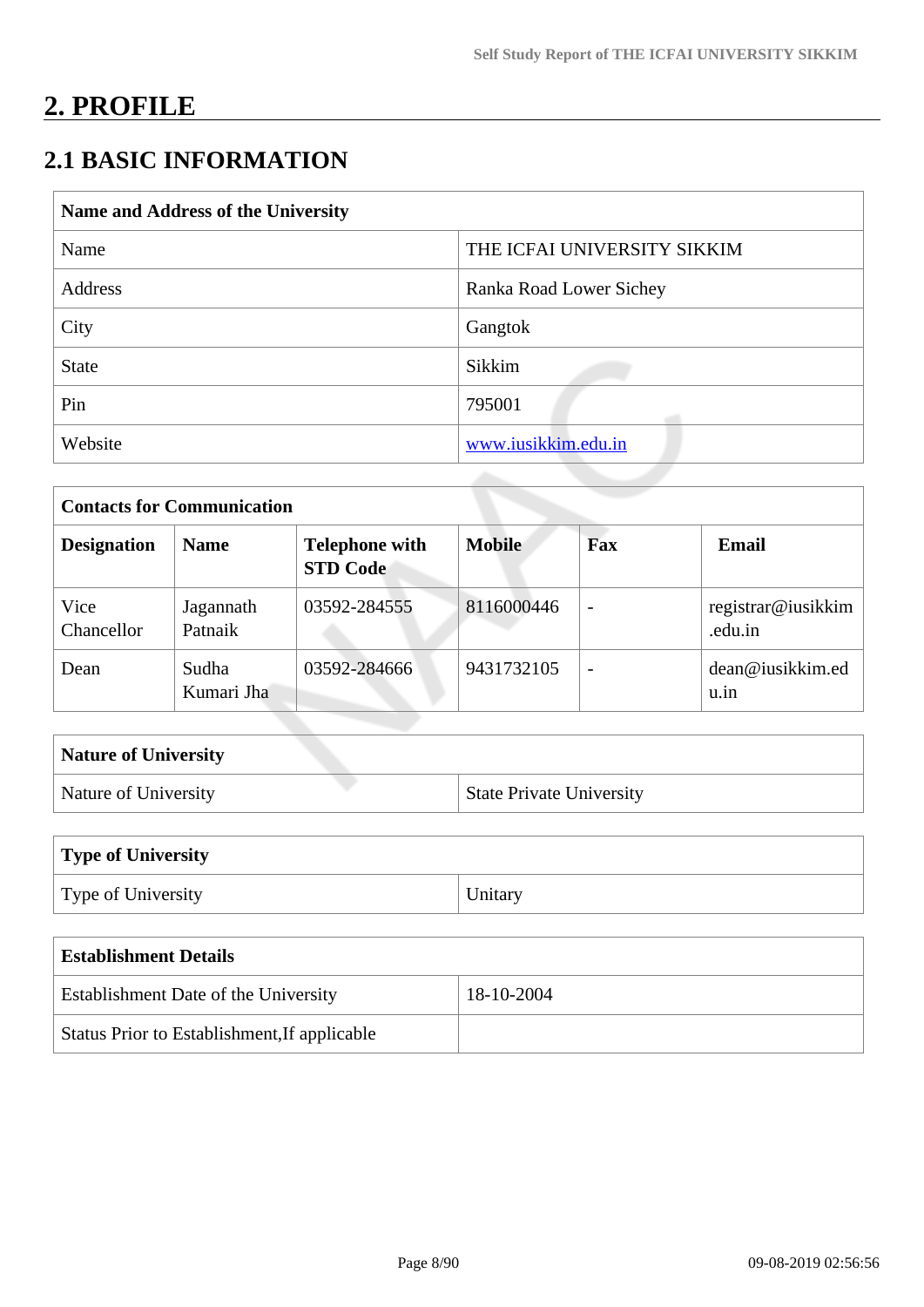# 2. PROFILE

## 2.1 BASIC INFORMATION

| Name and Address of the University | |
|---|---|
| Name | THE ICFAI UNIVERSITY SIKKIM |
| Address | Ranka Road Lower Sichey |
| City | Gangtok |
| State | Sikkim |
| Pin | 795001 |
| Website | www.iusikkim.edu.in |

| Contacts for Communication | | | | | |
|---|---|---|---|---|---|
| **Designation** | **Name** | **Telephone with STD Code** | **Mobile** | **Fax** | **Email** |
| Vice Chancellor | Jagannath Patnaik | 03592-284555 | 8116000446 | - | registrar@iusikkim.edu.in |
| Dean | Sudha Kumari Jha | 03592-284666 | 9431732105 | - | dean@iusikkim.edu.in |

| Nature of University | |
|---|---|
| Nature of University | State Private University |

| Type of University | |
|---|---|
| Type of University | Unitary |

| Establishment Details | |
|---|---|
| Establishment Date of the University | 18-10-2004 |
| Status Prior to Establishment,If applicable | |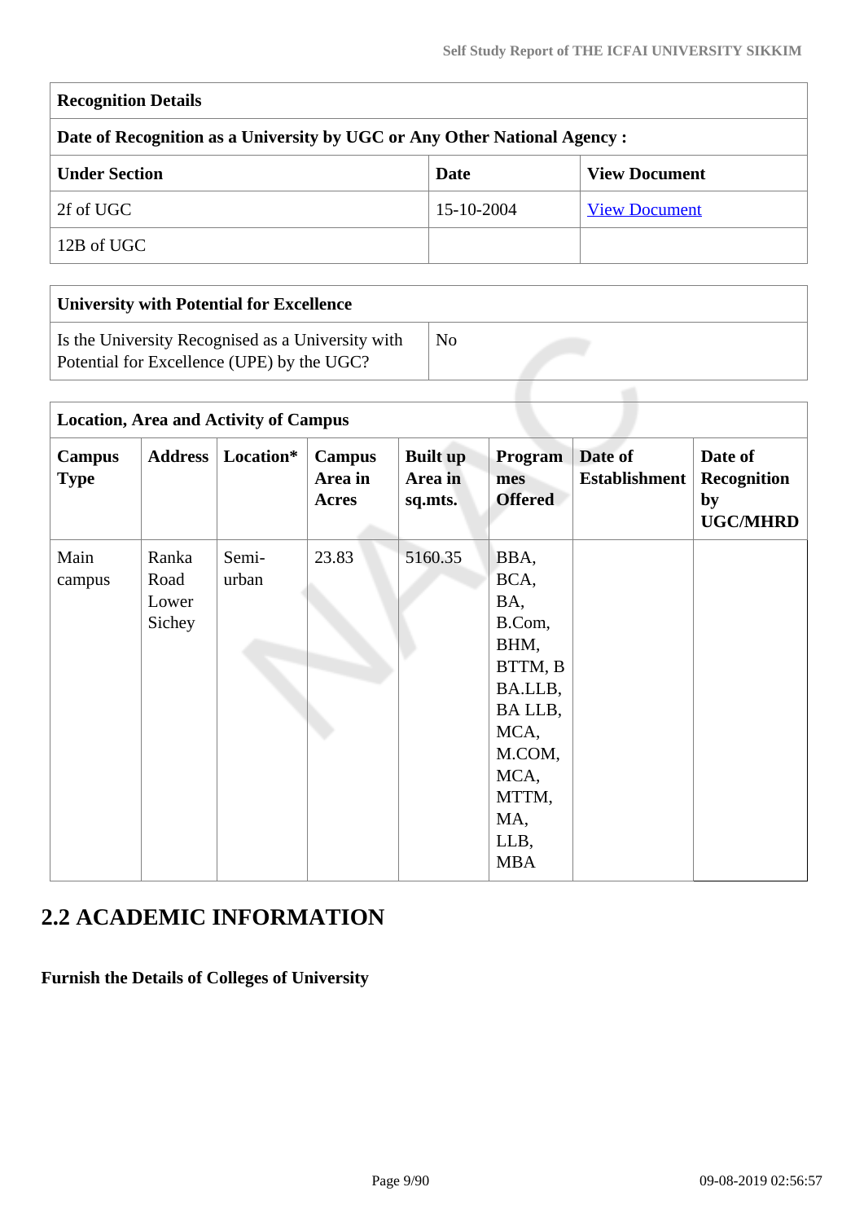| Recognition Details | | |
|---|---|---|
| **Date of Recognition as a University by UGC or Any Other National Agency :** | | |
| **Under Section** | **Date** | **View Document** |
| 2f of UGC | 15-10-2004 | View Document |
| 12B of UGC | | |

| University with Potential for Excellence | |
|---|---|
| Is the University Recognised as a University with Potential for Excellence (UPE) by the UGC? | No |

| Location, Area and Activity of Campus | | | | | | | |
|---|---|---|---|---|---|---|---|
| **Campus Type** | **Address** | **Location*** | **Campus Area in Acres** | **Built up Area in sq.mts.** | **Programmes Offered** | **Date of Establishment** | **Date of Recognition by UGC/MHRD** |
| Main campus | Ranka Road Lower Sichey | Semi-urban | 23.83 | 5160.35 | BBA, BCA, BA, B.Com, BHM, BTTM, BBA.LLB, BA LLB, MCA, M.COM, MCA, MTTM, MA, LLB, MBA | | |

## 2.2 ACADEMIC INFORMATION

**Furnish the Details of Colleges of University**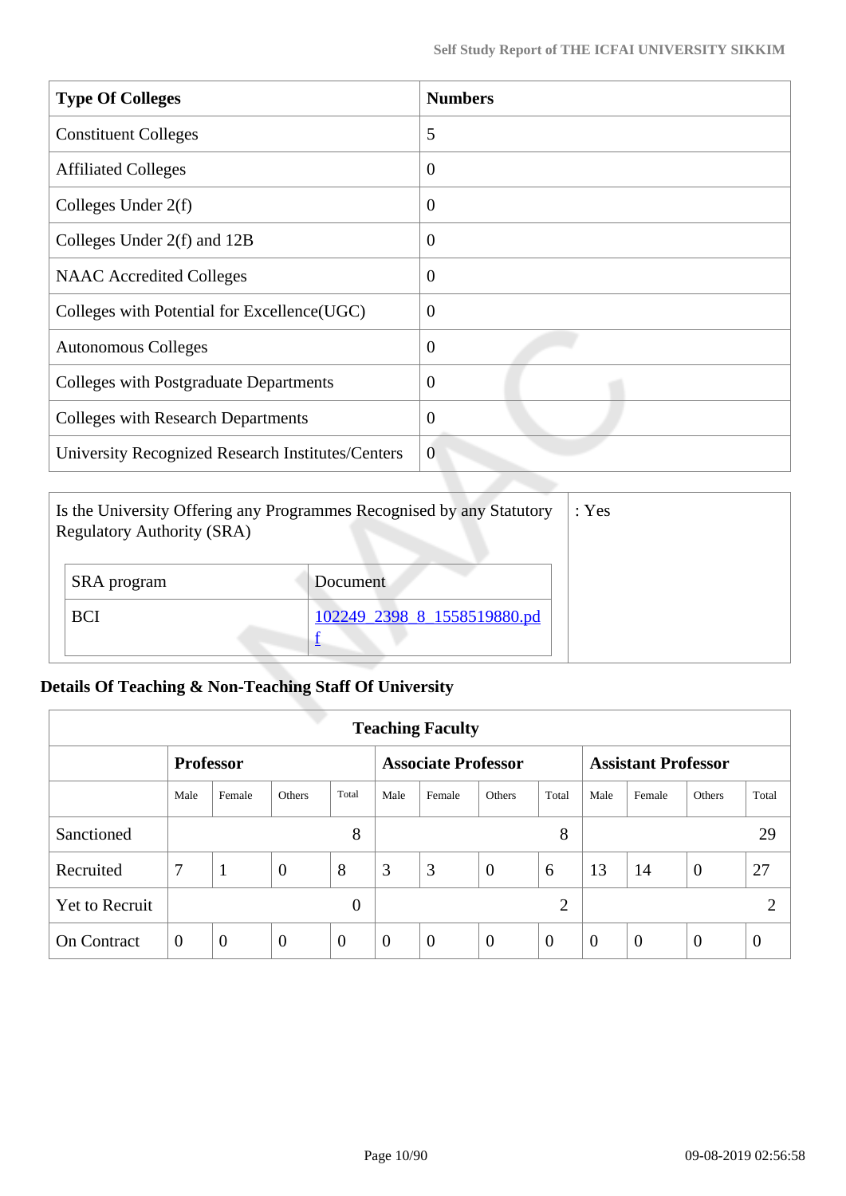| Type Of Colleges | Numbers |
|---|---|
| Constituent Colleges | 5 |
| Affiliated Colleges | 0 |
| Colleges Under 2(f) | 0 |
| Colleges Under 2(f) and 12B | 0 |
| NAAC Accredited Colleges | 0 |
| Colleges with Potential for Excellence(UGC) | 0 |
| Autonomous Colleges | 0 |
| Colleges with Postgraduate Departments | 0 |
| Colleges with Research Departments | 0 |
| University Recognized Research Institutes/Centers | 0 |

Is the University Offering any Programmes Recognised by any Statutory Regulatory Authority (SRA) : Yes

| SRA program | Document |
|---|---|
| BCI | 102249_2398_8_1558519880.pdf |

## Details Of Teaching & Non-Teaching Staff Of University

| Teaching Faculty | | | | | | | | | | | | |
|---|---|---|---|---|---|---|---|---|---|---|---|---|
| | **Professor** | | | | **Associate Professor** | | | | **Assistant Professor** | | | |
| | Male | Female | Others | Total | Male | Female | Others | Total | Male | Female | Others | Total |
| Sanctioned | | | | 8 | | | | 8 | | | | 29 |
| Recruited | 7 | 1 | 0 | 8 | 3 | 3 | 0 | 6 | 13 | 14 | 0 | 27 |
| Yet to Recruit | | | | 0 | | | | 2 | | | | 2 |
| On Contract | 0 | 0 | 0 | 0 | 0 | 0 | 0 | 0 | 0 | 0 | 0 | 0 |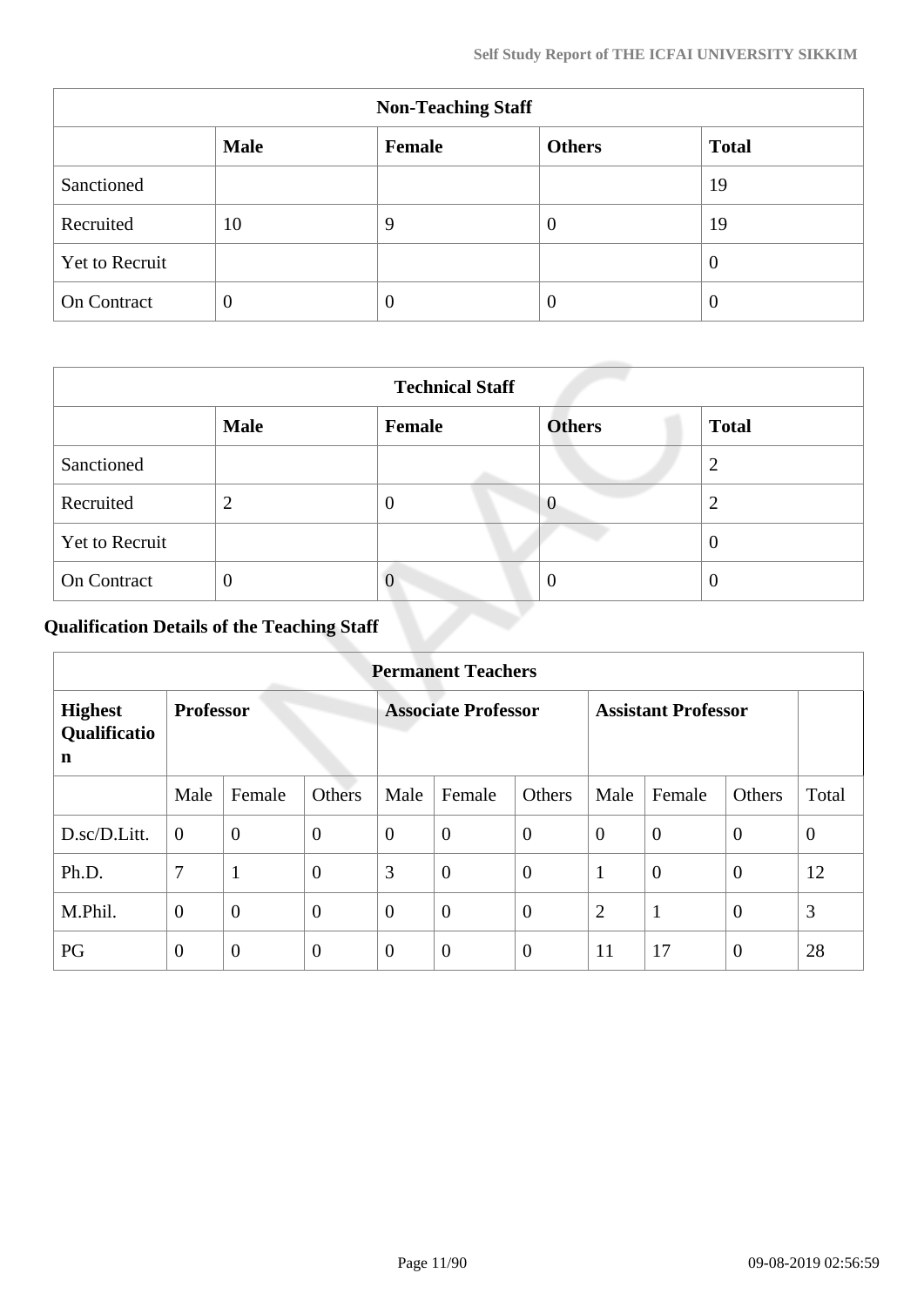| Non-Teaching Staff | | | | |
|---|---|---|---|---|
| | **Male** | **Female** | **Others** | **Total** |
| Sanctioned | | | | 19 |
| Recruited | 10 | 9 | 0 | 19 |
| Yet to Recruit | | | | 0 |
| On Contract | 0 | 0 | 0 | 0 |

| Technical Staff | | | | |
|---|---|---|---|---|
| | **Male** | **Female** | **Others** | **Total** |
| Sanctioned | | | | 2 |
| Recruited | 2 | 0 | 0 | 2 |
| Yet to Recruit | | | | 0 |
| On Contract | 0 | 0 | 0 | 0 |

### Qualification Details of the Teaching Staff

| Permanent Teachers | | | | | | | | | | |
|---|---|---|---|---|---|---|---|---|---|---|
| **Highest Qualification** | **Professor** | | | **Associate Professor** | | | **Assistant Professor** | | | |
| | Male | Female | Others | Male | Female | Others | Male | Female | Others | Total |
| D.sc/D.Litt. | 0 | 0 | 0 | 0 | 0 | 0 | 0 | 0 | 0 | 0 |
| Ph.D. | 7 | 1 | 0 | 3 | 0 | 0 | 1 | 0 | 0 | 12 |
| M.Phil. | 0 | 0 | 0 | 0 | 0 | 0 | 2 | 1 | 0 | 3 |
| PG | 0 | 0 | 0 | 0 | 0 | 0 | 11 | 17 | 0 | 28 |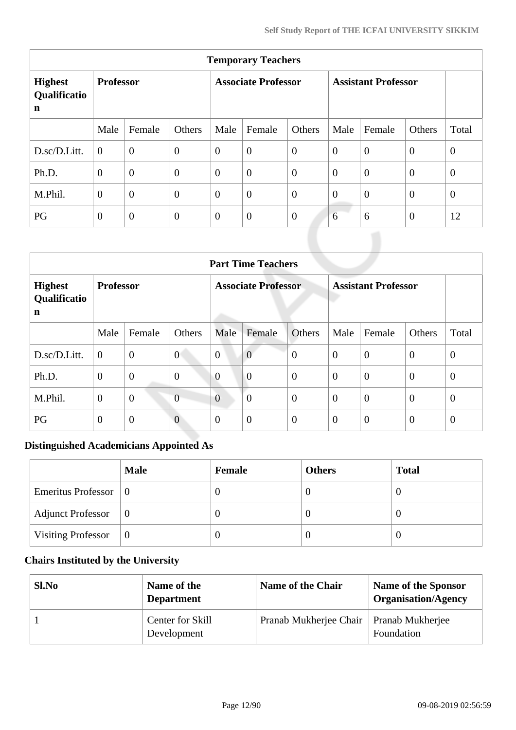| Temporary Teachers | | | | | | | | | | |
|---|---|---|---|---|---|---|---|---|---|---|
| **Highest Qualification** | **Professor** | | | **Associate Professor** | | | **Assistant Professor** | | | |
| | Male | Female | Others | Male | Female | Others | Male | Female | Others | Total |
| D.sc/D.Litt. | 0 | 0 | 0 | 0 | 0 | 0 | 0 | 0 | 0 | 0 |
| Ph.D. | 0 | 0 | 0 | 0 | 0 | 0 | 0 | 0 | 0 | 0 |
| M.Phil. | 0 | 0 | 0 | 0 | 0 | 0 | 0 | 0 | 0 | 0 |
| PG | 0 | 0 | 0 | 0 | 0 | 0 | 6 | 6 | 0 | 12 |

| Part Time Teachers | | | | | | | | | | |
|---|---|---|---|---|---|---|---|---|---|---|
| **Highest Qualification** | **Professor** | | | **Associate Professor** | | | **Assistant Professor** | | | |
| | Male | Female | Others | Male | Female | Others | Male | Female | Others | Total |
| D.sc/D.Litt. | 0 | 0 | 0 | 0 | 0 | 0 | 0 | 0 | 0 | 0 |
| Ph.D. | 0 | 0 | 0 | 0 | 0 | 0 | 0 | 0 | 0 | 0 |
| M.Phil. | 0 | 0 | 0 | 0 | 0 | 0 | 0 | 0 | 0 | 0 |
| PG | 0 | 0 | 0 | 0 | 0 | 0 | 0 | 0 | 0 | 0 |

### Distinguished Academicians Appointed As

| | Male | Female | Others | Total |
|---|---|---|---|---|
| Emeritus Professor | 0 | 0 | 0 | 0 |
| Adjunct Professor | 0 | 0 | 0 | 0 |
| Visiting Professor | 0 | 0 | 0 | 0 |

### Chairs Instituted by the University

| Sl.No | Name of the Department | Name of the Chair | Name of the Sponsor Organisation/Agency |
|---|---|---|---|
| 1 | Center for Skill Development | Pranab Mukherjee Chair | Pranab Mukherjee Foundation |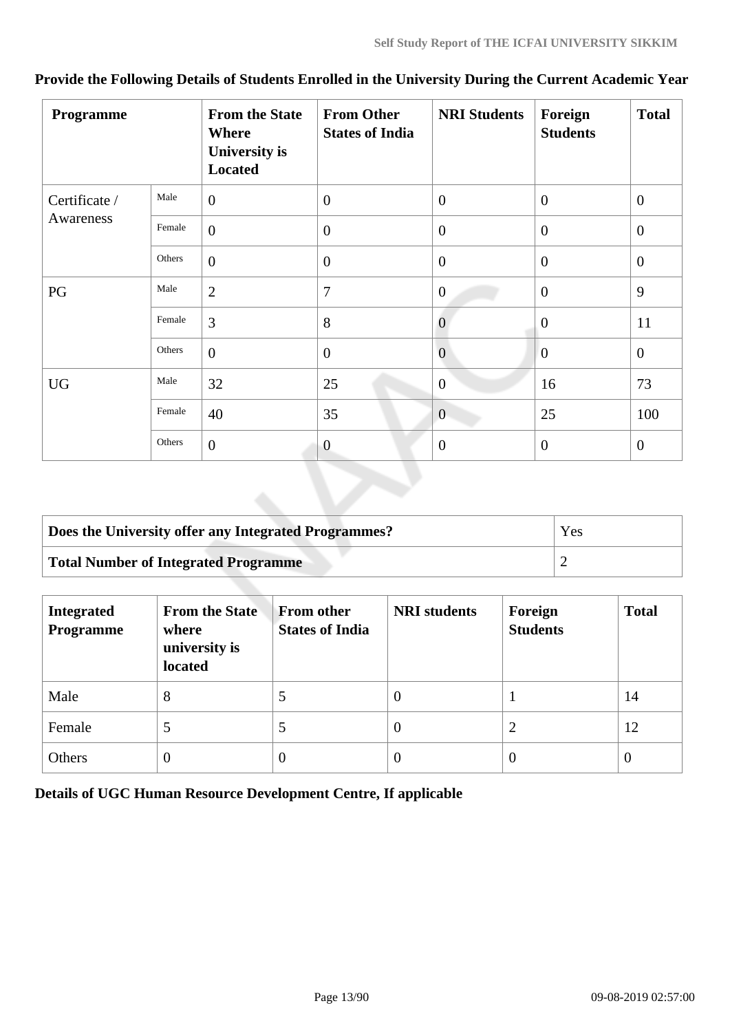**Provide the Following Details of Students Enrolled in the University During the Current Academic Year**

| Programme | | From the State Where University is Located | From Other States of India | NRI Students | Foreign Students | Total |
|---|---|---|---|---|---|---|
| Certificate / Awareness | Male | 0 | 0 | 0 | 0 | 0 |
| | Female | 0 | 0 | 0 | 0 | 0 |
| | Others | 0 | 0 | 0 | 0 | 0 |
| PG | Male | 2 | 7 | 0 | 0 | 9 |
| | Female | 3 | 8 | 0 | 0 | 11 |
| | Others | 0 | 0 | 0 | 0 | 0 |
| UG | Male | 32 | 25 | 0 | 16 | 73 |
| | Female | 40 | 35 | 0 | 25 | 100 |
| | Others | 0 | 0 | 0 | 0 | 0 |

| | |
|---|---|
| **Does the University offer any Integrated Programmes?** | Yes |
| **Total Number of Integrated Programme** | 2 |

| Integrated Programme | From the State where university is located | From other States of India | NRI students | Foreign Students | Total |
|---|---|---|---|---|---|
| Male | 8 | 5 | 0 | 1 | 14 |
| Female | 5 | 5 | 0 | 2 | 12 |
| Others | 0 | 0 | 0 | 0 | 0 |

**Details of UGC Human Resource Development Centre, If applicable**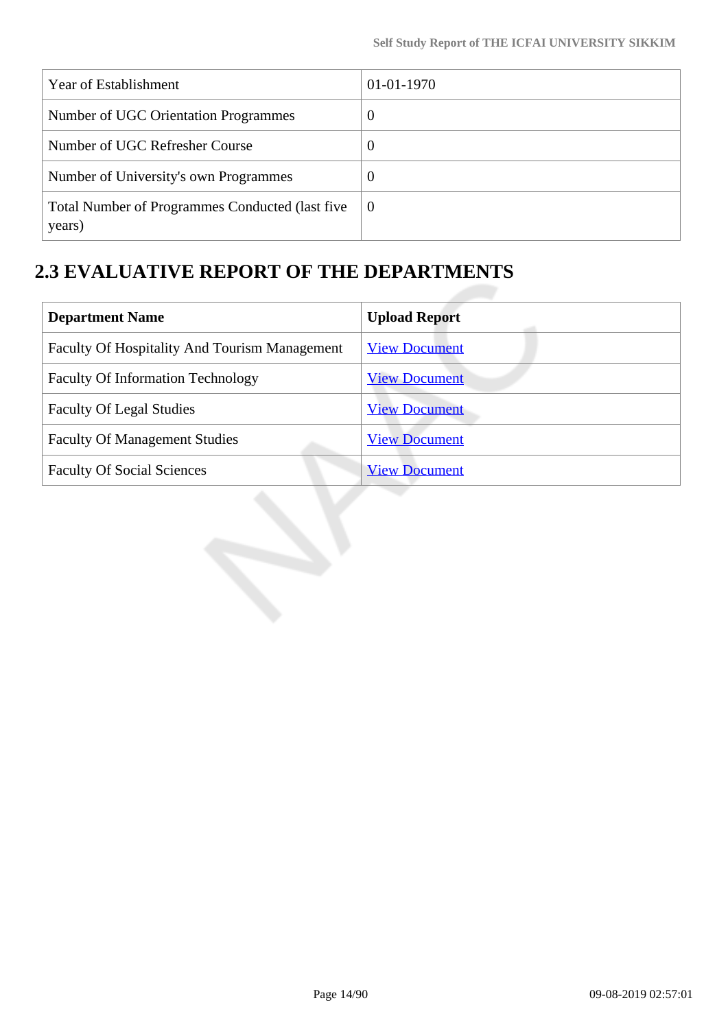| Year of Establishment | 01-01-1970 |
|---|---|
| Number of UGC Orientation Programmes | 0 |
| Number of UGC Refresher Course | 0 |
| Number of University's own Programmes | 0 |
| Total Number of Programmes Conducted (last five years) | 0 |

## 2.3 EVALUATIVE REPORT OF THE DEPARTMENTS

| Department Name | Upload Report |
|---|---|
| Faculty Of Hospitality And Tourism Management | View Document |
| Faculty Of Information Technology | View Document |
| Faculty Of Legal Studies | View Document |
| Faculty Of Management Studies | View Document |
| Faculty Of Social Sciences | View Document |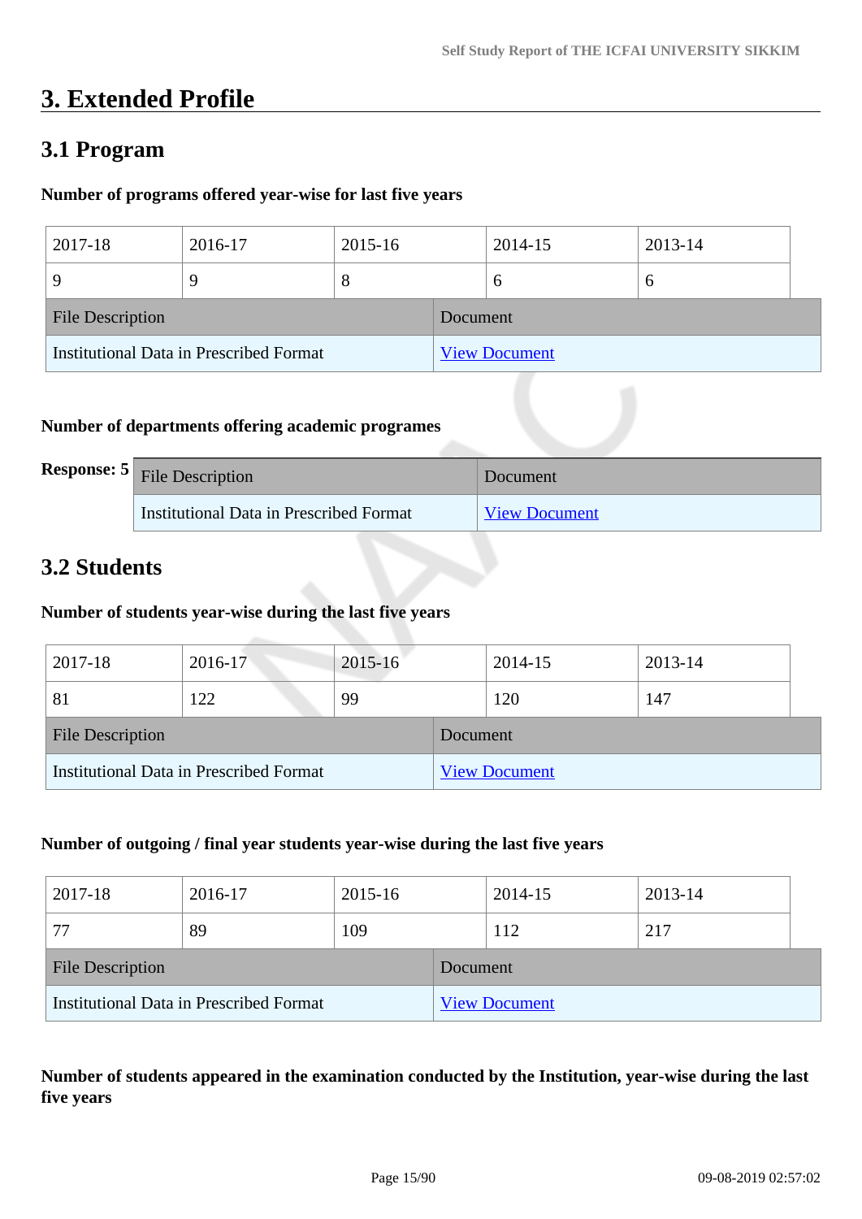# 3. Extended Profile

## 3.1 Program

**Number of programs offered year-wise for last five years**

| 2017-18 | 2016-17 | 2015-16 | 2014-15 | 2013-14 |
|---|---|---|---|---|
| 9 | 9 | 8 | 6 | 6 |

| File Description | Document |
|---|---|
| Institutional Data in Prescribed Format | View Document |

**Number of departments offering academic programes**

**Response: 5**

| File Description | Document |
|---|---|
| Institutional Data in Prescribed Format | View Document |

## 3.2 Students

**Number of students year-wise during the last five years**

| 2017-18 | 2016-17 | 2015-16 | 2014-15 | 2013-14 |
|---|---|---|---|---|
| 81 | 122 | 99 | 120 | 147 |

| File Description | Document |
|---|---|
| Institutional Data in Prescribed Format | View Document |

**Number of outgoing / final year students year-wise during the last five years**

| 2017-18 | 2016-17 | 2015-16 | 2014-15 | 2013-14 |
|---|---|---|---|---|
| 77 | 89 | 109 | 112 | 217 |

| File Description | Document |
|---|---|
| Institutional Data in Prescribed Format | View Document |

**Number of students appeared in the examination conducted by the Institution, year-wise during the last five years**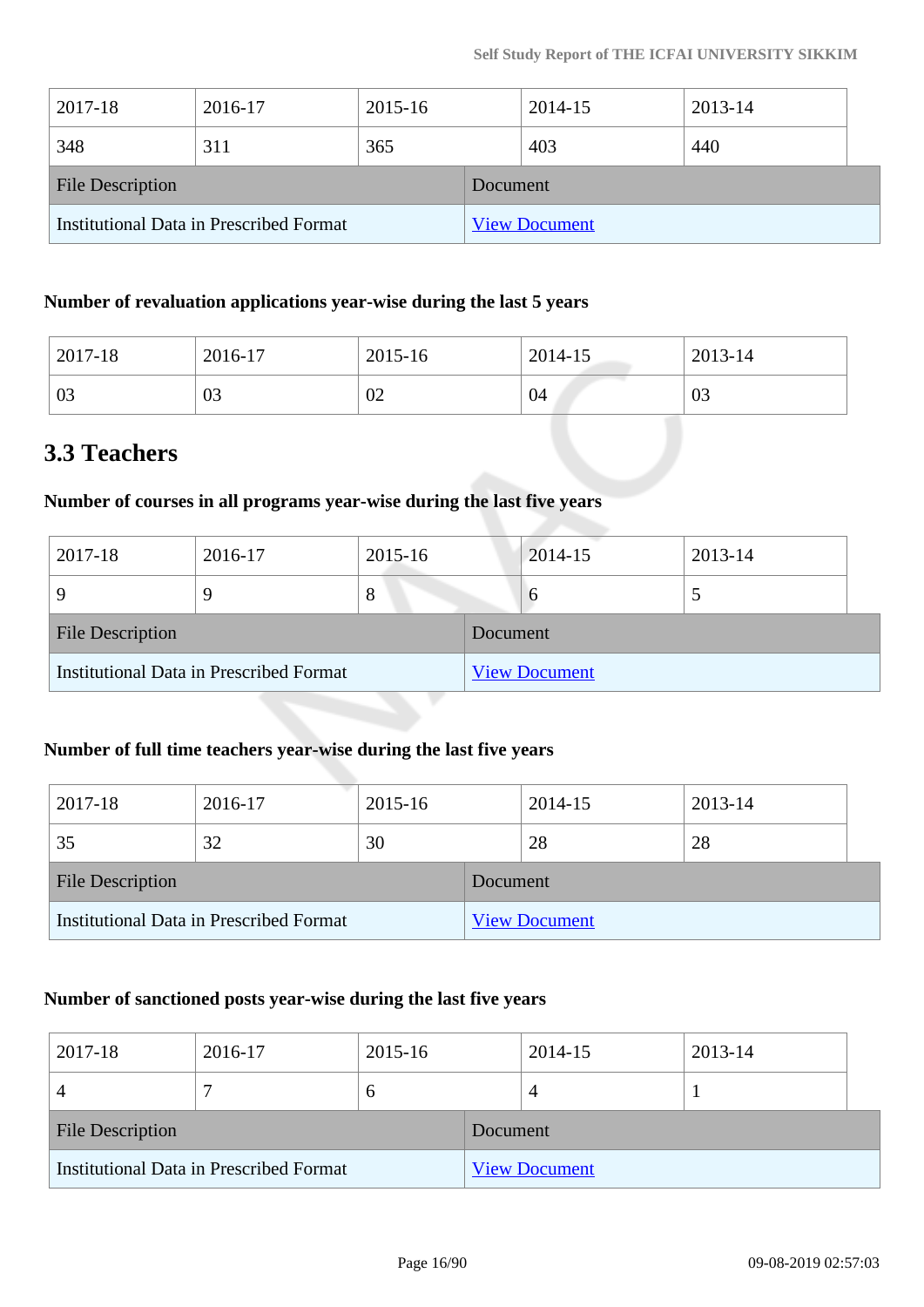| 2017-18 | 2016-17 | 2015-16 | 2014-15 | 2013-14 |
|---|---|---|---|---|
| 348 | 311 | 365 | 403 | 440 |

| File Description | Document |
|---|---|
| Institutional Data in Prescribed Format | View Document |

**Number of revaluation applications year-wise during the last 5 years**

| 2017-18 | 2016-17 | 2015-16 | 2014-15 | 2013-14 |
|---|---|---|---|---|
| 03 | 03 | 02 | 04 | 03 |

## 3.3 Teachers

**Number of courses in all programs year-wise during the last five years**

| 2017-18 | 2016-17 | 2015-16 | 2014-15 | 2013-14 |
|---|---|---|---|---|
| 9 | 9 | 8 | 6 | 5 |

| File Description | Document |
|---|---|
| Institutional Data in Prescribed Format | View Document |

**Number of full time teachers year-wise during the last five years**

| 2017-18 | 2016-17 | 2015-16 | 2014-15 | 2013-14 |
|---|---|---|---|---|
| 35 | 32 | 30 | 28 | 28 |

| File Description | Document |
|---|---|
| Institutional Data in Prescribed Format | View Document |

**Number of sanctioned posts year-wise during the last five years**

| 2017-18 | 2016-17 | 2015-16 | 2014-15 | 2013-14 |
|---|---|---|---|---|
| 4 | 7 | 6 | 4 | 1 |

| File Description | Document |
|---|---|
| Institutional Data in Prescribed Format | View Document |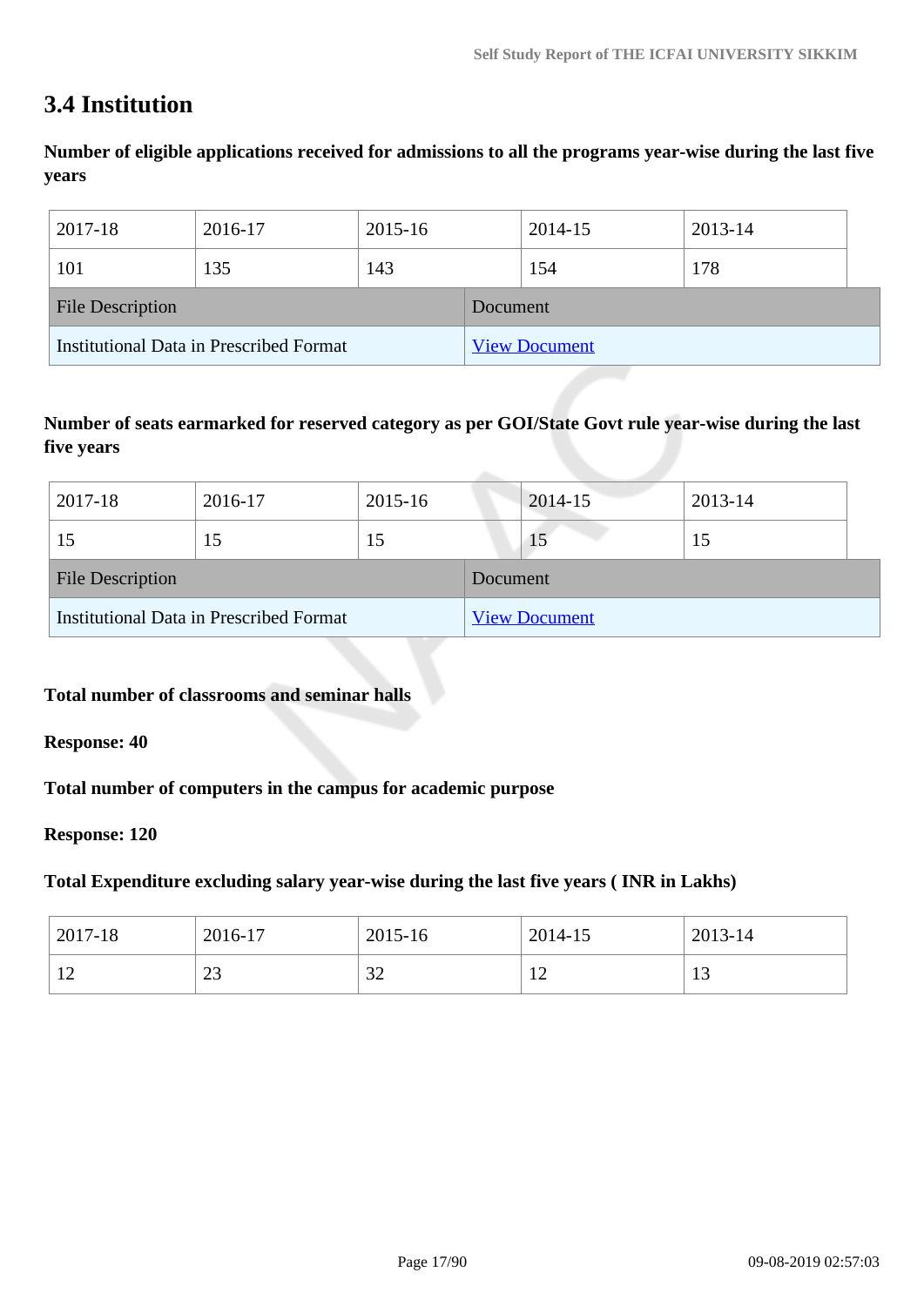## 3.4 Institution

**Number of eligible applications received for admissions to all the programs year-wise during the last five years**

| 2017-18 | 2016-17 | 2015-16 | 2014-15 | 2013-14 |
|---|---|---|---|---|
| 101 | 135 | 143 | 154 | 178 |

| File Description | Document |
|---|---|
| Institutional Data in Prescribed Format | View Document |

**Number of seats earmarked for reserved category as per GOI/State Govt rule year-wise during the last five years**

| 2017-18 | 2016-17 | 2015-16 | 2014-15 | 2013-14 |
|---|---|---|---|---|
| 15 | 15 | 15 | 15 | 15 |

| File Description | Document |
|---|---|
| Institutional Data in Prescribed Format | View Document |

**Total number of classrooms and seminar halls**

**Response: 40**

**Total number of computers in the campus for academic purpose**

**Response: 120**

**Total Expenditure excluding salary year-wise during the last five years ( INR in Lakhs)**

| 2017-18 | 2016-17 | 2015-16 | 2014-15 | 2013-14 |
|---|---|---|---|---|
| 12 | 23 | 32 | 12 | 13 |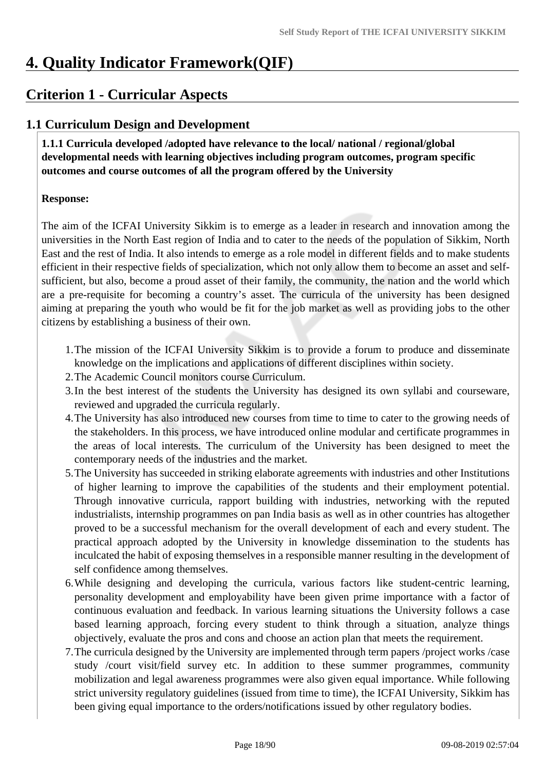# 4. Quality Indicator Framework(QIF)

## Criterion 1 - Curricular Aspects

### 1.1 Curriculum Design and Development

**1.1.1 Curricula developed /adopted have relevance to the local/ national / regional/global developmental needs with learning objectives including program outcomes, program specific outcomes and course outcomes of all the program offered by the University**

**Response:**

The aim of the ICFAI University Sikkim is to emerge as a leader in research and innovation among the universities in the North East region of India and to cater to the needs of the population of Sikkim, North East and the rest of India. It also intends to emerge as a role model in different fields and to make students efficient in their respective fields of specialization, which not only allow them to become an asset and self-sufficient, but also, become a proud asset of their family, the community, the nation and the world which are a pre-requisite for becoming a country's asset. The curricula of the university has been designed aiming at preparing the youth who would be fit for the job market as well as providing jobs to the other citizens by establishing a business of their own.

1. The mission of the ICFAI University Sikkim is to provide a forum to produce and disseminate knowledge on the implications and applications of different disciplines within society.
2. The Academic Council monitors course Curriculum.
3. In the best interest of the students the University has designed its own syllabi and courseware, reviewed and upgraded the curricula regularly.
4. The University has also introduced new courses from time to time to cater to the growing needs of the stakeholders. In this process, we have introduced online modular and certificate programmes in the areas of local interests. The curriculum of the University has been designed to meet the contemporary needs of the industries and the market.
5. The University has succeeded in striking elaborate agreements with industries and other Institutions of higher learning to improve the capabilities of the students and their employment potential. Through innovative curricula, rapport building with industries, networking with the reputed industrialists, internship programmes on pan India basis as well as in other countries has altogether proved to be a successful mechanism for the overall development of each and every student. The practical approach adopted by the University in knowledge dissemination to the students has inculcated the habit of exposing themselves in a responsible manner resulting in the development of self confidence among themselves.
6. While designing and developing the curricula, various factors like student-centric learning, personality development and employability have been given prime importance with a factor of continuous evaluation and feedback. In various learning situations the University follows a case based learning approach, forcing every student to think through a situation, analyze things objectively, evaluate the pros and cons and choose an action plan that meets the requirement.
7. The curricula designed by the University are implemented through term papers /project works /case study /court visit/field survey etc. In addition to these summer programmes, community mobilization and legal awareness programmes were also given equal importance. While following strict university regulatory guidelines (issued from time to time), the ICFAI University, Sikkim has been giving equal importance to the orders/notifications issued by other regulatory bodies.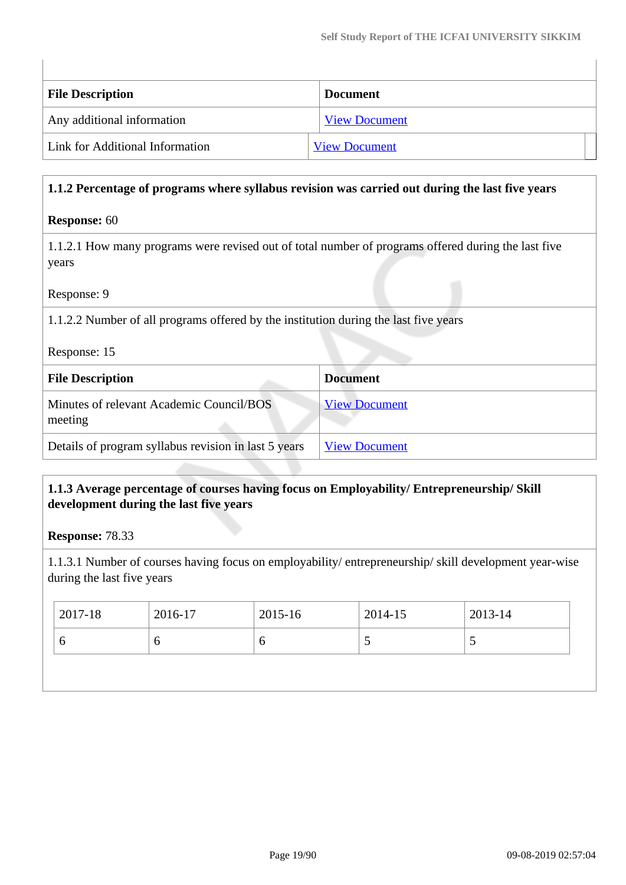| File Description | Document |
| --- | --- |
| Any additional information | View Document |
| Link for Additional Information | View Document |

**1.1.2 Percentage of programs where syllabus revision was carried out during the last five years**

**Response:** 60

1.1.2.1 How many programs were revised out of total number of programs offered during the last five years

Response: 9

1.1.2.2 Number of all programs offered by the institution during the last five years

Response: 15

| File Description | Document |
| --- | --- |
| Minutes of relevant Academic Council/BOS meeting | View Document |
| Details of program syllabus revision in last 5 years | View Document |

**1.1.3 Average percentage of courses having focus on Employability/ Entrepreneurship/ Skill development during the last five years**

**Response:** 78.33

1.1.3.1 Number of courses having focus on employability/ entrepreneurship/ skill development year-wise during the last five years

| 2017-18 | 2016-17 | 2015-16 | 2014-15 | 2013-14 |
| --- | --- | --- | --- | --- |
| 6 | 6 | 6 | 5 | 5 |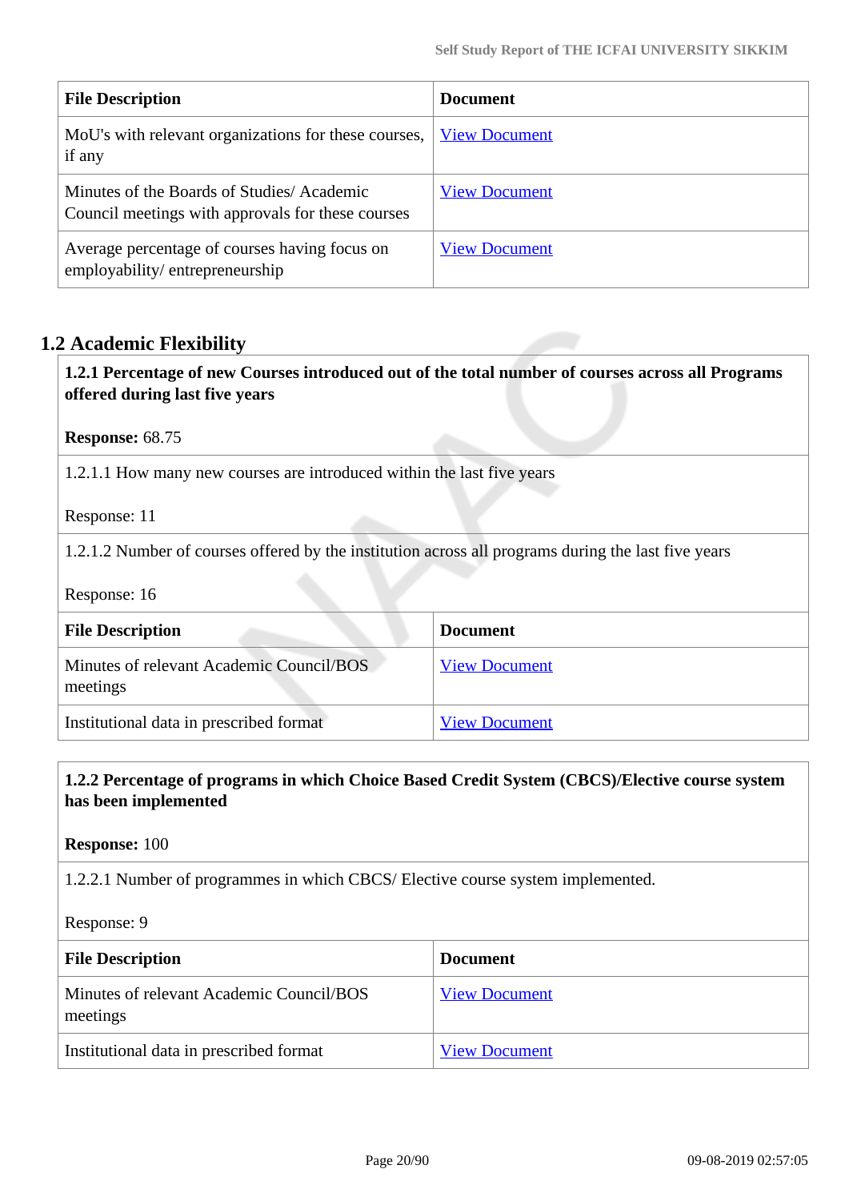| File Description | Document |
| --- | --- |
| MoU's with relevant organizations for these courses, if any | View Document |
| Minutes of the Boards of Studies/ Academic Council meetings with approvals for these courses | View Document |
| Average percentage of courses having focus on employability/ entrepreneurship | View Document |

## 1.2 Academic Flexibility

**1.2.1 Percentage of new Courses introduced out of the total number of courses across all Programs offered during last five years**

**Response:** 68.75

1.2.1.1 How many new courses are introduced within the last five years

Response: 11

1.2.1.2 Number of courses offered by the institution across all programs during the last five years

Response: 16

| File Description | Document |
| --- | --- |
| Minutes of relevant Academic Council/BOS meetings | View Document |
| Institutional data in prescribed format | View Document |

**1.2.2 Percentage of programs in which Choice Based Credit System (CBCS)/Elective course system has been implemented**

**Response:** 100

1.2.2.1 Number of programmes in which CBCS/ Elective course system implemented.

Response: 9

| File Description | Document |
| --- | --- |
| Minutes of relevant Academic Council/BOS meetings | View Document |
| Institutional data in prescribed format | View Document |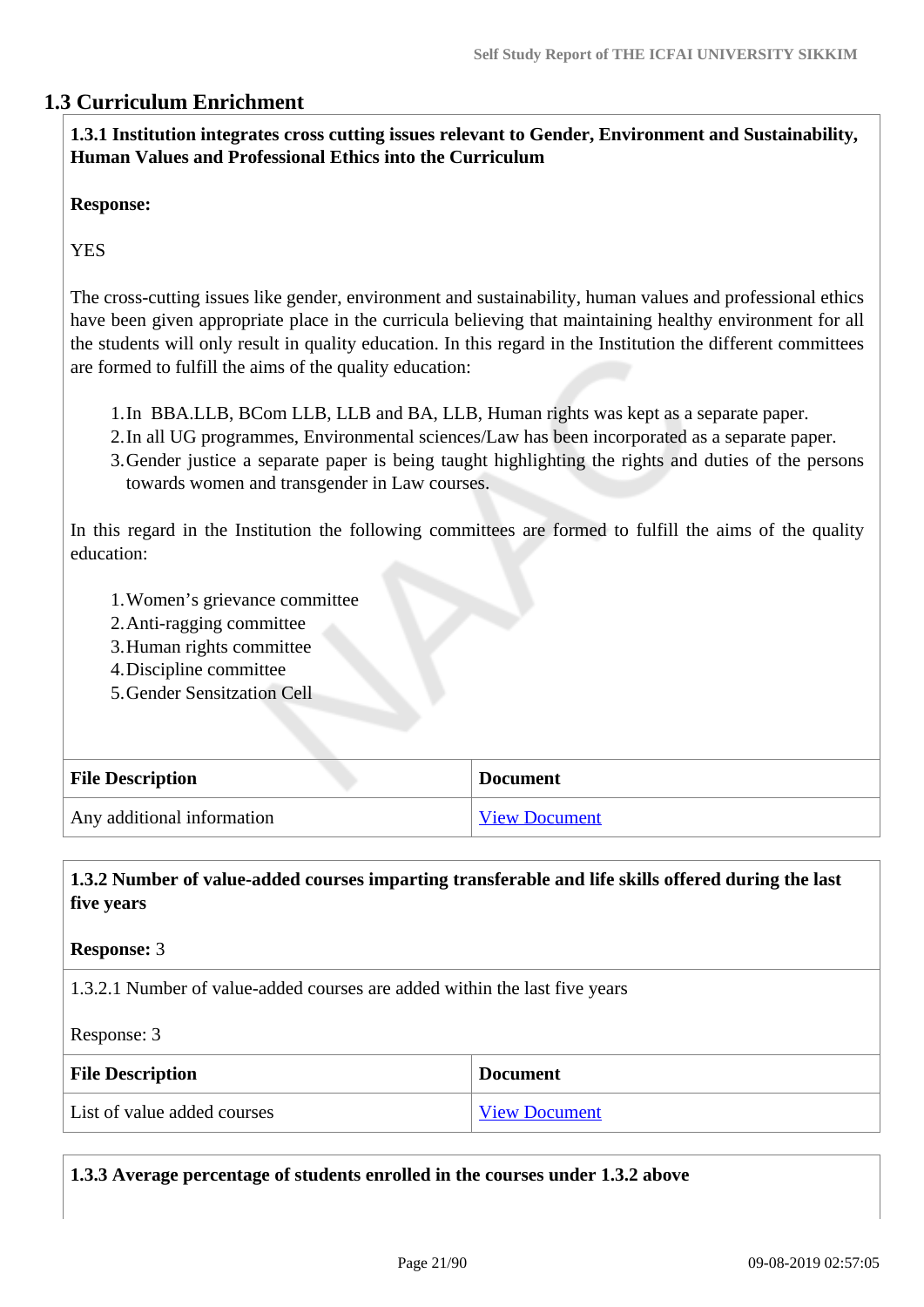## 1.3 Curriculum Enrichment

**1.3.1 Institution integrates cross cutting issues relevant to Gender, Environment and Sustainability, Human Values and Professional Ethics into the Curriculum**

**Response:**

YES

The cross-cutting issues like gender, environment and sustainability, human values and professional ethics have been given appropriate place in the curricula believing that maintaining healthy environment for all the students will only result in quality education. In this regard in the Institution the different committees are formed to fulfill the aims of the quality education:

1. In BBA.LLB, BCom LLB, LLB and BA, LLB, Human rights was kept as a separate paper.
2. In all UG programmes, Environmental sciences/Law has been incorporated as a separate paper.
3. Gender justice a separate paper is being taught highlighting the rights and duties of the persons towards women and transgender in Law courses.

In this regard in the Institution the following committees are formed to fulfill the aims of the quality education:

1. Women's grievance committee
2. Anti-ragging committee
3. Human rights committee
4. Discipline committee
5. Gender Sensitzation Cell

| File Description | Document |
|---|---|
| Any additional information | View Document |

**1.3.2 Number of value-added courses imparting transferable and life skills offered during the last five years**

**Response:** 3

1.3.2.1 Number of value-added courses are added within the last five years

Response: 3

| File Description | Document |
|---|---|
| List of value added courses | View Document |

**1.3.3 Average percentage of students enrolled in the courses under 1.3.2 above**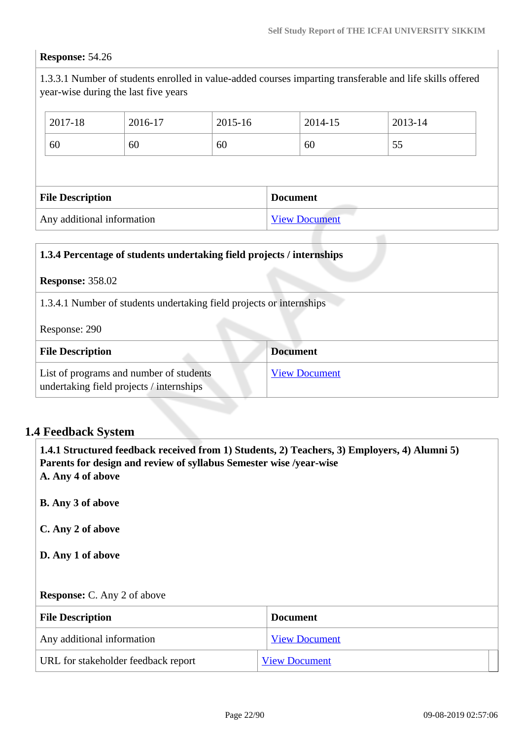**Response:** 54.26

1.3.3.1 Number of students enrolled in value-added courses imparting transferable and life skills offered year-wise during the last five years

| 2017-18 | 2016-17 | 2015-16 | 2014-15 | 2013-14 |
|---|---|---|---|---|
| 60 | 60 | 60 | 60 | 55 |

| File Description | Document |
|---|---|
| Any additional information | View Document |

**1.3.4 Percentage of students undertaking field projects / internships**

**Response:** 358.02

1.3.4.1 Number of students undertaking field projects or internships

Response: 290

| File Description | Document |
|---|---|
| List of programs and number of students undertaking field projects / internships | View Document |

## 1.4 Feedback System

**1.4.1 Structured feedback received from 1) Students, 2) Teachers, 3) Employers, 4) Alumni 5) Parents for design and review of syllabus Semester wise /year-wise**

**A. Any 4 of above**

**B. Any 3 of above**

**C. Any 2 of above**

**D. Any 1 of above**

**Response:** C. Any 2 of above

| File Description | Document |
|---|---|
| Any additional information | View Document |
| URL for stakeholder feedback report | View Document |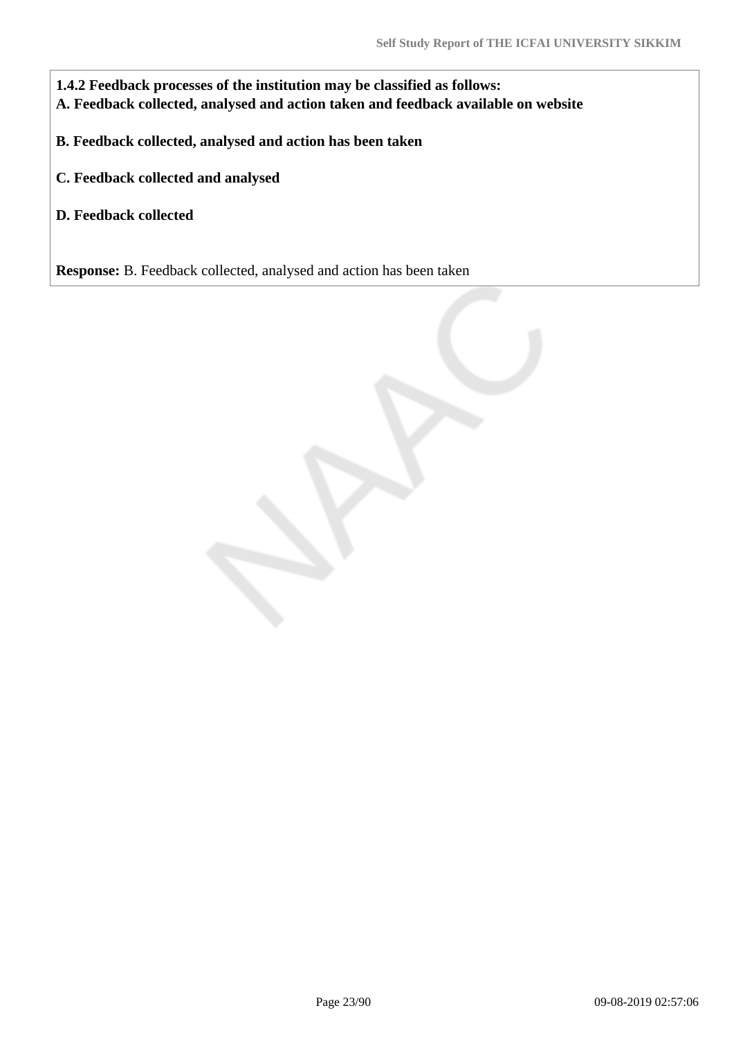**1.4.2 Feedback processes of the institution may be classified as follows:**
**A. Feedback collected, analysed and action taken and feedback available on website**

**B. Feedback collected, analysed and action has been taken**

**C. Feedback collected and analysed**

**D. Feedback collected**

**Response:** B. Feedback collected, analysed and action has been taken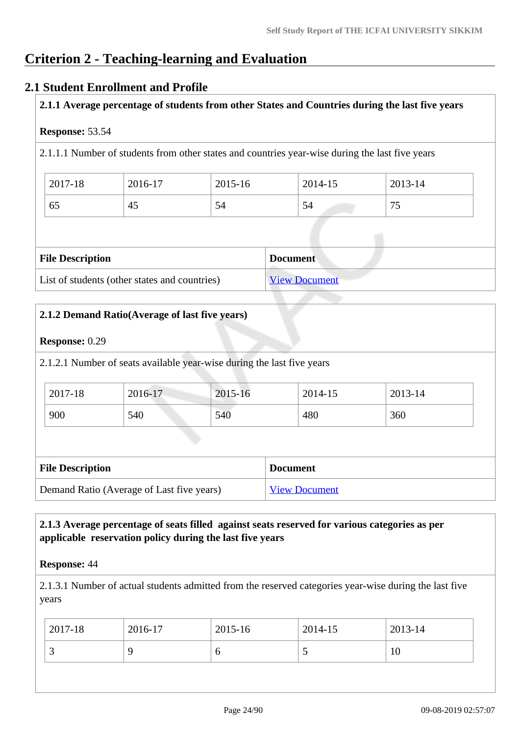# Criterion 2 - Teaching-learning and Evaluation

## 2.1 Student Enrollment and Profile

**2.1.1 Average percentage of students from other States and Countries during the last five years**

**Response:** 53.54

2.1.1.1 Number of students from other states and countries year-wise during the last five years

| 2017-18 | 2016-17 | 2015-16 | 2014-15 | 2013-14 |
|---|---|---|---|---|
| 65 | 45 | 54 | 54 | 75 |

| File Description | Document |
|---|---|
| List of students (other states and countries) | View Document |

**2.1.2 Demand Ratio(Average of last five years)**

**Response:** 0.29

2.1.2.1 Number of seats available year-wise during the last five years

| 2017-18 | 2016-17 | 2015-16 | 2014-15 | 2013-14 |
|---|---|---|---|---|
| 900 | 540 | 540 | 480 | 360 |

| File Description | Document |
|---|---|
| Demand Ratio (Average of Last five years) | View Document |

**2.1.3 Average percentage of seats filled against seats reserved for various categories as per applicable reservation policy during the last five years**

**Response:** 44

2.1.3.1 Number of actual students admitted from the reserved categories year-wise during the last five years

| 2017-18 | 2016-17 | 2015-16 | 2014-15 | 2013-14 |
|---|---|---|---|---|
| 3 | 9 | 6 | 5 | 10 |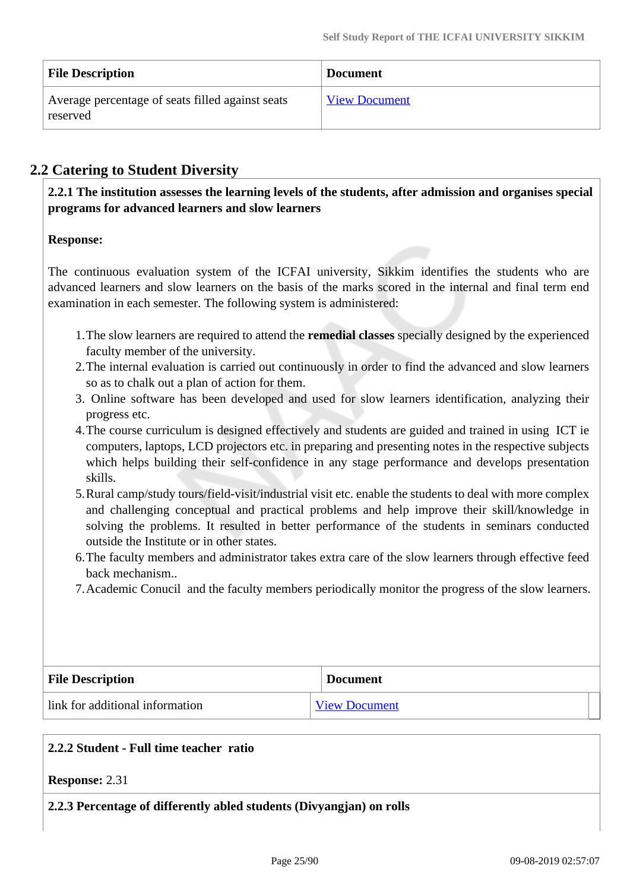| File Description | Document |
| --- | --- |
| Average percentage of seats filled against seats reserved | View Document |

## 2.2 Catering to Student Diversity

**2.2.1 The institution assesses the learning levels of the students, after admission and organises special programs for advanced learners and slow learners**

**Response:**

The continuous evaluation system of the ICFAI university, Sikkim identifies the students who are advanced learners and slow learners on the basis of the marks scored in the internal and final term end examination in each semester. The following system is administered:

1. The slow learners are required to attend the **remedial classes** specially designed by the experienced faculty member of the university.
2. The internal evaluation is carried out continuously in order to find the advanced and slow learners so as to chalk out a plan of action for them.
3. Online software has been developed and used for slow learners identification, analyzing their progress etc.
4. The course curriculum is designed effectively and students are guided and trained in using ICT ie computers, laptops, LCD projectors etc. in preparing and presenting notes in the respective subjects which helps building their self-confidence in any stage performance and develops presentation skills.
5. Rural camp/study tours/field-visit/industrial visit etc. enable the students to deal with more complex and challenging conceptual and practical problems and help improve their skill/knowledge in solving the problems. It resulted in better performance of the students in seminars conducted outside the Institute or in other states.
6. The faculty members and administrator takes extra care of the slow learners through effective feed back mechanism..
7. Academic Conucil and the faculty members periodically monitor the progress of the slow learners.

| File Description | Document |
| --- | --- |
| link for additional information | View Document |

**2.2.2 Student - Full time teacher ratio**

**Response:** 2.31

**2.2.3 Percentage of differently abled students (Divyangjan) on rolls**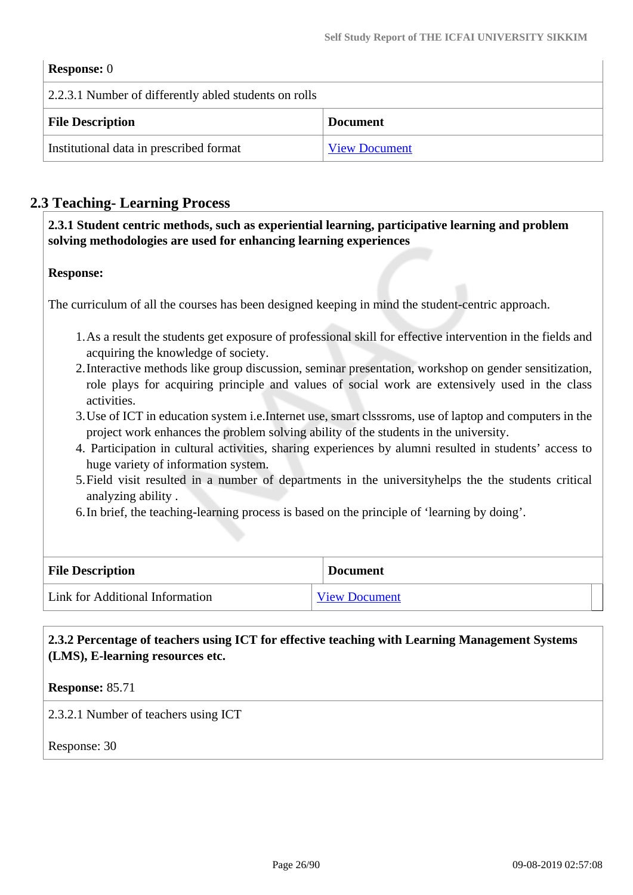**Response:** 0

2.2.3.1 Number of differently abled students on rolls

| File Description | Document |
|---|---|
| Institutional data in prescribed format | View Document |

## 2.3 Teaching- Learning Process

**2.3.1 Student centric methods, such as experiential learning, participative learning and problem solving methodologies are used for enhancing learning experiences**

**Response:**

The curriculum of all the courses has been designed keeping in mind the student-centric approach.

1. As a result the students get exposure of professional skill for effective intervention in the fields and acquiring the knowledge of society.
2. Interactive methods like group discussion, seminar presentation, workshop on gender sensitization, role plays for acquiring principle and values of social work are extensively used in the class activities.
3. Use of ICT in education system i.e.Internet use, smart clsssroms, use of laptop and computers in the project work enhances the problem solving ability of the students in the university.
4. Participation in cultural activities, sharing experiences by alumni resulted in students' access to huge variety of information system.
5. Field visit resulted in a number of departments in the universityhelps the the students critical analyzing ability .
6. In brief, the teaching-learning process is based on the principle of 'learning by doing'.

| File Description | Document |
|---|---|
| Link for Additional Information | View Document |

**2.3.2 Percentage of teachers using ICT for effective teaching with Learning Management Systems (LMS), E-learning resources etc.**

**Response:** 85.71

2.3.2.1 Number of teachers using ICT

Response: 30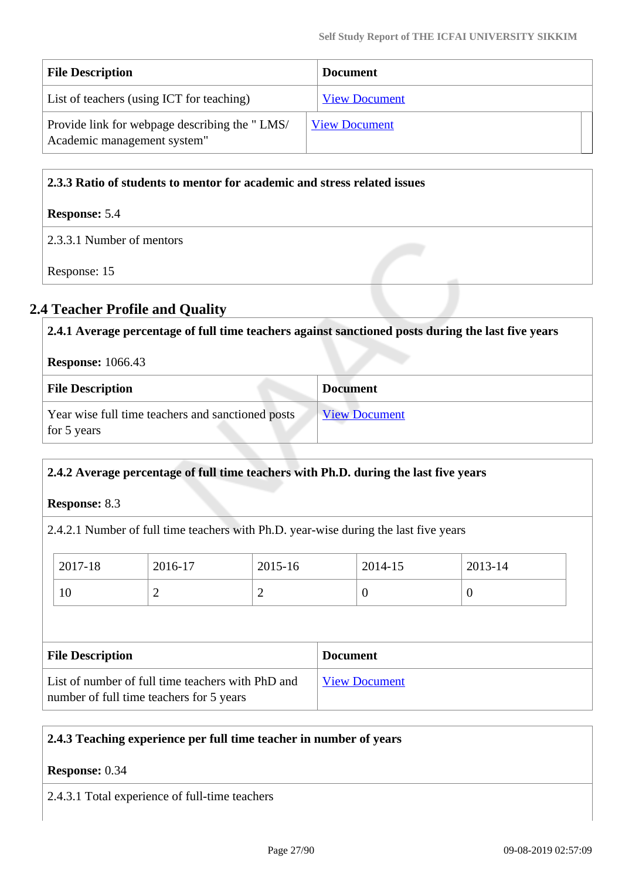| File Description | Document |
| --- | --- |
| List of teachers (using ICT for teaching) | View Document |
| Provide link for webpage describing the " LMS/ Academic management system" | View Document |

**2.3.3 Ratio of students to mentor for academic and stress related issues**

**Response:** 5.4

2.3.3.1 Number of mentors

Response: 15

## 2.4 Teacher Profile and Quality

**2.4.1 Average percentage of full time teachers against sanctioned posts during the last five years**

**Response:** 1066.43

| File Description | Document |
| --- | --- |
| Year wise full time teachers and sanctioned posts for 5 years | View Document |

**2.4.2 Average percentage of full time teachers with Ph.D. during the last five years**

**Response:** 8.3

2.4.2.1 Number of full time teachers with Ph.D. year-wise during the last five years

| 2017-18 | 2016-17 | 2015-16 | 2014-15 | 2013-14 |
| --- | --- | --- | --- | --- |
| 10 | 2 | 2 | 0 | 0 |

| File Description | Document |
| --- | --- |
| List of number of full time teachers with PhD and number of full time teachers for 5 years | View Document |

**2.4.3 Teaching experience per full time teacher in number of years**

**Response:** 0.34

2.4.3.1 Total experience of full-time teachers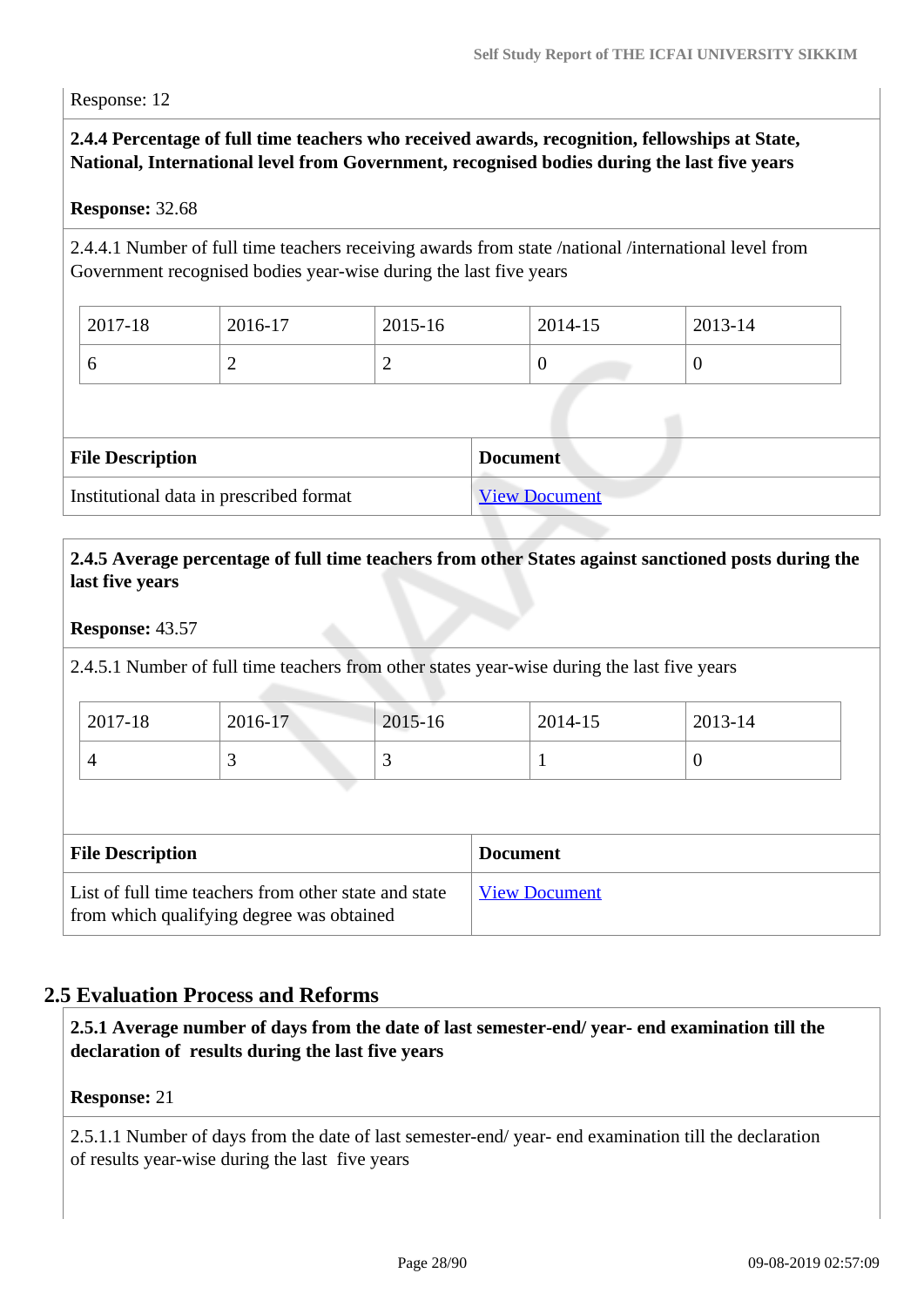Response: 12

**2.4.4 Percentage of full time teachers who received awards, recognition, fellowships at State, National, International level from Government, recognised bodies during the last five years**

**Response:** 32.68

2.4.4.1 Number of full time teachers receiving awards from state /national /international level from Government recognised bodies year-wise during the last five years

| 2017-18 | 2016-17 | 2015-16 | 2014-15 | 2013-14 |
|---|---|---|---|---|
| 6 | 2 | 2 | 0 | 0 |

| File Description | Document |
|---|---|
| Institutional data in prescribed format | View Document |

**2.4.5 Average percentage of full time teachers from other States against sanctioned posts during the last five years**

**Response:** 43.57

2.4.5.1 Number of full time teachers from other states year-wise during the last five years

| 2017-18 | 2016-17 | 2015-16 | 2014-15 | 2013-14 |
|---|---|---|---|---|
| 4 | 3 | 3 | 1 | 0 |

| File Description | Document |
|---|---|
| List of full time teachers from other state and state from which qualifying degree was obtained | View Document |

## 2.5 Evaluation Process and Reforms

**2.5.1 Average number of days from the date of last semester-end/ year- end examination till the declaration of results during the last five years**

**Response:** 21

2.5.1.1 Number of days from the date of last semester-end/ year- end examination till the declaration of results year-wise during the last five years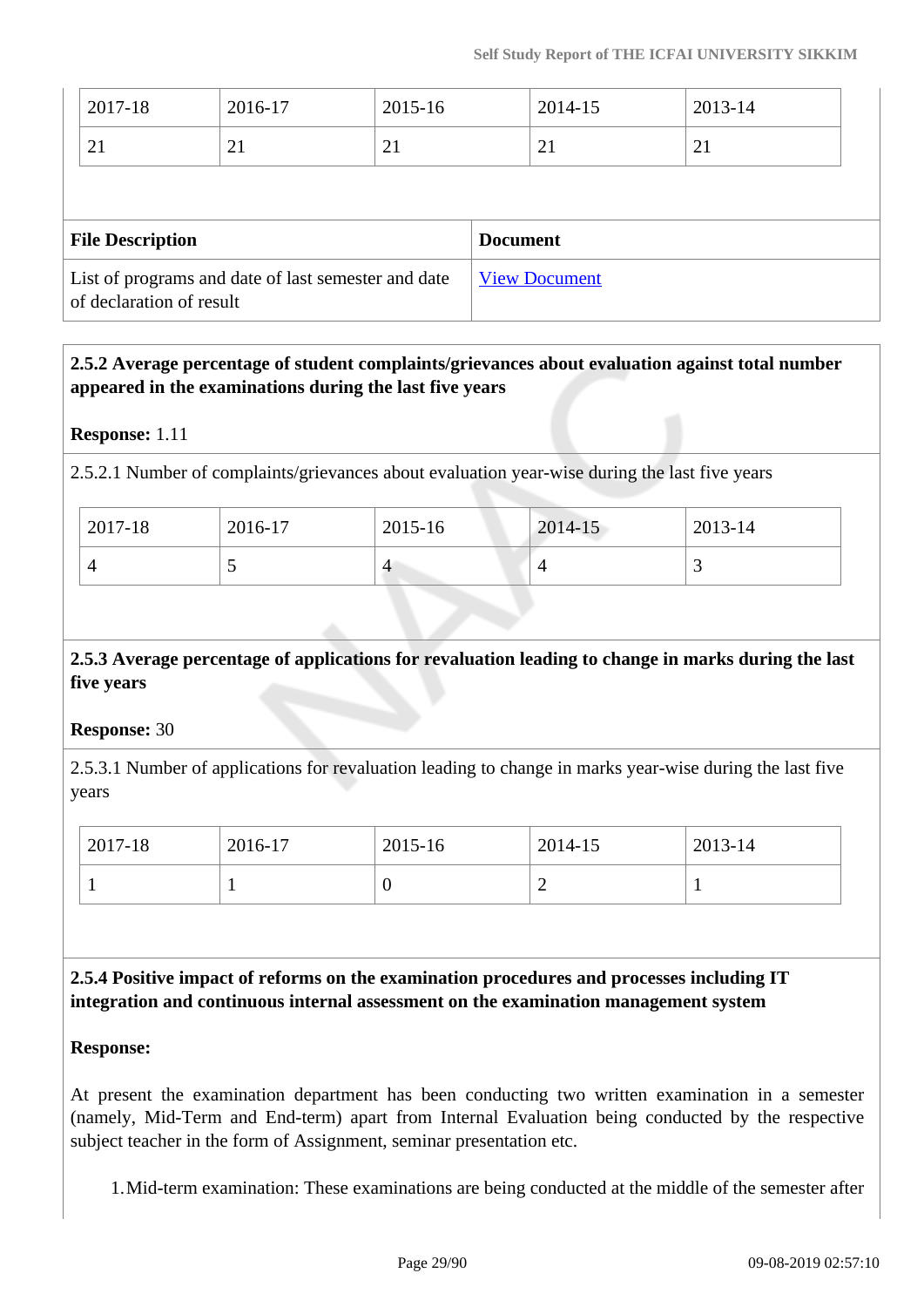| 2017-18 | 2016-17 | 2015-16 | 2014-15 | 2013-14 |
|---|---|---|---|---|
| 21 | 21 | 21 | 21 | 21 |

| File Description | Document |
|---|---|
| List of programs and date of last semester and date of declaration of result | View Document |

**2.5.2 Average percentage of student complaints/grievances about evaluation against total number appeared in the examinations during the last five years**

**Response:** 1.11

2.5.2.1 Number of complaints/grievances about evaluation year-wise during the last five years

| 2017-18 | 2016-17 | 2015-16 | 2014-15 | 2013-14 |
|---|---|---|---|---|
| 4 | 5 | 4 | 4 | 3 |

**2.5.3 Average percentage of applications for revaluation leading to change in marks during the last five years**

**Response:** 30

2.5.3.1 Number of applications for revaluation leading to change in marks year-wise during the last five years

| 2017-18 | 2016-17 | 2015-16 | 2014-15 | 2013-14 |
|---|---|---|---|---|
| 1 | 1 | 0 | 2 | 1 |

**2.5.4 Positive impact of reforms on the examination procedures and processes including IT integration and continuous internal assessment on the examination management system**

**Response:**

At present the examination department has been conducting two written examination in a semester (namely, Mid-Term and End-term) apart from Internal Evaluation being conducted by the respective subject teacher in the form of Assignment, seminar presentation etc.

1. Mid-term examination: These examinations are being conducted at the middle of the semester after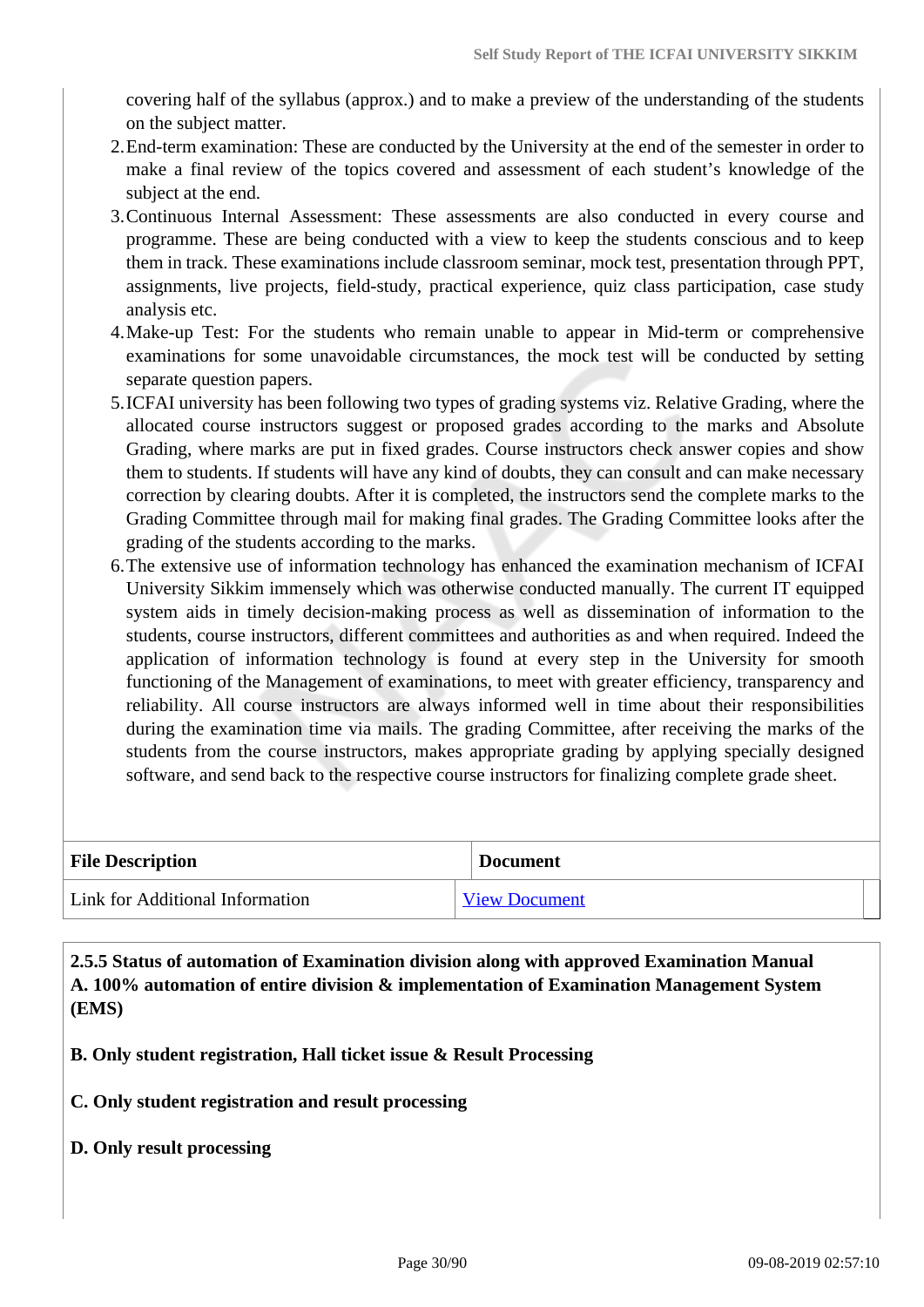covering half of the syllabus (approx.) and to make a preview of the understanding of the students on the subject matter.

2. End-term examination: These are conducted by the University at the end of the semester in order to make a final review of the topics covered and assessment of each student's knowledge of the subject at the end.
3. Continuous Internal Assessment: These assessments are also conducted in every course and programme. These are being conducted with a view to keep the students conscious and to keep them in track. These examinations include classroom seminar, mock test, presentation through PPT, assignments, live projects, field-study, practical experience, quiz class participation, case study analysis etc.
4. Make-up Test: For the students who remain unable to appear in Mid-term or comprehensive examinations for some unavoidable circumstances, the mock test will be conducted by setting separate question papers.
5. ICFAI university has been following two types of grading systems viz. Relative Grading, where the allocated course instructors suggest or proposed grades according to the marks and Absolute Grading, where marks are put in fixed grades. Course instructors check answer copies and show them to students. If students will have any kind of doubts, they can consult and can make necessary correction by clearing doubts. After it is completed, the instructors send the complete marks to the Grading Committee through mail for making final grades. The Grading Committee looks after the grading of the students according to the marks.
6. The extensive use of information technology has enhanced the examination mechanism of ICFAI University Sikkim immensely which was otherwise conducted manually. The current IT equipped system aids in timely decision-making process as well as dissemination of information to the students, course instructors, different committees and authorities as and when required. Indeed the application of information technology is found at every step in the University for smooth functioning of the Management of examinations, to meet with greater efficiency, transparency and reliability. All course instructors are always informed well in time about their responsibilities during the examination time via mails. The grading Committee, after receiving the marks of the students from the course instructors, makes appropriate grading by applying specially designed software, and send back to the respective course instructors for finalizing complete grade sheet.

| File Description | Document |
|---|---|
| Link for Additional Information | View Document |

**2.5.5 Status of automation of Examination division along with approved Examination Manual**
**A. 100% automation of entire division & implementation of Examination Management System (EMS)**

**B. Only student registration, Hall ticket issue & Result Processing**

**C. Only student registration and result processing**

**D. Only result processing**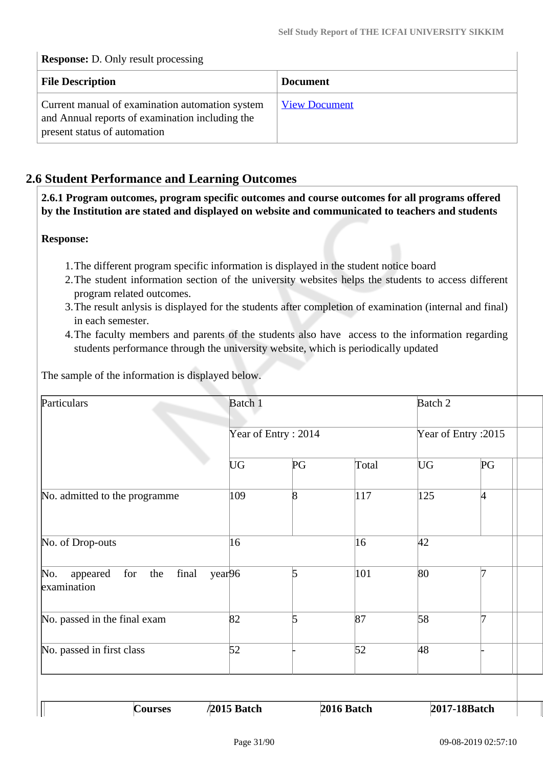**Response:** D. Only result processing

| File Description | Document |
|---|---|
| Current manual of examination automation system and Annual reports of examination including the present status of automation | View Document |

## 2.6 Student Performance and Learning Outcomes

**2.6.1 Program outcomes, program specific outcomes and course outcomes for all programs offered by the Institution are stated and displayed on website and communicated to teachers and students**

**Response:**

1. The different program specific information is displayed in the student notice board
2. The student information section of the university websites helps the students to access different program related outcomes.
3. The result anlysis is displayed for the students after completion of examination (internal and final) in each semester.
4. The faculty members and parents of the students also have access to the information regarding students performance through the university website, which is periodically updated

The sample of the information is displayed below.

| Particulars | Batch 1 | | | Batch 2 | | |
|---|---|---|---|---|---|---|
| | Year of Entry : 2014 | | | Year of Entry :2015 | | |
| | UG | PG | Total | UG | PG | |
| No. admitted to the programme | 109 | 8 | 117 | 125 | 4 | |
| No. of Drop-outs | 16 | | 16 | 42 | | |
| No. appeared for the final year examination | 96 | 5 | 101 | 80 | 7 | |
| No. passed in the final exam | 82 | 5 | 87 | 58 | 7 | |
| No. passed in first class | 52 | - | 52 | 48 | - | |

| Courses | /2015 Batch | 2016 Batch | 2017-18Batch |
|---|---|---|---|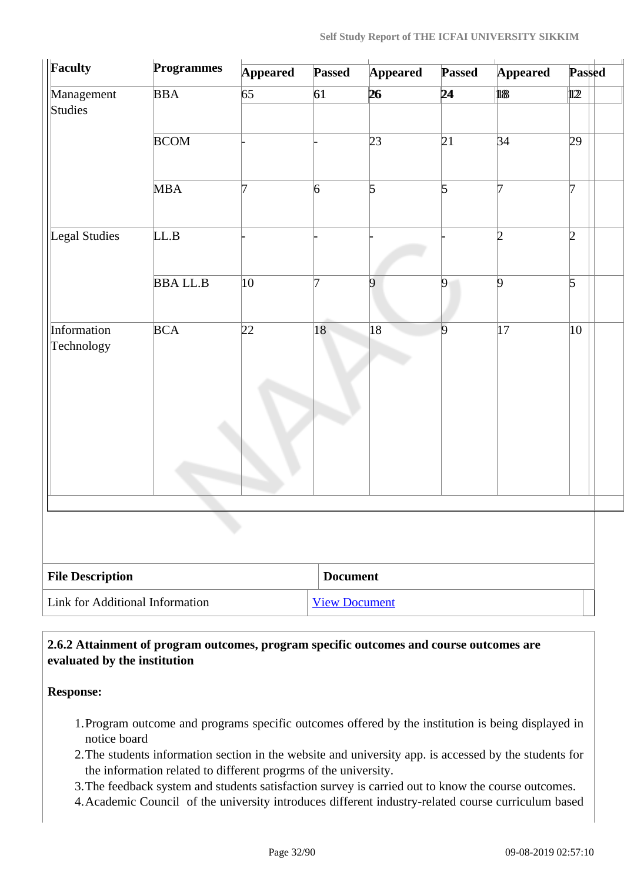| Faculty | Programmes | Appeared | Passed | Appeared | Passed | Appeared | Passed |
|---|---|---|---|---|---|---|---|
| Management Studies | BBA | 65 | 61 | 26 | 24 | 18 | 12 |
| | BCOM | - | - | 23 | 21 | 34 | 29 |
| | MBA | 7 | 6 | 5 | 5 | 7 | 7 |
| Legal Studies | LL.B | - | - | - | - | 2 | 2 |
| | BBA LL.B | 10 | 7 | 9 | 9 | 9 | 5 |
| Information Technology | BCA | 22 | 18 | 18 | 9 | 17 | 10 |

| File Description | Document |
|---|---|
| Link for Additional Information | View Document |

**2.6.2 Attainment of program outcomes, program specific outcomes and course outcomes are evaluated by the institution**

**Response:**

1. Program outcome and programs specific outcomes offered by the institution is being displayed in notice board
2. The students information section in the website and university app. is accessed by the students for the information related to different progrms of the university.
3. The feedback system and students satisfaction survey is carried out to know the course outcomes.
4. Academic Council of the university introduces different industry-related course curriculum based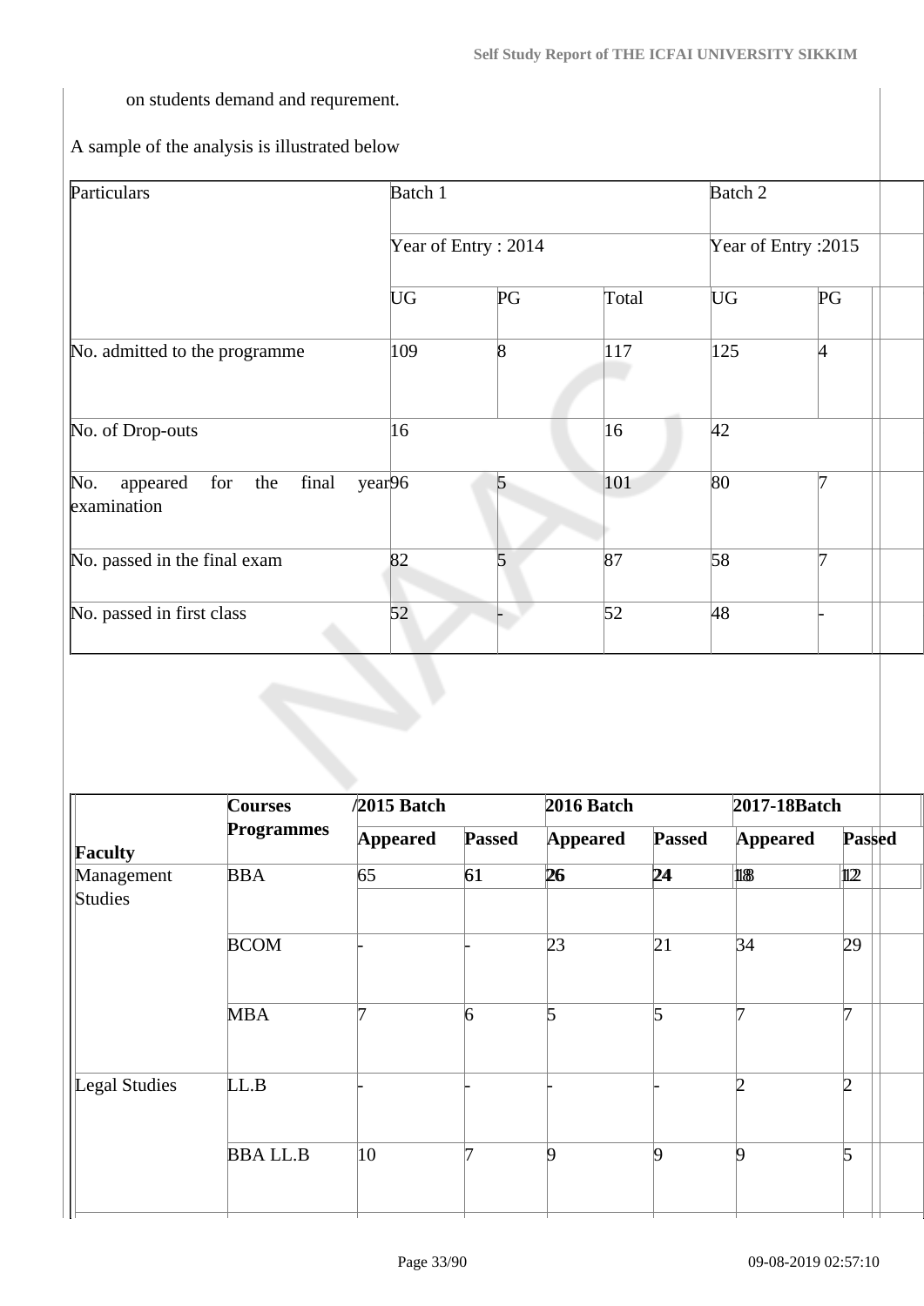on students demand and requrement.

A sample of the analysis is illustrated below

| Particulars | Batch 1 | | | Batch 2 | | |
|---|---|---|---|---|---|---|
| | Year of Entry : 2014 | | | Year of Entry :2015 | | |
| | UG | PG | Total | UG | PG | |
| No. admitted to the programme | 109 | 8 | 117 | 125 | 4 | |
| No. of Drop-outs | 16 | | 16 | 42 | | |
| No. appeared for the final year examination | 96 | 5 | 101 | 80 | 7 | |
| No. passed in the final exam | 82 | 5 | 87 | 58 | 7 | |
| No. passed in first class | 52 | - | 52 | 48 | - | |

| Faculty | Courses /Programmes | 2015 Batch | | 2016 Batch | | 2017-18Batch | |
|---|---|---|---|---|---|---|---|
| | | **Appeared** | **Passed** | **Appeared** | **Passed** | **Appeared** | **Passed** |
| Management Studies | BBA | 65 | 61 | 26 | 24 | 18 | 12 |
| | BCOM | - | - | 23 | 21 | 34 | 29 |
| | MBA | 7 | 6 | 5 | 5 | 7 | 7 |
| Legal Studies | LL.B | - | - | - | - | 2 | 2 |
| | BBA LL.B | 10 | 7 | 9 | 9 | 9 | 5 |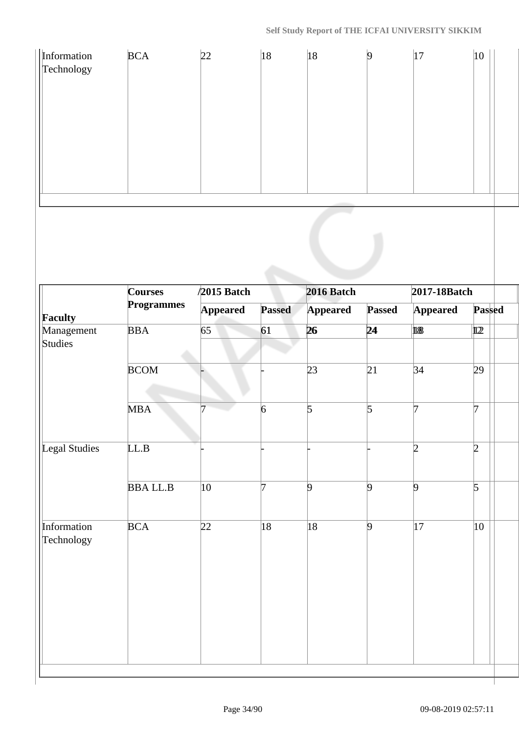| Information Technology | BCA | 22 | 18 | 18 | 9 | 17 | 10 |
|---|---|---|---|---|---|---|---|

| Faculty | Courses /Programmes | 2015 Batch | | 2016 Batch | | 2017-18Batch | |
|---|---|---|---|---|---|---|---|
| | | Appeared | Passed | Appeared | Passed | Appeared | Passed |
| Management Studies | BBA | 65 | 61 | 26 | 24 | 18 | 12 |
| | BCOM | - | - | 23 | 21 | 34 | 29 |
| | MBA | 7 | 6 | 5 | 5 | 7 | 7 |
| Legal Studies | LL.B | - | - | - | - | 2 | 2 |
| | BBA LL.B | 10 | 7 | 9 | 9 | 9 | 5 |
| Information Technology | BCA | 22 | 18 | 18 | 9 | 17 | 10 |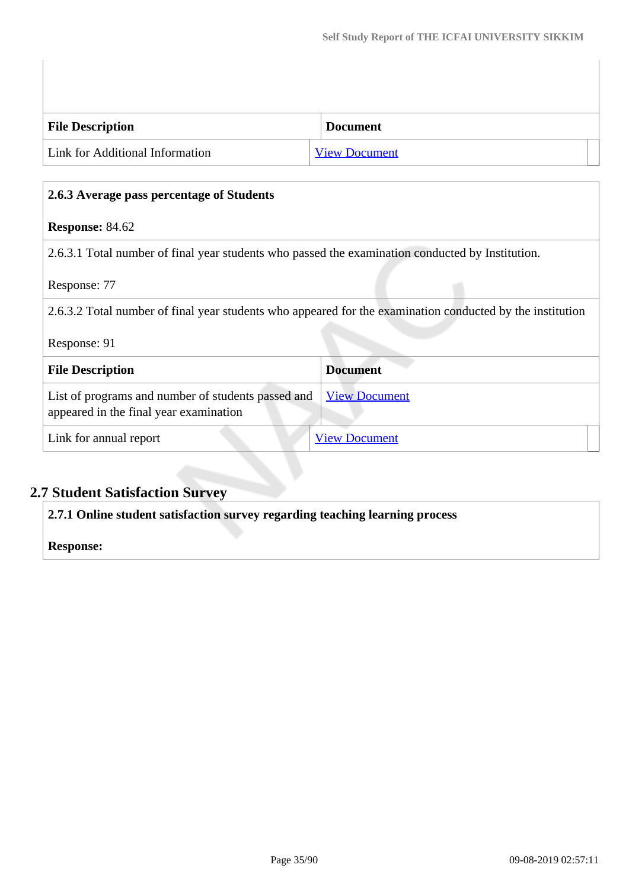| File Description | Document |
| --- | --- |
| Link for Additional Information | View Document |

**2.6.3 Average pass percentage of Students**

**Response:** 84.62

2.6.3.1 Total number of final year students who passed the examination conducted by Institution.

Response: 77

2.6.3.2 Total number of final year students who appeared for the examination conducted by the institution

Response: 91

| File Description | Document |
| --- | --- |
| List of programs and number of students passed and appeared in the final year examination | View Document |
| Link for annual report | View Document |

## 2.7 Student Satisfaction Survey

**2.7.1 Online student satisfaction survey regarding teaching learning process**

**Response:**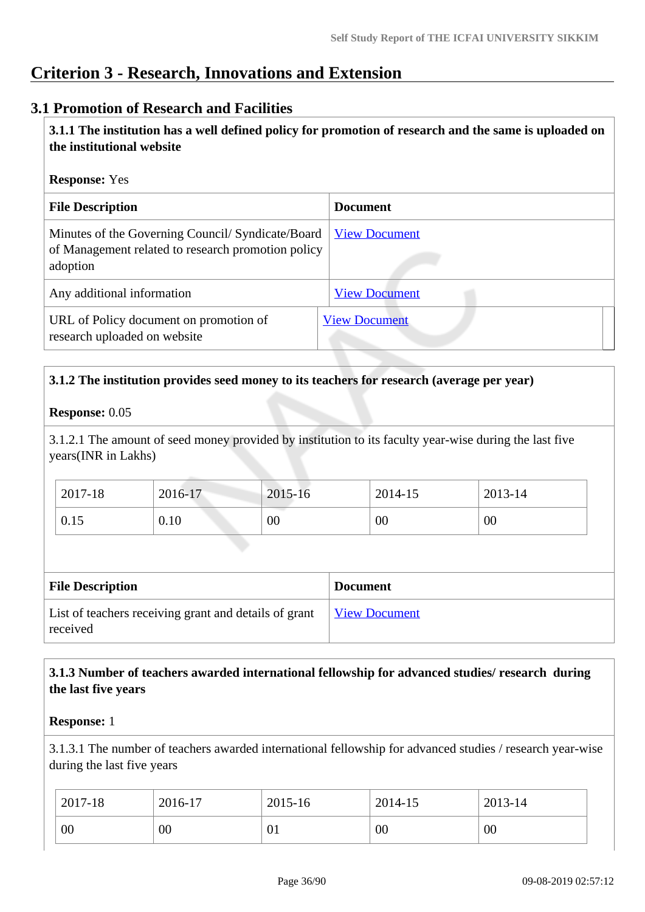# Criterion 3 - Research, Innovations and Extension

## 3.1 Promotion of Research and Facilities

**3.1.1 The institution has a well defined policy for promotion of research and the same is uploaded on the institutional website**

**Response:** Yes

| File Description | Document |
|---|---|
| Minutes of the Governing Council/ Syndicate/Board of Management related to research promotion policy adoption | View Document |
| Any additional information | View Document |
| URL of Policy document on promotion of research uploaded on website | View Document |

**3.1.2 The institution provides seed money to its teachers for research (average per year)**

**Response:** 0.05

3.1.2.1 The amount of seed money provided by institution to its faculty year-wise during the last five years(INR in Lakhs)

| 2017-18 | 2016-17 | 2015-16 | 2014-15 | 2013-14 |
|---|---|---|---|---|
| 0.15 | 0.10 | 00 | 00 | 00 |

| File Description | Document |
|---|---|
| List of teachers receiving grant and details of grant received | View Document |

**3.1.3 Number of teachers awarded international fellowship for advanced studies/ research during the last five years**

**Response:** 1

3.1.3.1 The number of teachers awarded international fellowship for advanced studies / research year-wise during the last five years

| 2017-18 | 2016-17 | 2015-16 | 2014-15 | 2013-14 |
|---|---|---|---|---|
| 00 | 00 | 01 | 00 | 00 |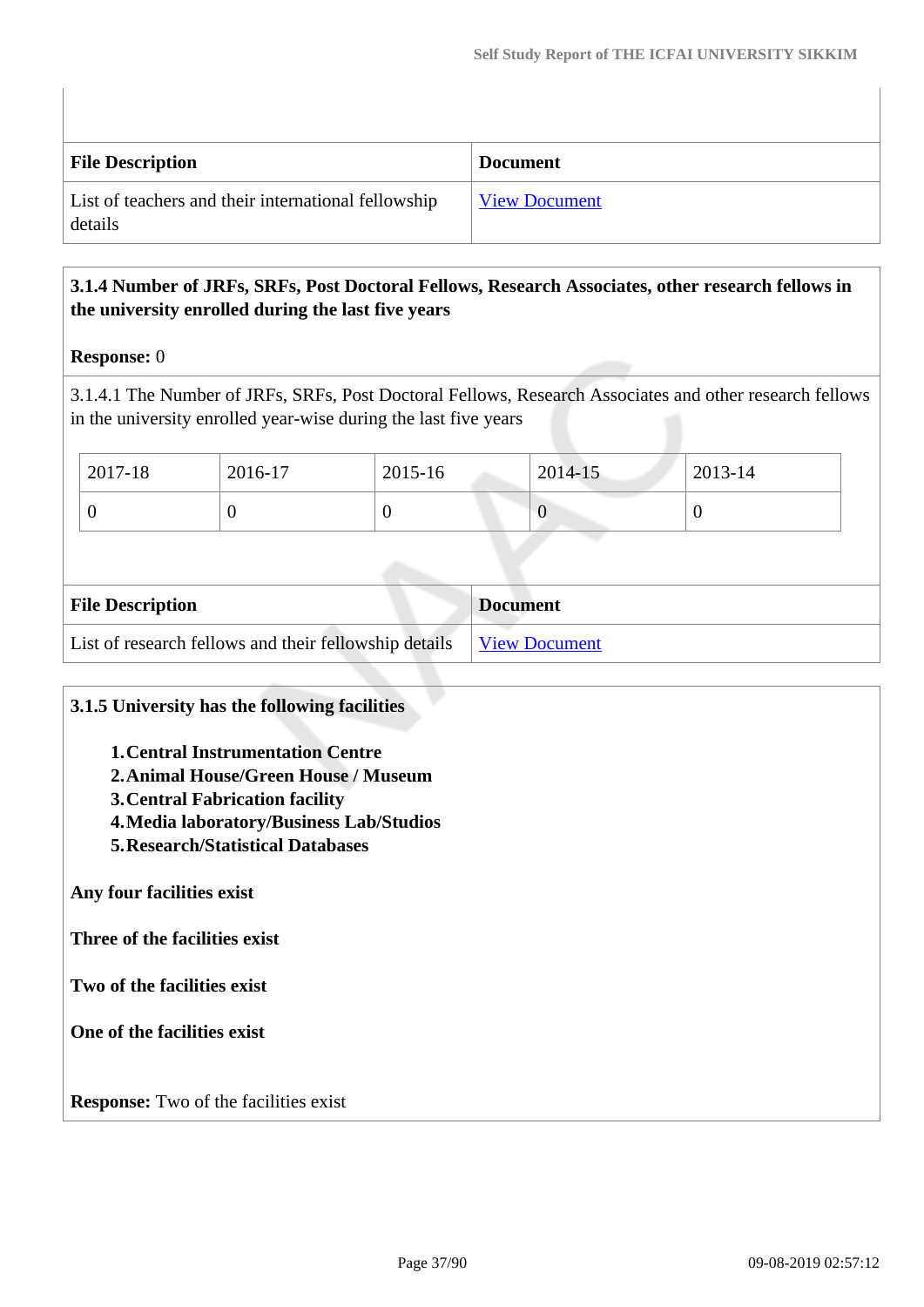| File Description | Document |
| --- | --- |
| List of teachers and their international fellowship details | View Document |

**3.1.4 Number of JRFs, SRFs, Post Doctoral Fellows, Research Associates, other research fellows in the university enrolled during the last five years**

**Response:** 0

3.1.4.1 The Number of JRFs, SRFs, Post Doctoral Fellows, Research Associates and other research fellows in the university enrolled year-wise during the last five years

| 2017-18 | 2016-17 | 2015-16 | 2014-15 | 2013-14 |
| --- | --- | --- | --- | --- |
| 0 | 0 | 0 | 0 | 0 |

| File Description | Document |
| --- | --- |
| List of research fellows and their fellowship details | View Document |

**3.1.5 University has the following facilities**

1. **Central Instrumentation Centre**
2. **Animal House/Green House / Museum**
3. **Central Fabrication facility**
4. **Media laboratory/Business Lab/Studios**
5. **Research/Statistical Databases**

**Any four facilities exist**

**Three of the facilities exist**

**Two of the facilities exist**

**One of the facilities exist**

**Response:** Two of the facilities exist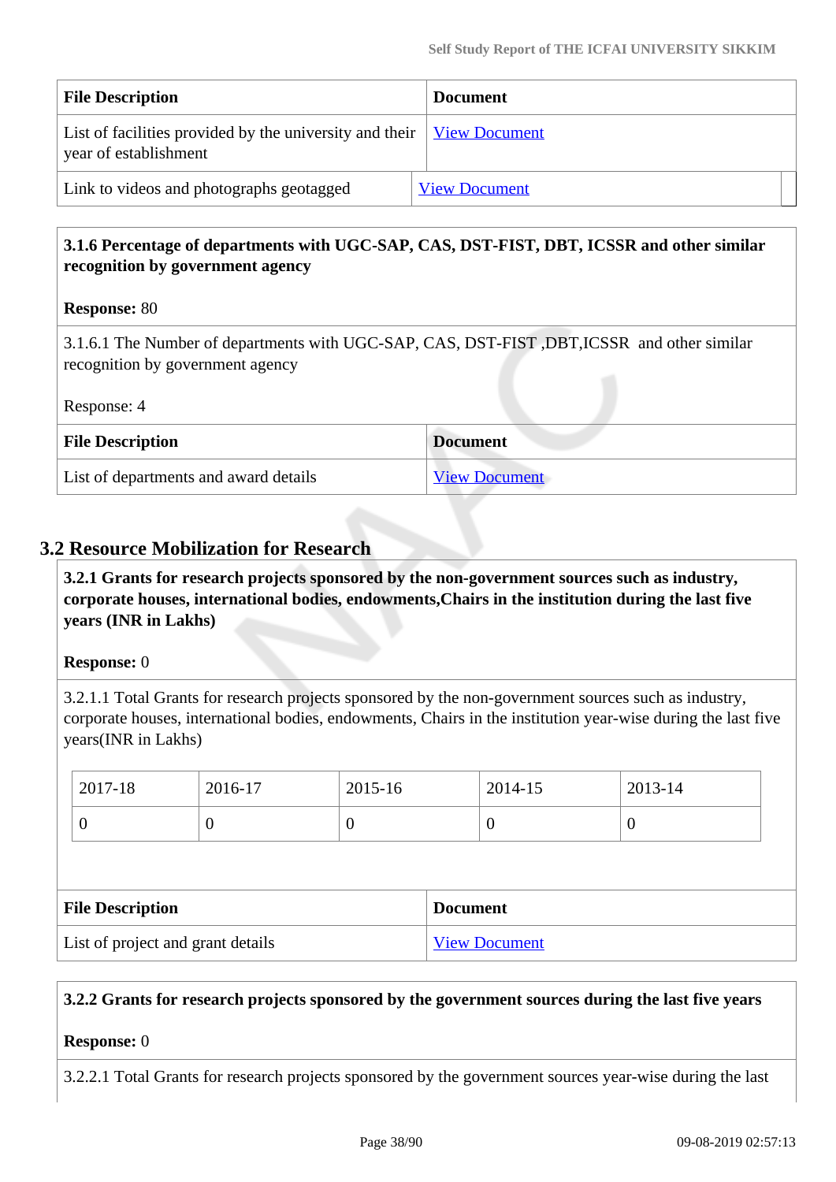| File Description | Document |
| --- | --- |
| List of facilities provided by the university and their year of establishment | View Document |
| Link to videos and photographs geotagged | View Document |

**3.1.6 Percentage of departments with UGC-SAP, CAS, DST-FIST, DBT, ICSSR and other similar recognition by government agency**

**Response:** 80

3.1.6.1 The Number of departments with UGC-SAP, CAS, DST-FIST ,DBT,ICSSR and other similar recognition by government agency

Response: 4

| File Description | Document |
| --- | --- |
| List of departments and award details | View Document |

## 3.2 Resource Mobilization for Research

**3.2.1 Grants for research projects sponsored by the non-government sources such as industry, corporate houses, international bodies, endowments,Chairs in the institution during the last five years (INR in Lakhs)**

**Response:** 0

3.2.1.1 Total Grants for research projects sponsored by the non-government sources such as industry, corporate houses, international bodies, endowments, Chairs in the institution year-wise during the last five years(INR in Lakhs)

| 2017-18 | 2016-17 | 2015-16 | 2014-15 | 2013-14 |
| --- | --- | --- | --- | --- |
| 0 | 0 | 0 | 0 | 0 |

| File Description | Document |
| --- | --- |
| List of project and grant details | View Document |

**3.2.2 Grants for research projects sponsored by the government sources during the last five years**

**Response:** 0

3.2.2.1 Total Grants for research projects sponsored by the government sources year-wise during the last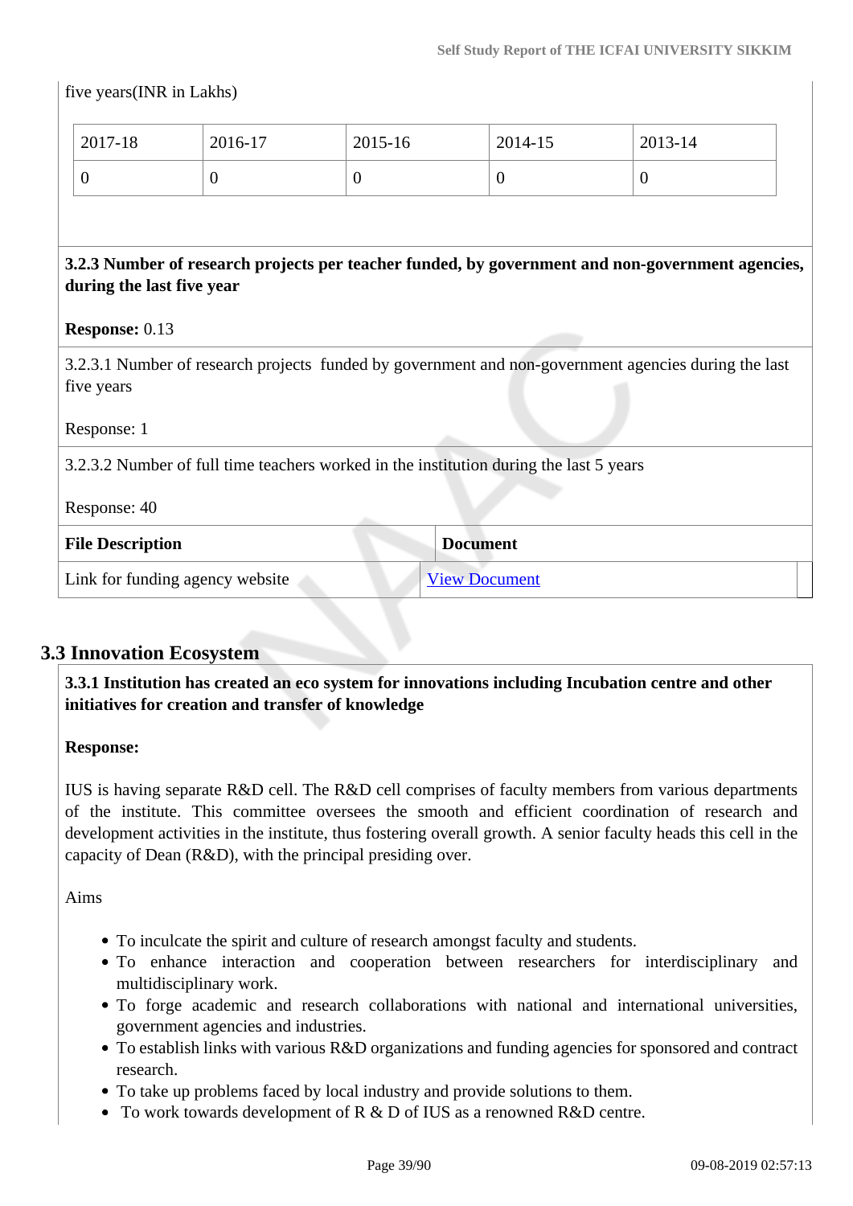five years(INR in Lakhs)

| 2017-18 | 2016-17 | 2015-16 | 2014-15 | 2013-14 |
|---|---|---|---|---|
| 0 | 0 | 0 | 0 | 0 |

**3.2.3 Number of research projects per teacher funded, by government and non-government agencies, during the last five year**

**Response:** 0.13

3.2.3.1 Number of research projects funded by government and non-government agencies during the last five years

Response: 1

3.2.3.2 Number of full time teachers worked in the institution during the last 5 years

Response: 40

| File Description | Document |
|---|---|
| Link for funding agency website | View Document |

## 3.3 Innovation Ecosystem

**3.3.1 Institution has created an eco system for innovations including Incubation centre and other initiatives for creation and transfer of knowledge**

**Response:**

IUS is having separate R&D cell. The R&D cell comprises of faculty members from various departments of the institute. This committee oversees the smooth and efficient coordination of research and development activities in the institute, thus fostering overall growth. A senior faculty heads this cell in the capacity of Dean (R&D), with the principal presiding over.

Aims

- To inculcate the spirit and culture of research amongst faculty and students.
- To enhance interaction and cooperation between researchers for interdisciplinary and multidisciplinary work.
- To forge academic and research collaborations with national and international universities, government agencies and industries.
- To establish links with various R&D organizations and funding agencies for sponsored and contract research.
- To take up problems faced by local industry and provide solutions to them.
- To work towards development of R & D of IUS as a renowned R&D centre.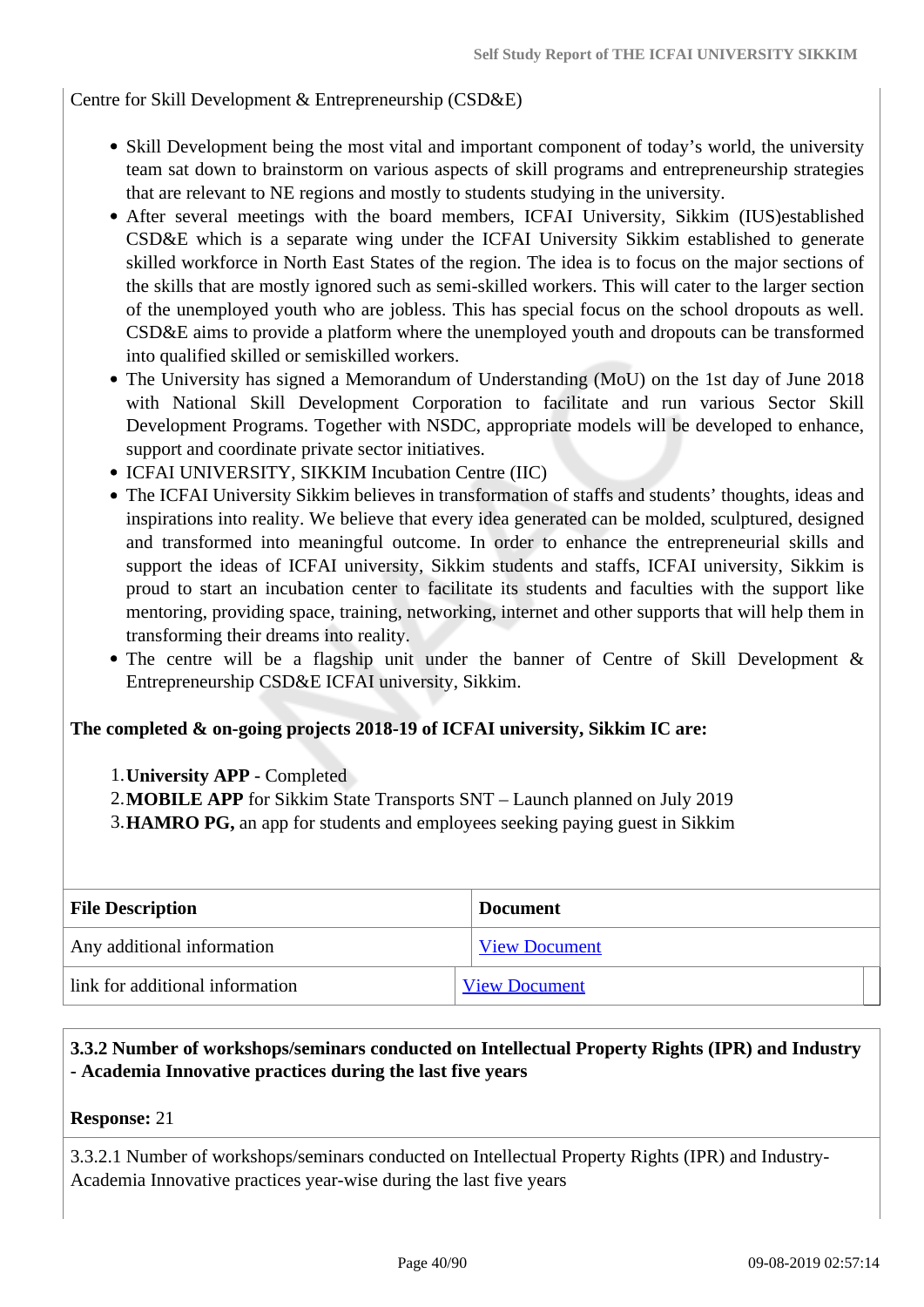Centre for Skill Development & Entrepreneurship (CSD&E)

- Skill Development being the most vital and important component of today's world, the university team sat down to brainstorm on various aspects of skill programs and entrepreneurship strategies that are relevant to NE regions and mostly to students studying in the university.
- After several meetings with the board members, ICFAI University, Sikkim (IUS)established CSD&E which is a separate wing under the ICFAI University Sikkim established to generate skilled workforce in North East States of the region. The idea is to focus on the major sections of the skills that are mostly ignored such as semi-skilled workers. This will cater to the larger section of the unemployed youth who are jobless. This has special focus on the school dropouts as well. CSD&E aims to provide a platform where the unemployed youth and dropouts can be transformed into qualified skilled or semiskilled workers.
- The University has signed a Memorandum of Understanding (MoU) on the 1st day of June 2018 with National Skill Development Corporation to facilitate and run various Sector Skill Development Programs. Together with NSDC, appropriate models will be developed to enhance, support and coordinate private sector initiatives.
- ICFAI UNIVERSITY, SIKKIM Incubation Centre (IIC)
- The ICFAI University Sikkim believes in transformation of staffs and students' thoughts, ideas and inspirations into reality. We believe that every idea generated can be molded, sculptured, designed and transformed into meaningful outcome. In order to enhance the entrepreneurial skills and support the ideas of ICFAI university, Sikkim students and staffs, ICFAI university, Sikkim is proud to start an incubation center to facilitate its students and faculties with the support like mentoring, providing space, training, networking, internet and other supports that will help them in transforming their dreams into reality.
- The centre will be a flagship unit under the banner of Centre of Skill Development & Entrepreneurship CSD&E ICFAI university, Sikkim.

**The completed & on-going projects 2018-19 of ICFAI university, Sikkim IC are:**

1. **University APP** - Completed
2. **MOBILE APP** for Sikkim State Transports SNT – Launch planned on July 2019
3. **HAMRO PG,** an app for students and employees seeking paying guest in Sikkim

| File Description | Document |
|---|---|
| Any additional information | View Document |
| link for additional information | View Document |

**3.3.2 Number of workshops/seminars conducted on Intellectual Property Rights (IPR) and Industry - Academia Innovative practices during the last five years**

**Response:** 21

3.3.2.1 Number of workshops/seminars conducted on Intellectual Property Rights (IPR) and Industry-Academia Innovative practices year-wise during the last five years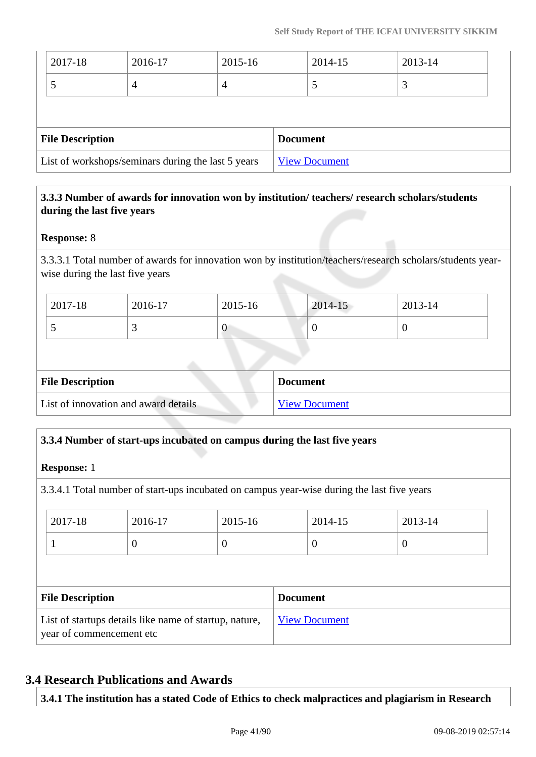| 2017-18 | 2016-17 | 2015-16 | 2014-15 | 2013-14 |
|---|---|---|---|---|
| 5 | 4 | 4 | 5 | 3 |

| File Description | Document |
|---|---|
| List of workshops/seminars during the last 5 years | View Document |

**3.3.3 Number of awards for innovation won by institution/ teachers/ research scholars/students during the last five years**

**Response:** 8

3.3.3.1 Total number of awards for innovation won by institution/teachers/research scholars/students year-wise during the last five years

| 2017-18 | 2016-17 | 2015-16 | 2014-15 | 2013-14 |
|---|---|---|---|---|
| 5 | 3 | 0 | 0 | 0 |

| File Description | Document |
|---|---|
| List of innovation and award details | View Document |

**3.3.4 Number of start-ups incubated on campus during the last five years**

**Response:** 1

3.3.4.1 Total number of start-ups incubated on campus year-wise during the last five years

| 2017-18 | 2016-17 | 2015-16 | 2014-15 | 2013-14 |
|---|---|---|---|---|
| 1 | 0 | 0 | 0 | 0 |

| File Description | Document |
|---|---|
| List of startups details like name of startup, nature, year of commencement etc | View Document |

## 3.4 Research Publications and Awards

**3.4.1 The institution has a stated Code of Ethics to check malpractices and plagiarism in Research**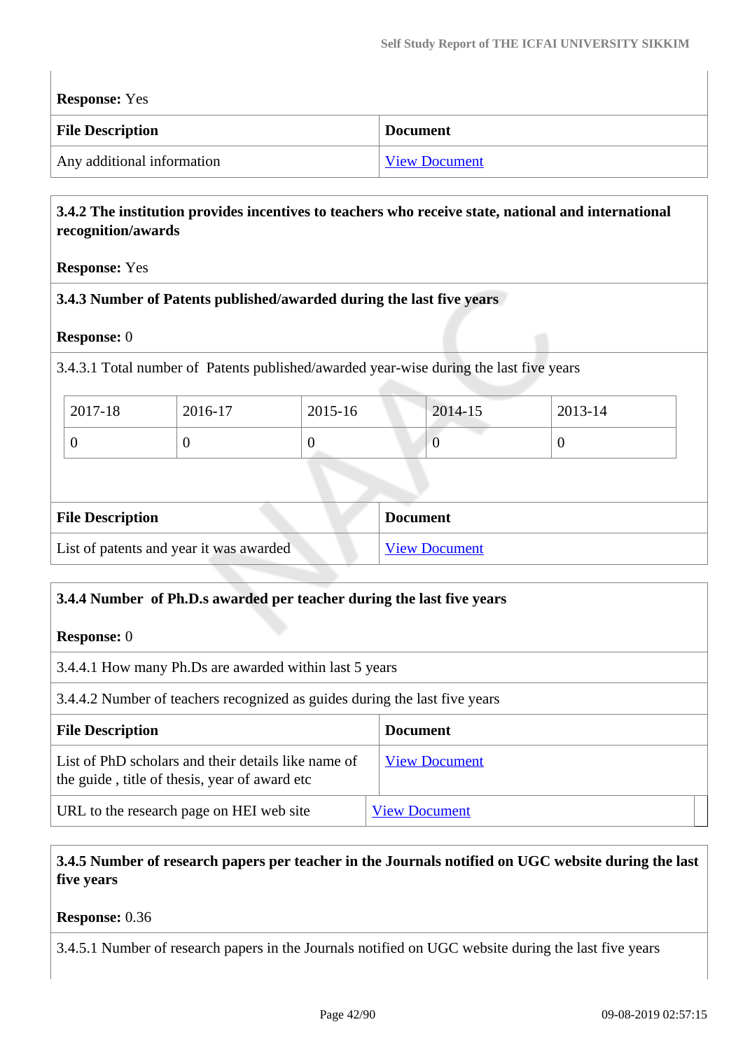**Response:** Yes

| File Description | Document |
|---|---|
| Any additional information | View Document |

**3.4.2 The institution provides incentives to teachers who receive state, national and international recognition/awards**

**Response:** Yes

**3.4.3 Number of Patents published/awarded during the last five years**

**Response:** 0

3.4.3.1 Total number of Patents published/awarded year-wise during the last five years

| 2017-18 | 2016-17 | 2015-16 | 2014-15 | 2013-14 |
|---|---|---|---|---|
| 0 | 0 | 0 | 0 | 0 |

| File Description | Document |
|---|---|
| List of patents and year it was awarded | View Document |

**3.4.4 Number of Ph.D.s awarded per teacher during the last five years**

**Response:** 0

3.4.4.1 How many Ph.Ds are awarded within last 5 years

3.4.4.2 Number of teachers recognized as guides during the last five years

| File Description | Document |
|---|---|
| List of PhD scholars and their details like name of the guide , title of thesis, year of award etc | View Document |
| URL to the research page on HEI web site | View Document |

**3.4.5 Number of research papers per teacher in the Journals notified on UGC website during the last five years**

**Response:** 0.36

3.4.5.1 Number of research papers in the Journals notified on UGC website during the last five years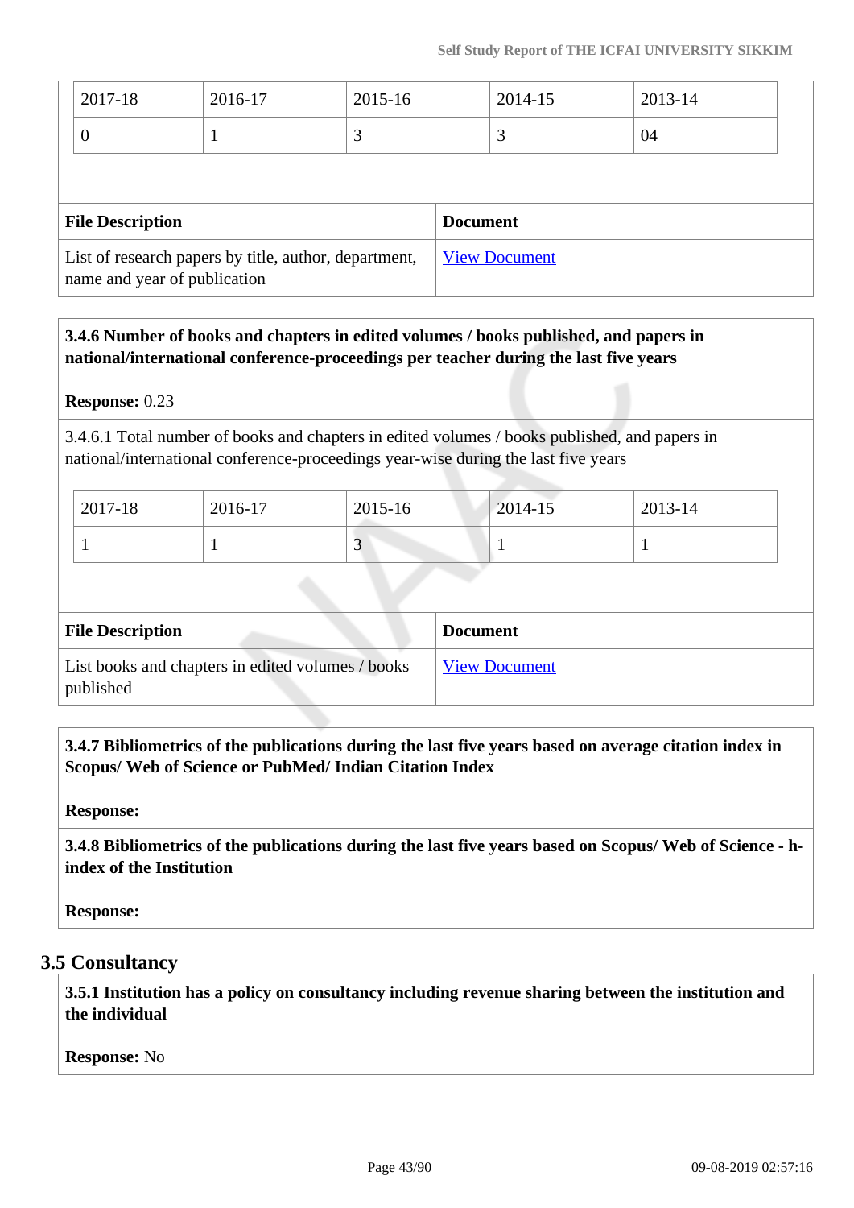| 2017-18 | 2016-17 | 2015-16 | 2014-15 | 2013-14 |
|---|---|---|---|---|
| 0 | 1 | 3 | 3 | 04 |

| File Description | Document |
|---|---|
| List of research papers by title, author, department, name and year of publication | View Document |

**3.4.6 Number of books and chapters in edited volumes / books published, and papers in national/international conference-proceedings per teacher during the last five years**

**Response:** 0.23

3.4.6.1 Total number of books and chapters in edited volumes / books published, and papers in national/international conference-proceedings year-wise during the last five years

| 2017-18 | 2016-17 | 2015-16 | 2014-15 | 2013-14 |
|---|---|---|---|---|
| 1 | 1 | 3 | 1 | 1 |

| File Description | Document |
|---|---|
| List books and chapters in edited volumes / books published | View Document |

**3.4.7 Bibliometrics of the publications during the last five years based on average citation index in Scopus/ Web of Science or PubMed/ Indian Citation Index**

**Response:**

**3.4.8 Bibliometrics of the publications during the last five years based on Scopus/ Web of Science - h-index of the Institution**

**Response:**

## 3.5 Consultancy

**3.5.1 Institution has a policy on consultancy including revenue sharing between the institution and the individual**

**Response:** No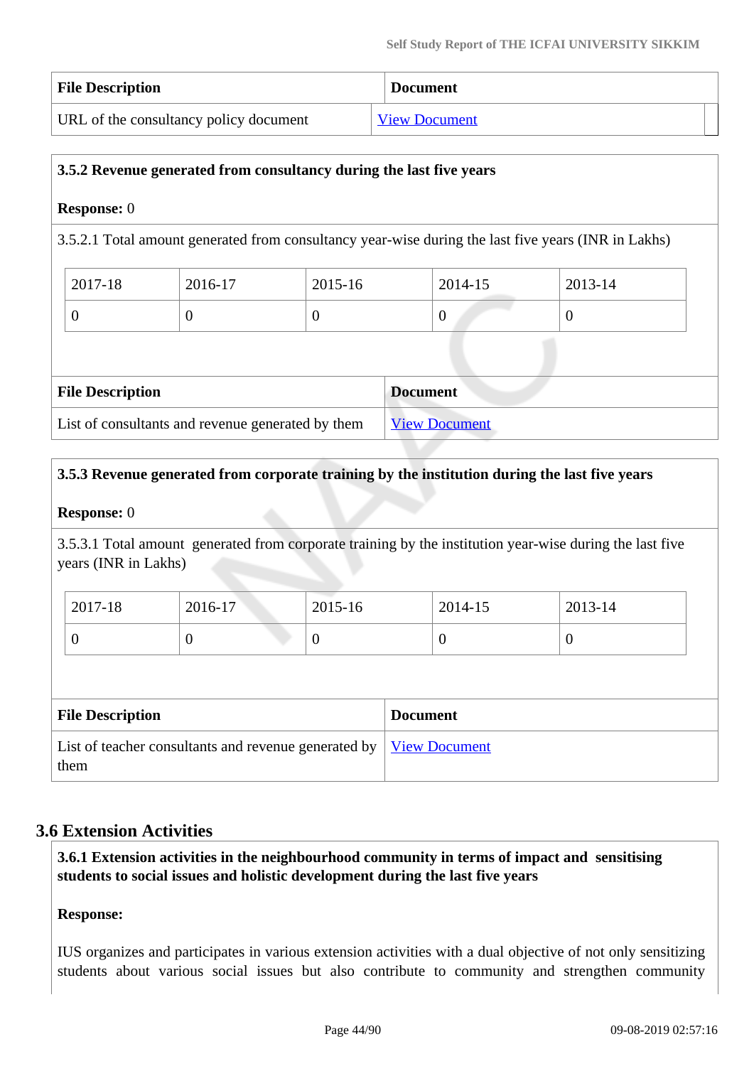| File Description | Document |
|---|---|
| URL of the consultancy policy document | View Document |

**3.5.2 Revenue generated from consultancy during the last five years**

**Response:** 0

3.5.2.1 Total amount generated from consultancy year-wise during the last five years (INR in Lakhs)

| 2017-18 | 2016-17 | 2015-16 | 2014-15 | 2013-14 |
|---|---|---|---|---|
| 0 | 0 | 0 | 0 | 0 |

| File Description | Document |
|---|---|
| List of consultants and revenue generated by them | View Document |

**3.5.3 Revenue generated from corporate training by the institution during the last five years**

**Response:** 0

3.5.3.1 Total amount generated from corporate training by the institution year-wise during the last five years (INR in Lakhs)

| 2017-18 | 2016-17 | 2015-16 | 2014-15 | 2013-14 |
|---|---|---|---|---|
| 0 | 0 | 0 | 0 | 0 |

| File Description | Document |
|---|---|
| List of teacher consultants and revenue generated by them | View Document |

## 3.6 Extension Activities

**3.6.1 Extension activities in the neighbourhood community in terms of impact and sensitising students to social issues and holistic development during the last five years**

**Response:**

IUS organizes and participates in various extension activities with a dual objective of not only sensitizing students about various social issues but also contribute to community and strengthen community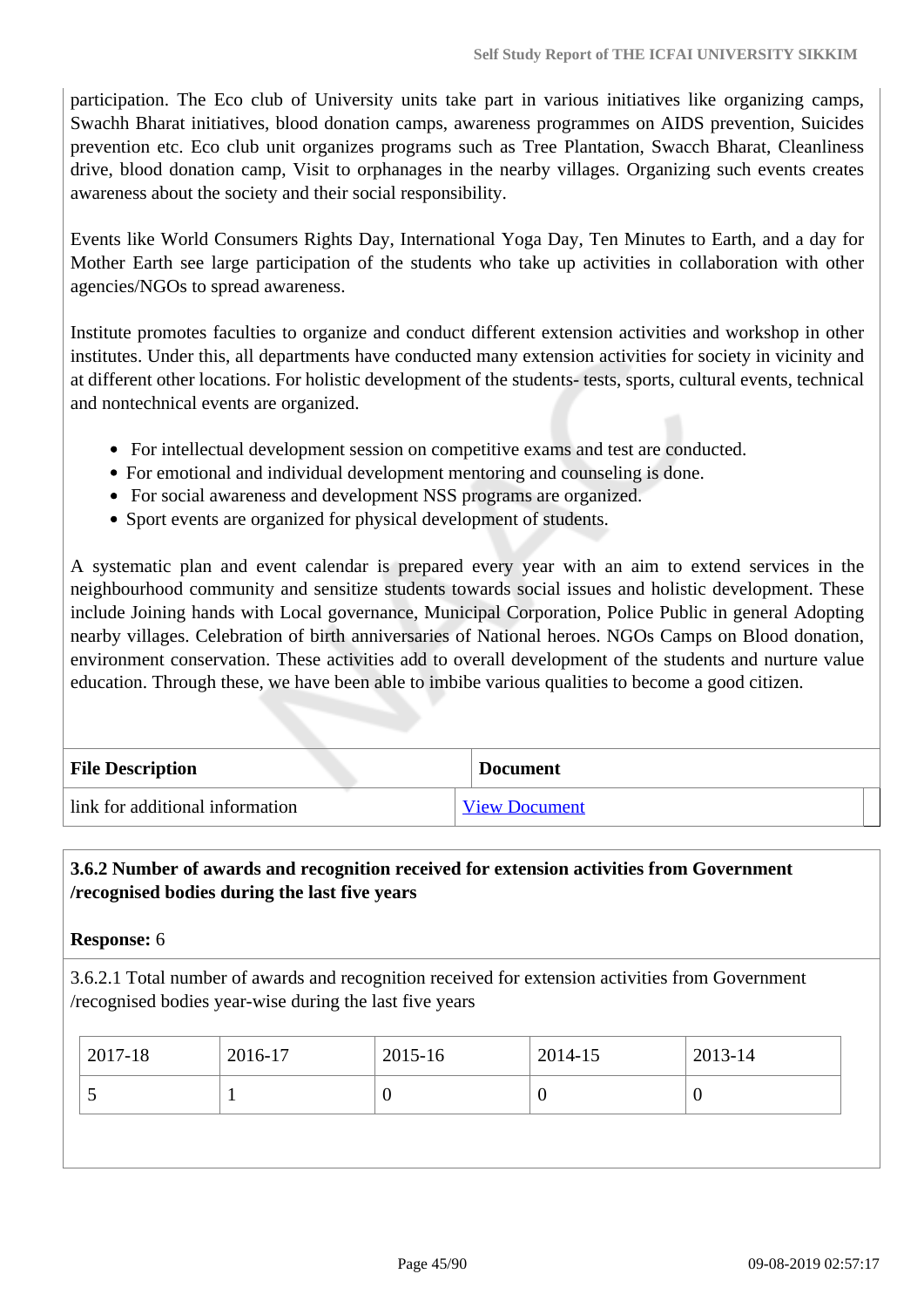participation. The Eco club of University units take part in various initiatives like organizing camps, Swachh Bharat initiatives, blood donation camps, awareness programmes on AIDS prevention, Suicides prevention etc. Eco club unit organizes programs such as Tree Plantation, Swacch Bharat, Cleanliness drive, blood donation camp, Visit to orphanages in the nearby villages. Organizing such events creates awareness about the society and their social responsibility.

Events like World Consumers Rights Day, International Yoga Day, Ten Minutes to Earth, and a day for Mother Earth see large participation of the students who take up activities in collaboration with other agencies/NGOs to spread awareness.

Institute promotes faculties to organize and conduct different extension activities and workshop in other institutes. Under this, all departments have conducted many extension activities for society in vicinity and at different other locations. For holistic development of the students- tests, sports, cultural events, technical and nontechnical events are organized.

- For intellectual development session on competitive exams and test are conducted.
- For emotional and individual development mentoring and counseling is done.
- For social awareness and development NSS programs are organized.
- Sport events are organized for physical development of students.

A systematic plan and event calendar is prepared every year with an aim to extend services in the neighbourhood community and sensitize students towards social issues and holistic development. These include Joining hands with Local governance, Municipal Corporation, Police Public in general Adopting nearby villages. Celebration of birth anniversaries of National heroes. NGOs Camps on Blood donation, environment conservation. These activities add to overall development of the students and nurture value education. Through these, we have been able to imbibe various qualities to become a good citizen.

| File Description | Document |
|---|---|
| link for additional information | View Document |

**3.6.2 Number of awards and recognition received for extension activities from Government /recognised bodies during the last five years**

**Response:** 6

3.6.2.1 Total number of awards and recognition received for extension activities from Government /recognised bodies year-wise during the last five years

| 2017-18 | 2016-17 | 2015-16 | 2014-15 | 2013-14 |
|---|---|---|---|---|
| 5 | 1 | 0 | 0 | 0 |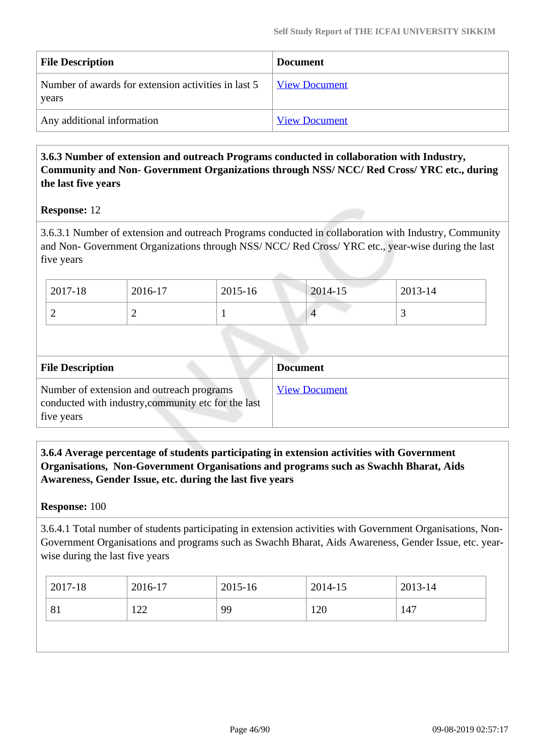| File Description | Document |
|---|---|
| Number of awards for extension activities in last 5 years | View Document |
| Any additional information | View Document |

**3.6.3 Number of extension and outreach Programs conducted in collaboration with Industry, Community and Non- Government Organizations through NSS/ NCC/ Red Cross/ YRC etc., during the last five years**

**Response:** 12

3.6.3.1 Number of extension and outreach Programs conducted in collaboration with Industry, Community and Non- Government Organizations through NSS/ NCC/ Red Cross/ YRC etc., year-wise during the last five years

| 2017-18 | 2016-17 | 2015-16 | 2014-15 | 2013-14 |
|---|---|---|---|---|
| 2 | 2 | 1 | 4 | 3 |

| File Description | Document |
|---|---|
| Number of extension and outreach programs conducted with industry,community etc for the last five years | View Document |

**3.6.4 Average percentage of students participating in extension activities with Government Organisations, Non-Government Organisations and programs such as Swachh Bharat, Aids Awareness, Gender Issue, etc. during the last five years**

**Response:** 100

3.6.4.1 Total number of students participating in extension activities with Government Organisations, Non-Government Organisations and programs such as Swachh Bharat, Aids Awareness, Gender Issue, etc. year-wise during the last five years

| 2017-18 | 2016-17 | 2015-16 | 2014-15 | 2013-14 |
|---|---|---|---|---|
| 81 | 122 | 99 | 120 | 147 |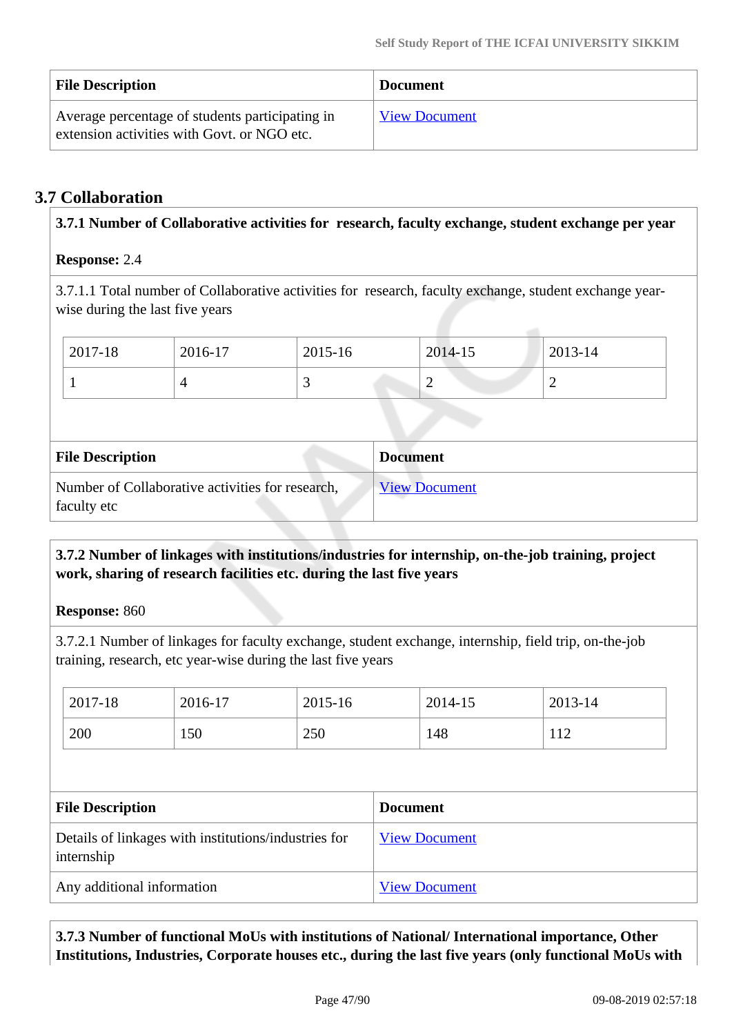| File Description | Document |
| --- | --- |
| Average percentage of students participating in extension activities with Govt. or NGO etc. | View Document |

## 3.7 Collaboration

**3.7.1 Number of Collaborative activities for research, faculty exchange, student exchange per year**

**Response:** 2.4

3.7.1.1 Total number of Collaborative activities for research, faculty exchange, student exchange year-wise during the last five years

| 2017-18 | 2016-17 | 2015-16 | 2014-15 | 2013-14 |
| --- | --- | --- | --- | --- |
| 1 | 4 | 3 | 2 | 2 |

| File Description | Document |
| --- | --- |
| Number of Collaborative activities for research, faculty etc | View Document |

**3.7.2 Number of linkages with institutions/industries for internship, on-the-job training, project work, sharing of research facilities etc. during the last five years**

**Response:** 860

3.7.2.1 Number of linkages for faculty exchange, student exchange, internship, field trip, on-the-job training, research, etc year-wise during the last five years

| 2017-18 | 2016-17 | 2015-16 | 2014-15 | 2013-14 |
| --- | --- | --- | --- | --- |
| 200 | 150 | 250 | 148 | 112 |

| File Description | Document |
| --- | --- |
| Details of linkages with institutions/industries for internship | View Document |
| Any additional information | View Document |

**3.7.3 Number of functional MoUs with institutions of National/ International importance, Other Institutions, Industries, Corporate houses etc., during the last five years (only functional MoUs with**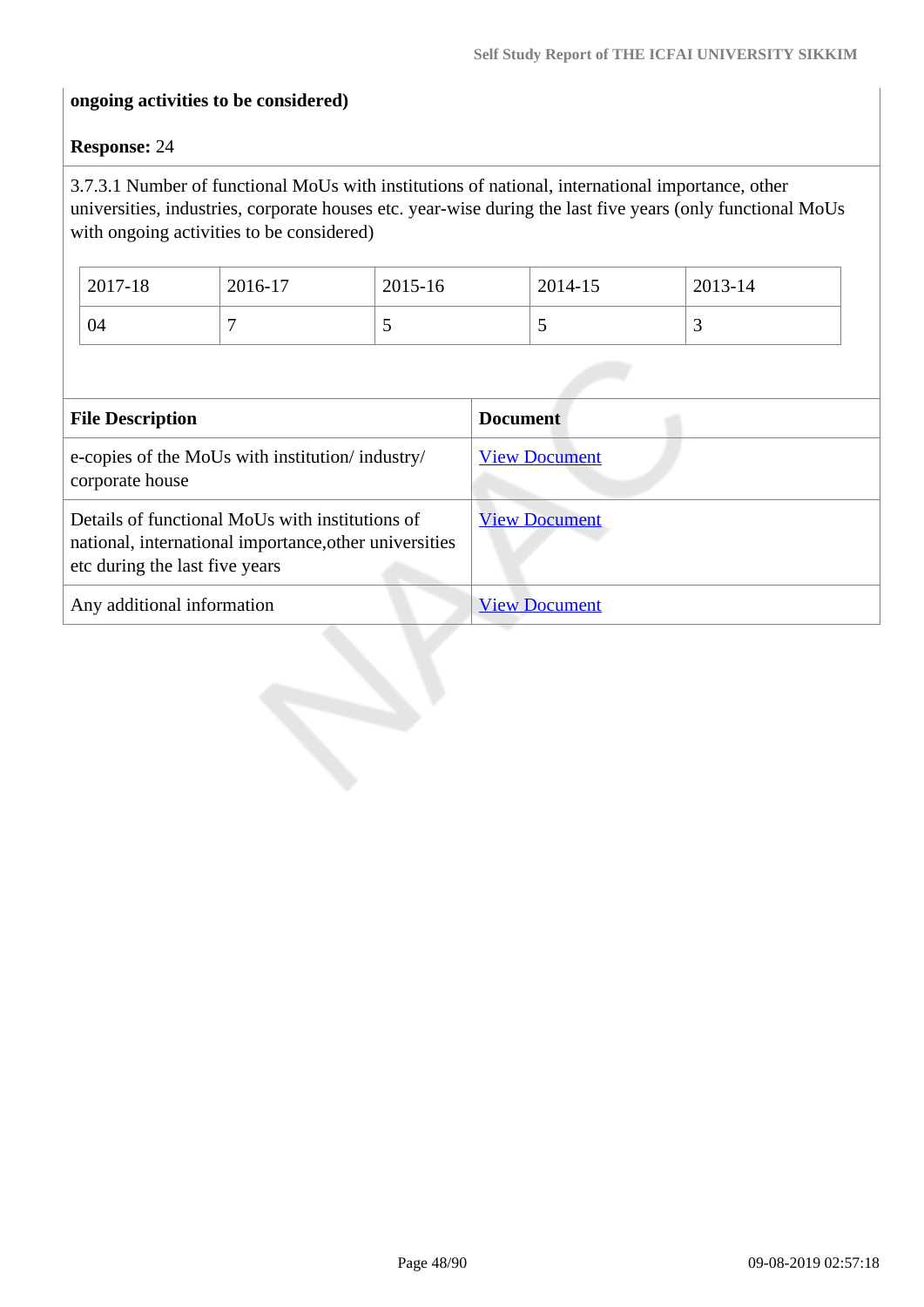**ongoing activities to be considered)**

**Response:** 24

3.7.3.1 Number of functional MoUs with institutions of national, international importance, other universities, industries, corporate houses etc. year-wise during the last five years (only functional MoUs with ongoing activities to be considered)

| 2017-18 | 2016-17 | 2015-16 | 2014-15 | 2013-14 |
|---|---|---|---|---|
| 04 | 7 | 5 | 5 | 3 |

| File Description | Document |
|---|---|
| e-copies of the MoUs with institution/ industry/ corporate house | View Document |
| Details of functional MoUs with institutions of national, international importance,other universities etc during the last five years | View Document |
| Any additional information | View Document |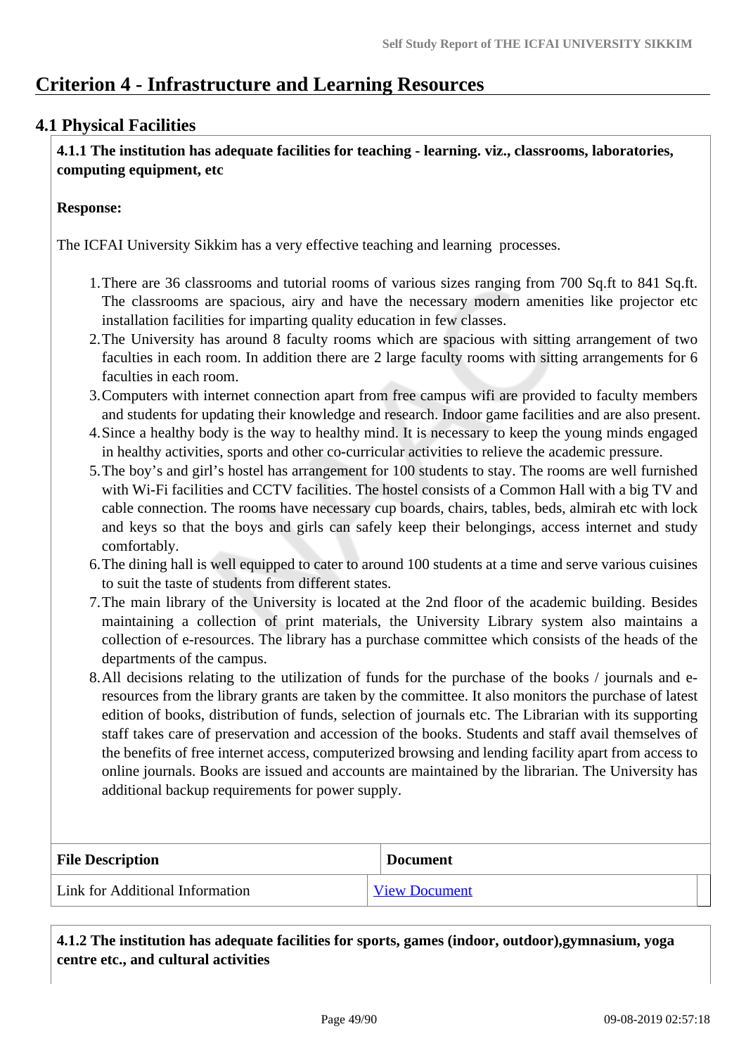# Criterion 4 - Infrastructure and Learning Resources

## 4.1 Physical Facilities

**4.1.1 The institution has adequate facilities for teaching - learning. viz., classrooms, laboratories, computing equipment, etc**

**Response:**

The ICFAI University Sikkim has a very effective teaching and learning processes.

1. There are 36 classrooms and tutorial rooms of various sizes ranging from 700 Sq.ft to 841 Sq.ft. The classrooms are spacious, airy and have the necessary modern amenities like projector etc installation facilities for imparting quality education in few classes.
2. The University has around 8 faculty rooms which are spacious with sitting arrangement of two faculties in each room. In addition there are 2 large faculty rooms with sitting arrangements for 6 faculties in each room.
3. Computers with internet connection apart from free campus wifi are provided to faculty members and students for updating their knowledge and research. Indoor game facilities and are also present.
4. Since a healthy body is the way to healthy mind. It is necessary to keep the young minds engaged in healthy activities, sports and other co-curricular activities to relieve the academic pressure.
5. The boy's and girl's hostel has arrangement for 100 students to stay. The rooms are well furnished with Wi-Fi facilities and CCTV facilities. The hostel consists of a Common Hall with a big TV and cable connection. The rooms have necessary cup boards, chairs, tables, beds, almirah etc with lock and keys so that the boys and girls can safely keep their belongings, access internet and study comfortably.
6. The dining hall is well equipped to cater to around 100 students at a time and serve various cuisines to suit the taste of students from different states.
7. The main library of the University is located at the 2nd floor of the academic building. Besides maintaining a collection of print materials, the University Library system also maintains a collection of e-resources. The library has a purchase committee which consists of the heads of the departments of the campus.
8. All decisions relating to the utilization of funds for the purchase of the books / journals and e-resources from the library grants are taken by the committee. It also monitors the purchase of latest edition of books, distribution of funds, selection of journals etc. The Librarian with its supporting staff takes care of preservation and accession of the books. Students and staff avail themselves of the benefits of free internet access, computerized browsing and lending facility apart from access to online journals. Books are issued and accounts are maintained by the librarian. The University has additional backup requirements for power supply.

| File Description | Document |
|---|---|
| Link for Additional Information | View Document |

**4.1.2 The institution has adequate facilities for sports, games (indoor, outdoor),gymnasium, yoga centre etc., and cultural activities**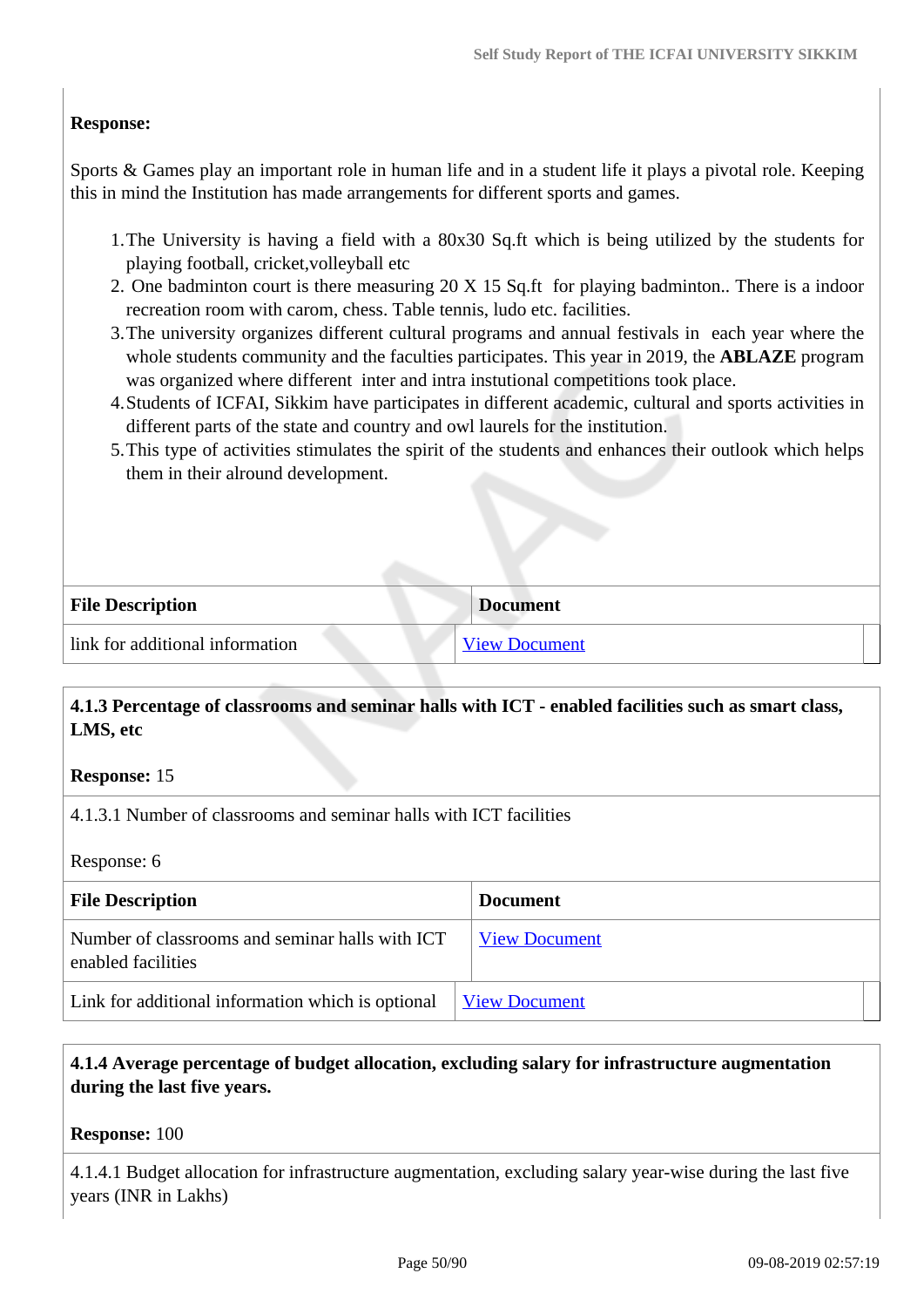**Response:**

Sports & Games play an important role in human life and in a student life it plays a pivotal role. Keeping this in mind the Institution has made arrangements for different sports and games.

1. The University is having a field with a 80x30 Sq.ft which is being utilized by the students for playing football, cricket,volleyball etc
2. One badminton court is there measuring 20 X 15 Sq.ft for playing badminton.. There is a indoor recreation room with carom, chess. Table tennis, ludo etc. facilities.
3. The university organizes different cultural programs and annual festivals in each year where the whole students community and the faculties participates. This year in 2019, the **ABLAZE** program was organized where different inter and intra instutional competitions took place.
4. Students of ICFAI, Sikkim have participates in different academic, cultural and sports activities in different parts of the state and country and owl laurels for the institution.
5. This type of activities stimulates the spirit of the students and enhances their outlook which helps them in their alround development.

| File Description | Document |
|---|---|
| link for additional information | View Document |

**4.1.3 Percentage of classrooms and seminar halls with ICT - enabled facilities such as smart class, LMS, etc**

**Response:** 15

4.1.3.1 Number of classrooms and seminar halls with ICT facilities

Response: 6

| File Description | Document |
|---|---|
| Number of classrooms and seminar halls with ICT enabled facilities | View Document |
| Link for additional information which is optional | View Document |

**4.1.4 Average percentage of budget allocation, excluding salary for infrastructure augmentation during the last five years.**

**Response:** 100

4.1.4.1 Budget allocation for infrastructure augmentation, excluding salary year-wise during the last five years (INR in Lakhs)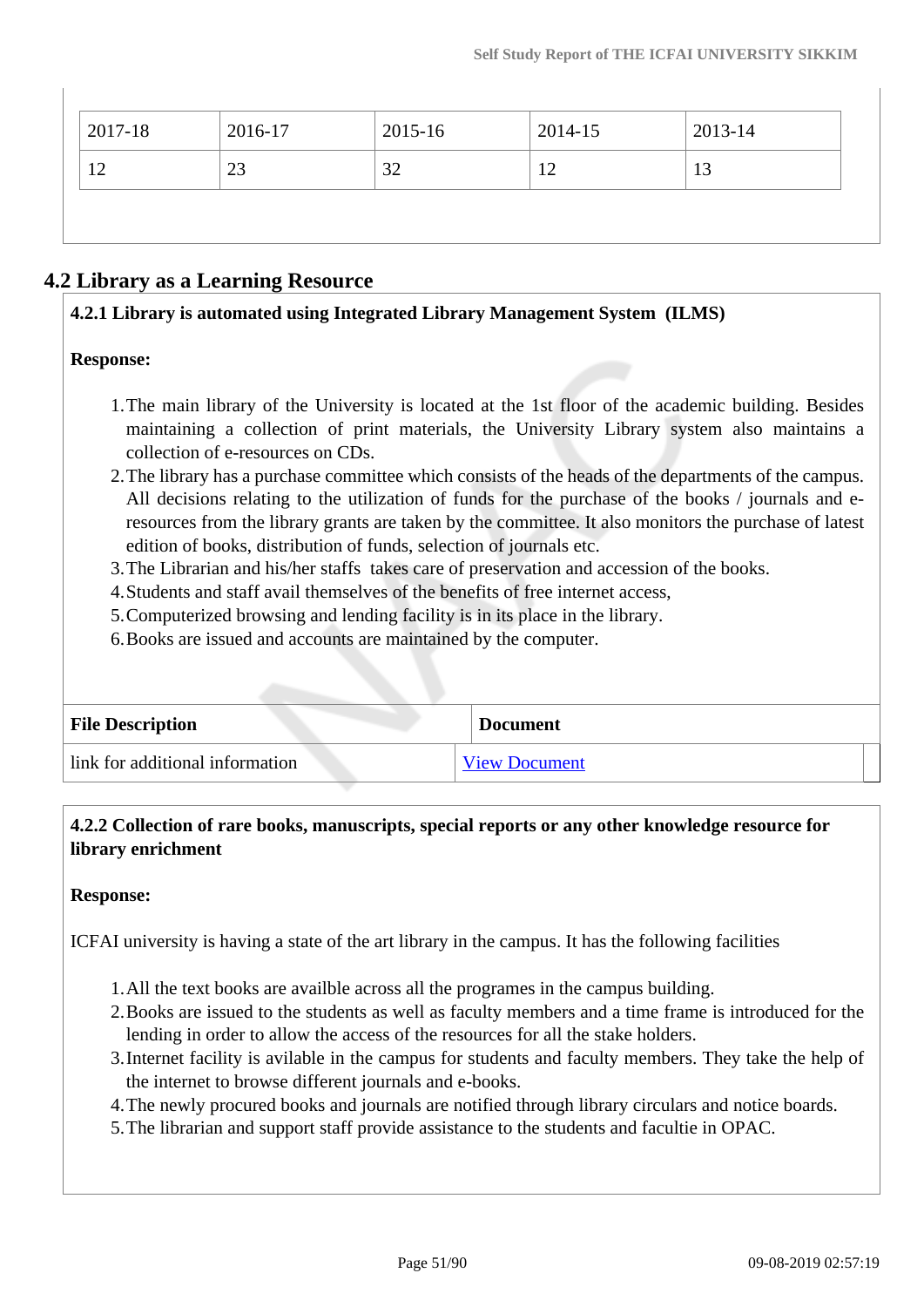| 2017-18 | 2016-17 | 2015-16 | 2014-15 | 2013-14 |
|---|---|---|---|---|
| 12 | 23 | 32 | 12 | 13 |

## 4.2 Library as a Learning Resource

**4.2.1 Library is automated using Integrated Library Management System (ILMS)**

**Response:**

1. The main library of the University is located at the 1st floor of the academic building. Besides maintaining a collection of print materials, the University Library system also maintains a collection of e-resources on CDs.
2. The library has a purchase committee which consists of the heads of the departments of the campus. All decisions relating to the utilization of funds for the purchase of the books / journals and e-resources from the library grants are taken by the committee. It also monitors the purchase of latest edition of books, distribution of funds, selection of journals etc.
3. The Librarian and his/her staffs takes care of preservation and accession of the books.
4. Students and staff avail themselves of the benefits of free internet access,
5. Computerized browsing and lending facility is in its place in the library.
6. Books are issued and accounts are maintained by the computer.

| File Description | Document |
|---|---|
| link for additional information | View Document |

**4.2.2 Collection of rare books, manuscripts, special reports or any other knowledge resource for library enrichment**

**Response:**

ICFAI university is having a state of the art library in the campus. It has the following facilities

1. All the text books are availble across all the programes in the campus building.
2. Books are issued to the students as well as faculty members and a time frame is introduced for the lending in order to allow the access of the resources for all the stake holders.
3. Internet facility is avilable in the campus for students and faculty members. They take the help of the internet to browse different journals and e-books.
4. The newly procured books and journals are notified through library circulars and notice boards.
5. The librarian and support staff provide assistance to the students and facultie in OPAC.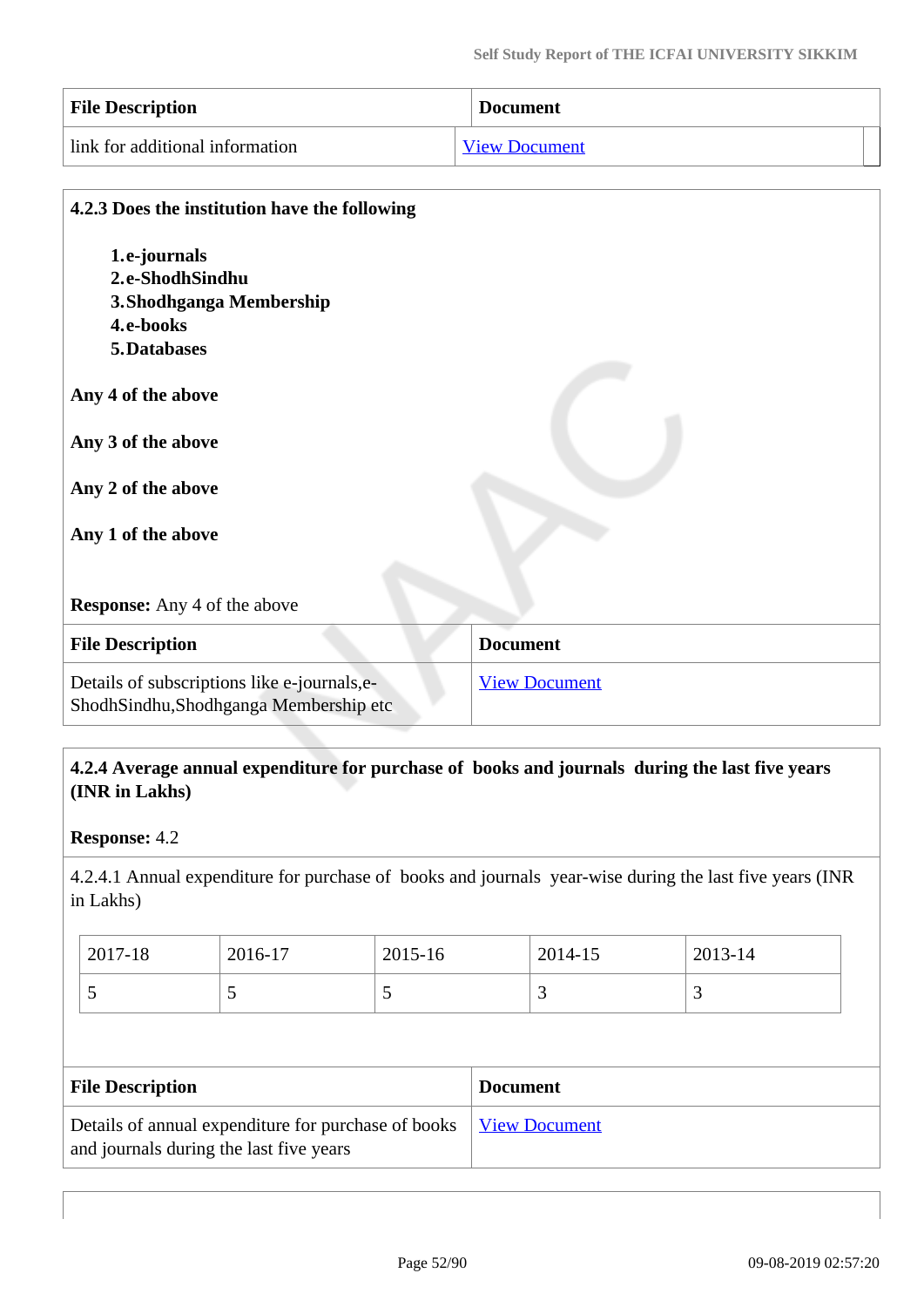| File Description | Document |
|---|---|
| link for additional information | View Document |

**4.2.3 Does the institution have the following**

1. **e-journals**
2. **e-ShodhSindhu**
3. **Shodhganga Membership**
4. **e-books**
5. **Databases**

**Any 4 of the above**

**Any 3 of the above**

**Any 2 of the above**

**Any 1 of the above**

**Response:** Any 4 of the above

| File Description | Document |
|---|---|
| Details of subscriptions like e-journals,e-ShodhSindhu,Shodhganga Membership etc | View Document |

**4.2.4 Average annual expenditure for purchase of books and journals during the last five years (INR in Lakhs)**

**Response:** 4.2

4.2.4.1 Annual expenditure for purchase of books and journals year-wise during the last five years (INR in Lakhs)

| 2017-18 | 2016-17 | 2015-16 | 2014-15 | 2013-14 |
|---|---|---|---|---|
| 5 | 5 | 5 | 3 | 3 |

| File Description | Document |
|---|---|
| Details of annual expenditure for purchase of books and journals during the last five years | View Document |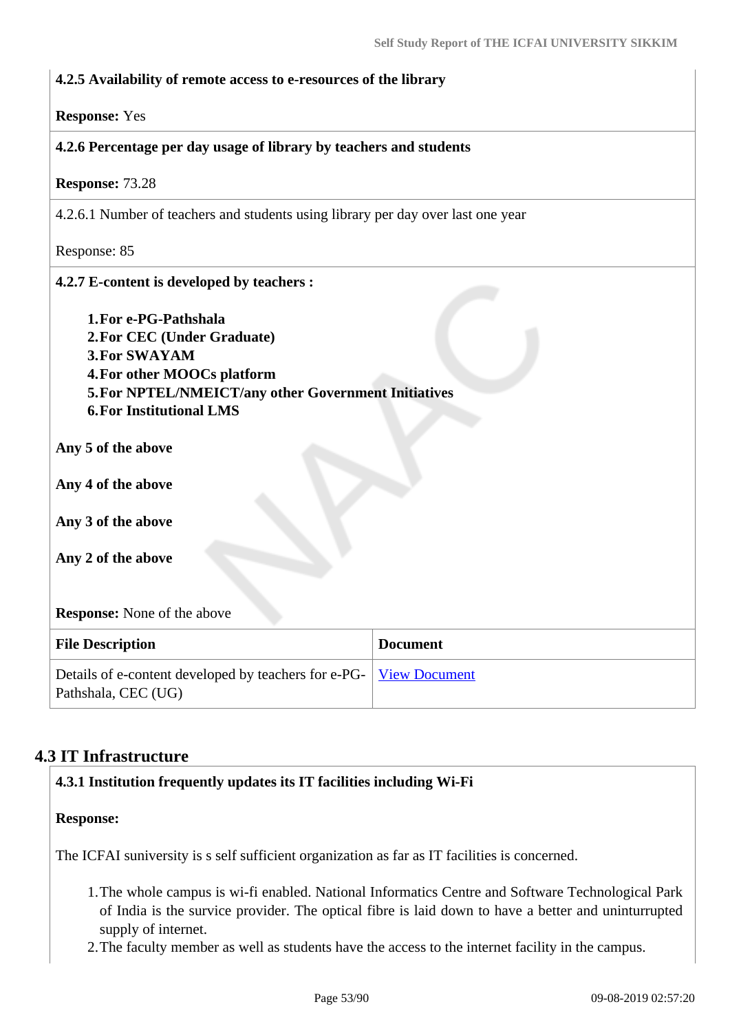**4.2.5 Availability of remote access to e-resources of the library**

**Response:** Yes

**4.2.6 Percentage per day usage of library by teachers and students**

**Response:** 73.28

4.2.6.1 Number of teachers and students using library per day over last one year

Response: 85

**4.2.7 E-content is developed by teachers :**

1. **For e-PG-Pathshala**
2. **For CEC (Under Graduate)**
3. **For SWAYAM**
4. **For other MOOCs platform**
5. **For NPTEL/NMEICT/any other Government Initiatives**
6. **For Institutional LMS**

**Any 5 of the above**

**Any 4 of the above**

**Any 3 of the above**

**Any 2 of the above**

**Response:** None of the above

| File Description | Document |
|---|---|
| Details of e-content developed by teachers for e-PG-Pathshala, CEC (UG) | View Document |

## 4.3 IT Infrastructure

**4.3.1 Institution frequently updates its IT facilities including Wi-Fi**

**Response:**

The ICFAI suniversity is s self sufficient organization as far as IT facilities is concerned.

1. The whole campus is wi-fi enabled. National Informatics Centre and Software Technological Park of India is the survice provider. The optical fibre is laid down to have a better and uninturrupted supply of internet.
2. The faculty member as well as students have the access to the internet facility in the campus.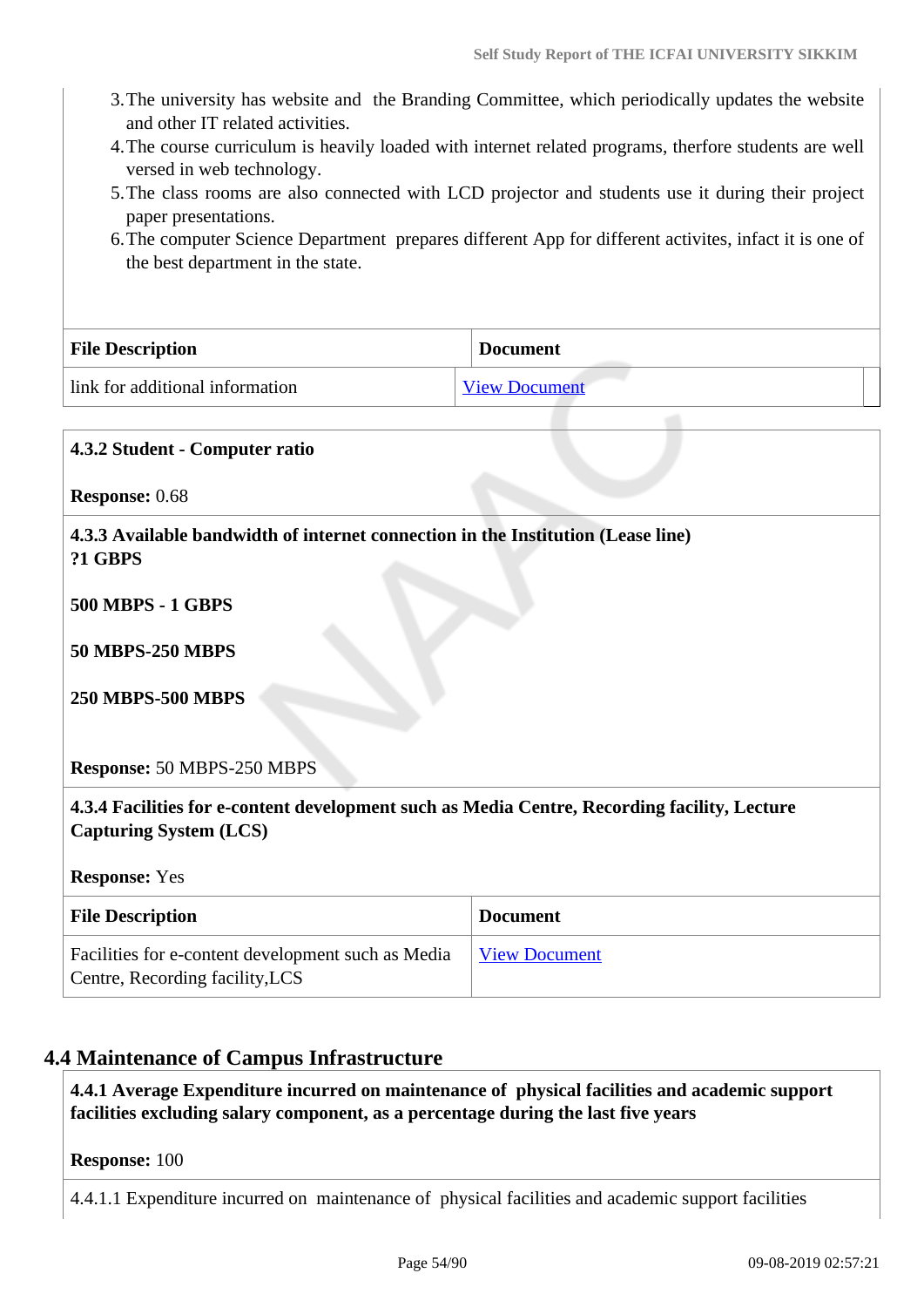3. The university has website and the Branding Committee, which periodically updates the website and other IT related activities.
4. The course curriculum is heavily loaded with internet related programs, therfore students are well versed in web technology.
5. The class rooms are also connected with LCD projector and students use it during their project paper presentations.
6. The computer Science Department prepares different App for different activites, infact it is one of the best department in the state.

| File Description | Document |
|---|---|
| link for additional information | View Document |

**4.3.2 Student - Computer ratio**

**Response:** 0.68

**4.3.3 Available bandwidth of internet connection in the Institution (Lease line)**
**?1 GBPS**

**500 MBPS - 1 GBPS**

**50 MBPS-250 MBPS**

**250 MBPS-500 MBPS**

**Response:** 50 MBPS-250 MBPS

**4.3.4 Facilities for e-content development such as Media Centre, Recording facility, Lecture Capturing System (LCS)**

**Response:** Yes

| File Description | Document |
|---|---|
| Facilities for e-content development such as Media Centre, Recording facility,LCS | View Document |

## 4.4 Maintenance of Campus Infrastructure

**4.4.1 Average Expenditure incurred on maintenance of physical facilities and academic support facilities excluding salary component, as a percentage during the last five years**

**Response:** 100

4.4.1.1 Expenditure incurred on maintenance of physical facilities and academic support facilities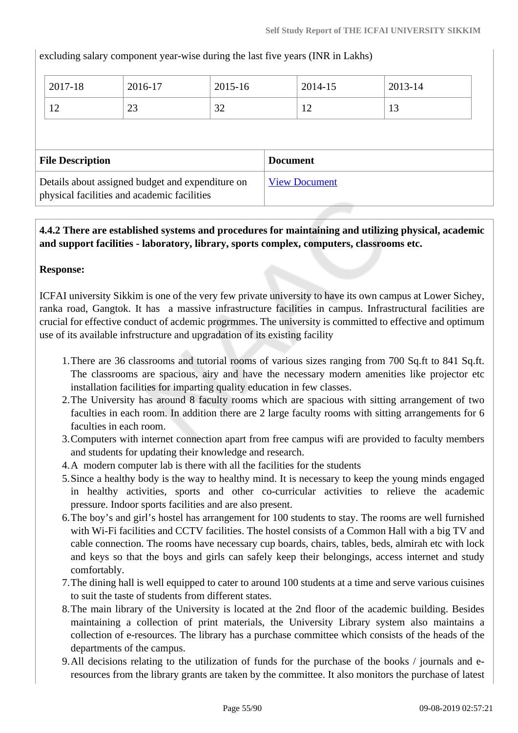excluding salary component year-wise during the last five years (INR in Lakhs)

| 2017-18 | 2016-17 | 2015-16 | 2014-15 | 2013-14 |
|---|---|---|---|---|
| 12 | 23 | 32 | 12 | 13 |

| File Description | Document |
|---|---|
| Details about assigned budget and expenditure on physical facilities and academic facilities | View Document |

**4.4.2 There are established systems and procedures for maintaining and utilizing physical, academic and support facilities - laboratory, library, sports complex, computers, classrooms etc.**

**Response:**

ICFAI university Sikkim is one of the very few private university to have its own campus at Lower Sichey, ranka road, Gangtok. It has a massive infrastructure facilities in campus. Infrastructural facilities are crucial for effective conduct of acdemic progrmmes. The university is committed to effective and optimum use of its available infrstructure and upgradation of its existing facility

1. There are 36 classrooms and tutorial rooms of various sizes ranging from 700 Sq.ft to 841 Sq.ft. The classrooms are spacious, airy and have the necessary modern amenities like projector etc installation facilities for imparting quality education in few classes.
2. The University has around 8 faculty rooms which are spacious with sitting arrangement of two faculties in each room. In addition there are 2 large faculty rooms with sitting arrangements for 6 faculties in each room.
3. Computers with internet connection apart from free campus wifi are provided to faculty members and students for updating their knowledge and research.
4. A modern computer lab is there with all the facilities for the students
5. Since a healthy body is the way to healthy mind. It is necessary to keep the young minds engaged in healthy activities, sports and other co-curricular activities to relieve the academic pressure. Indoor sports facilities and are also present.
6. The boy's and girl's hostel has arrangement for 100 students to stay. The rooms are well furnished with Wi-Fi facilities and CCTV facilities. The hostel consists of a Common Hall with a big TV and cable connection. The rooms have necessary cup boards, chairs, tables, beds, almirah etc with lock and keys so that the boys and girls can safely keep their belongings, access internet and study comfortably.
7. The dining hall is well equipped to cater to around 100 students at a time and serve various cuisines to suit the taste of students from different states.
8. The main library of the University is located at the 2nd floor of the academic building. Besides maintaining a collection of print materials, the University Library system also maintains a collection of e-resources. The library has a purchase committee which consists of the heads of the departments of the campus.
9. All decisions relating to the utilization of funds for the purchase of the books / journals and e-resources from the library grants are taken by the committee. It also monitors the purchase of latest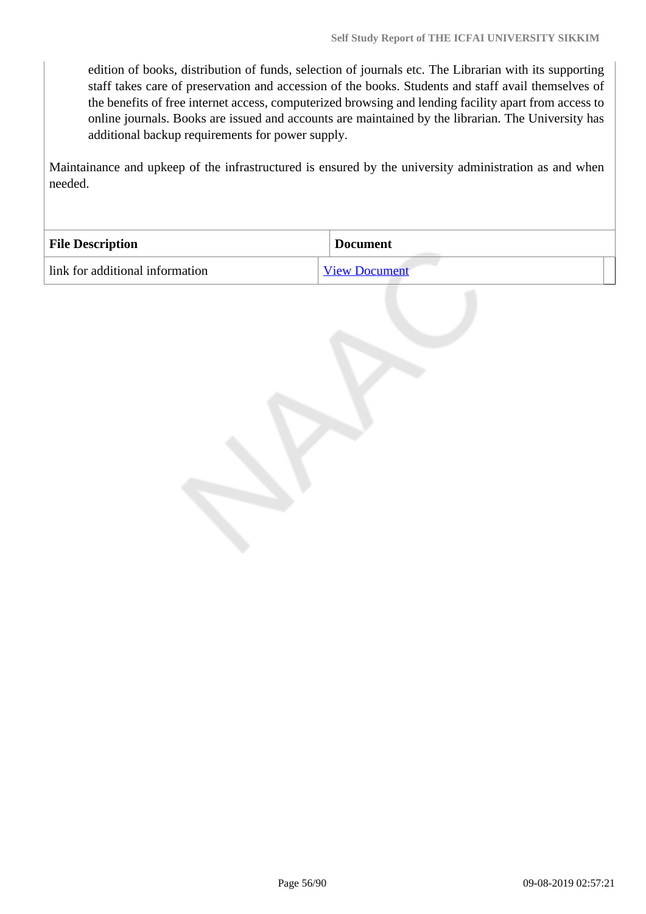edition of books, distribution of funds, selection of journals etc. The Librarian with its supporting staff takes care of preservation and accession of the books. Students and staff avail themselves of the benefits of free internet access, computerized browsing and lending facility apart from access to online journals. Books are issued and accounts are maintained by the librarian. The University has additional backup requirements for power supply.

Maintainance and upkeep of the infrastructured is ensured by the university administration as and when needed.

| File Description | Document |
|---|---|
| link for additional information | View Document |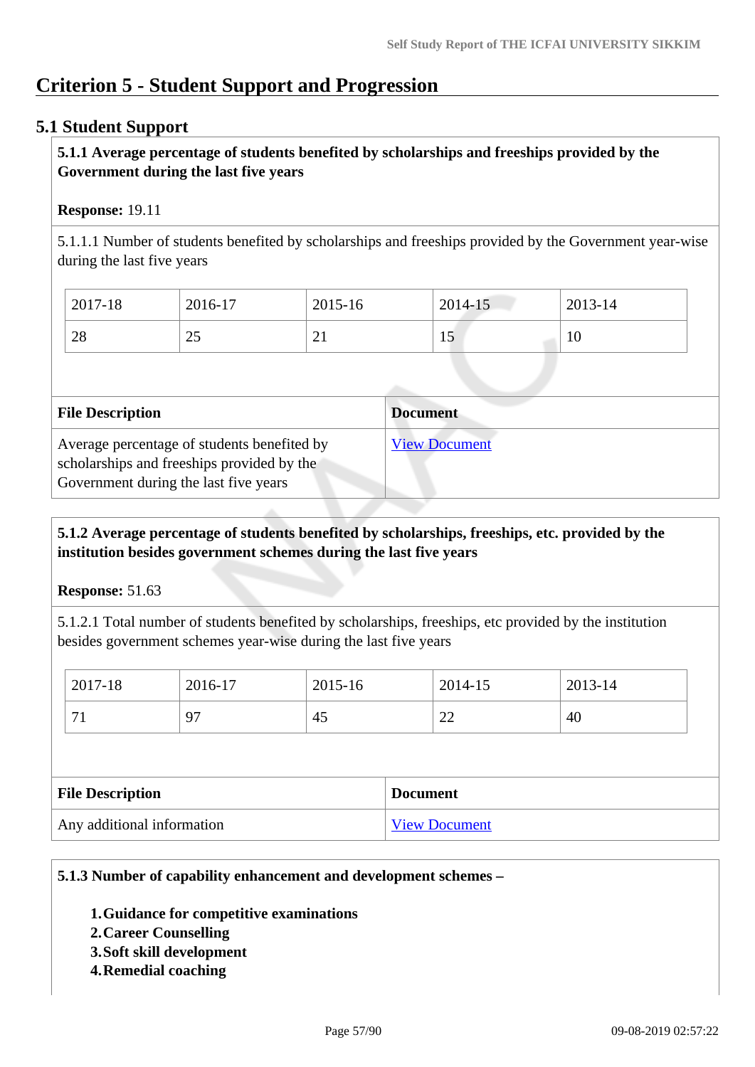# Criterion 5 - Student Support and Progression

## 5.1 Student Support

**5.1.1 Average percentage of students benefited by scholarships and freeships provided by the Government during the last five years**

**Response:** 19.11

5.1.1.1 Number of students benefited by scholarships and freeships provided by the Government year-wise during the last five years

| 2017-18 | 2016-17 | 2015-16 | 2014-15 | 2013-14 |
|---|---|---|---|---|
| 28 | 25 | 21 | 15 | 10 |

| File Description | Document |
|---|---|
| Average percentage of students benefited by scholarships and freeships provided by the Government during the last five years | View Document |

**5.1.2 Average percentage of students benefited by scholarships, freeships, etc. provided by the institution besides government schemes during the last five years**

**Response:** 51.63

5.1.2.1 Total number of students benefited by scholarships, freeships, etc provided by the institution besides government schemes year-wise during the last five years

| 2017-18 | 2016-17 | 2015-16 | 2014-15 | 2013-14 |
|---|---|---|---|---|
| 71 | 97 | 45 | 22 | 40 |

| File Description | Document |
|---|---|
| Any additional information | View Document |

**5.1.3 Number of capability enhancement and development schemes –**

1. **Guidance for competitive examinations**
2. **Career Counselling**
3. **Soft skill development**
4. **Remedial coaching**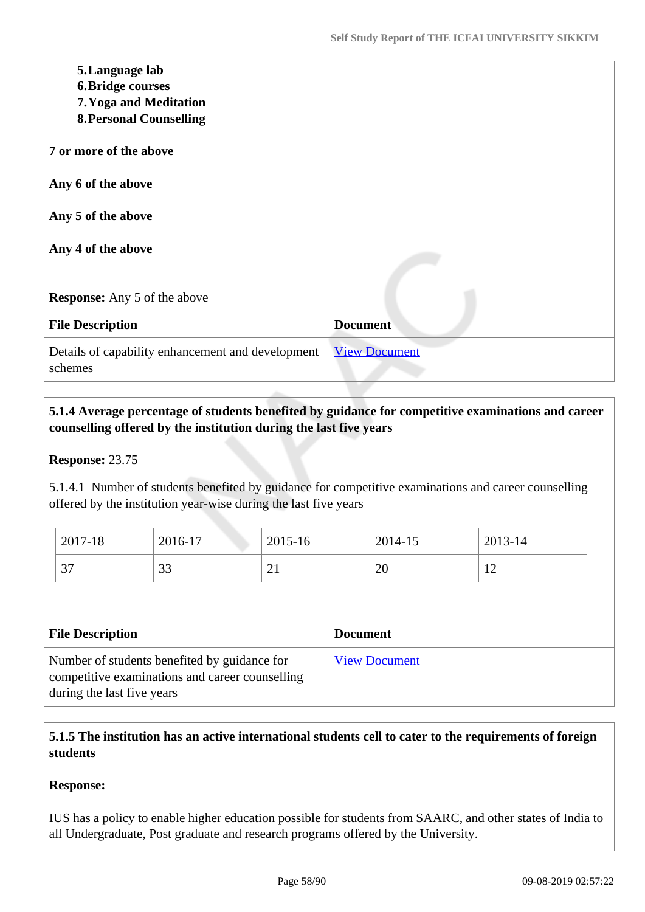5. **Language lab**
6. **Bridge courses**
7. **Yoga and Meditation**
8. **Personal Counselling**

**7 or more of the above**

**Any 6 of the above**

**Any 5 of the above**

**Any 4 of the above**

**Response:** Any 5 of the above

| File Description | Document |
|---|---|
| Details of capability enhancement and development schemes | View Document |

**5.1.4 Average percentage of students benefited by guidance for competitive examinations and career counselling offered by the institution during the last five years**

**Response:** 23.75

5.1.4.1 Number of students benefited by guidance for competitive examinations and career counselling offered by the institution year-wise during the last five years

| 2017-18 | 2016-17 | 2015-16 | 2014-15 | 2013-14 |
|---|---|---|---|---|
| 37 | 33 | 21 | 20 | 12 |

| File Description | Document |
|---|---|
| Number of students benefited by guidance for competitive examinations and career counselling during the last five years | View Document |

**5.1.5 The institution has an active international students cell to cater to the requirements of foreign students**

**Response:**

IUS has a policy to enable higher education possible for students from SAARC, and other states of India to all Undergraduate, Post graduate and research programs offered by the University.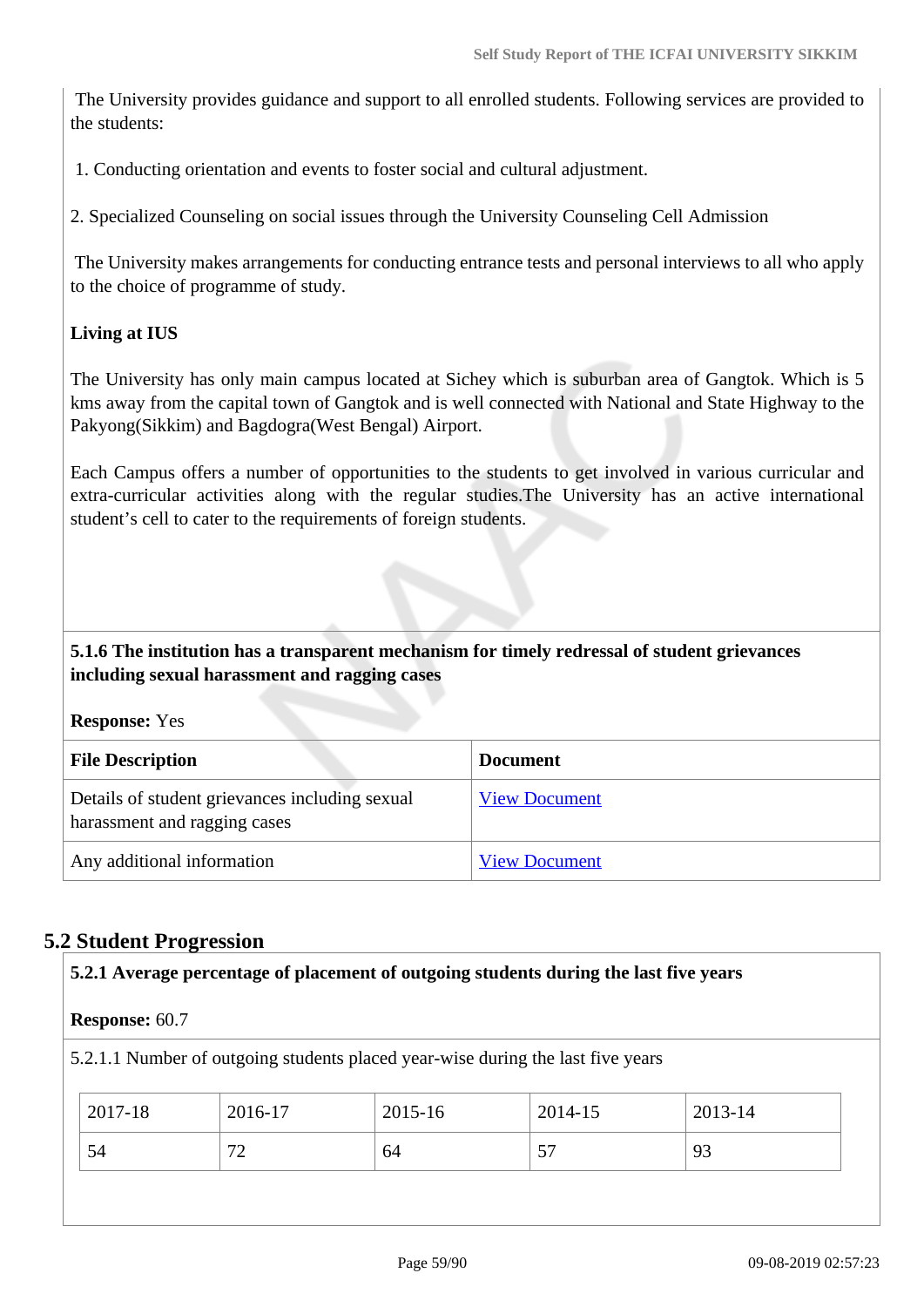The University provides guidance and support to all enrolled students. Following services are provided to the students:

1. Conducting orientation and events to foster social and cultural adjustment.

2. Specialized Counseling on social issues through the University Counseling Cell Admission

The University makes arrangements for conducting entrance tests and personal interviews to all who apply to the choice of programme of study.

**Living at IUS**

The University has only main campus located at Sichey which is suburban area of Gangtok. Which is 5 kms away from the capital town of Gangtok and is well connected with National and State Highway to the Pakyong(Sikkim) and Bagdogra(West Bengal) Airport.

Each Campus offers a number of opportunities to the students to get involved in various curricular and extra-curricular activities along with the regular studies.The University has an active international student's cell to cater to the requirements of foreign students.

**5.1.6 The institution has a transparent mechanism for timely redressal of student grievances including sexual harassment and ragging cases**

**Response:** Yes

| File Description | Document |
|---|---|
| Details of student grievances including sexual harassment and ragging cases | View Document |
| Any additional information | View Document |

## 5.2 Student Progression

**5.2.1 Average percentage of placement of outgoing students during the last five years**

**Response:** 60.7

5.2.1.1 Number of outgoing students placed year-wise during the last five years

| 2017-18 | 2016-17 | 2015-16 | 2014-15 | 2013-14 |
|---|---|---|---|---|
| 54 | 72 | 64 | 57 | 93 |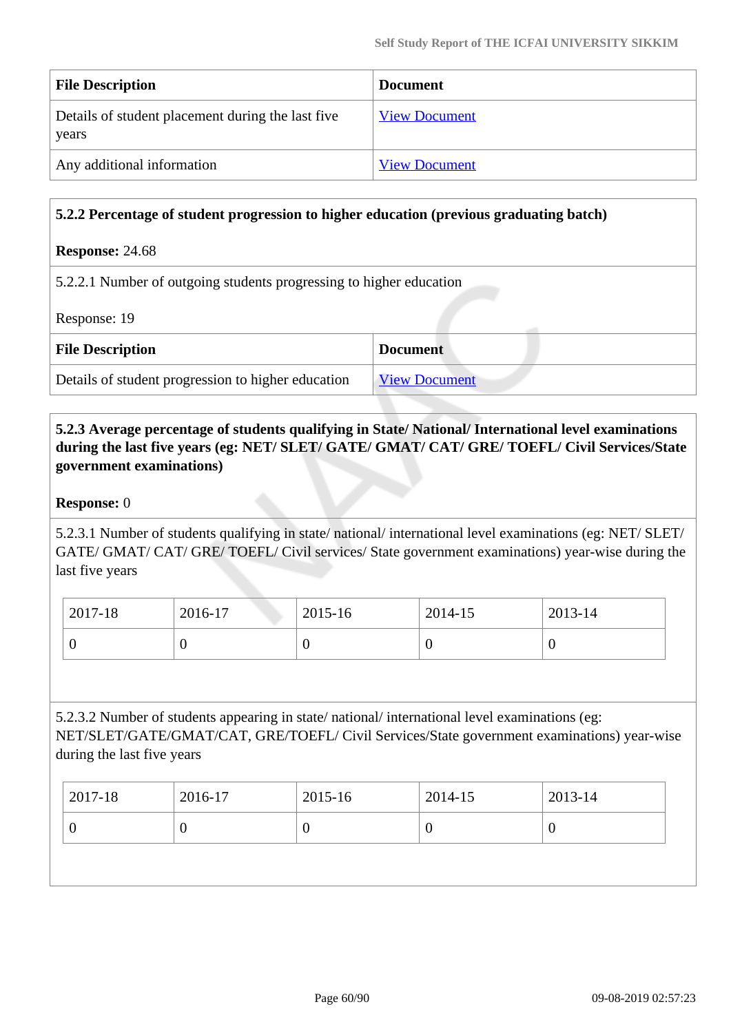| File Description | Document |
|---|---|
| Details of student placement during the last five years | View Document |
| Any additional information | View Document |

**5.2.2 Percentage of student progression to higher education (previous graduating batch)**

**Response:** 24.68

5.2.2.1 Number of outgoing students progressing to higher education

Response: 19

| File Description | Document |
|---|---|
| Details of student progression to higher education | View Document |

**5.2.3 Average percentage of students qualifying in State/ National/ International level examinations during the last five years (eg: NET/ SLET/ GATE/ GMAT/ CAT/ GRE/ TOEFL/ Civil Services/State government examinations)**

**Response:** 0

5.2.3.1 Number of students qualifying in state/ national/ international level examinations (eg: NET/ SLET/ GATE/ GMAT/ CAT/ GRE/ TOEFL/ Civil services/ State government examinations) year-wise during the last five years

| 2017-18 | 2016-17 | 2015-16 | 2014-15 | 2013-14 |
|---|---|---|---|---|
| 0 | 0 | 0 | 0 | 0 |

5.2.3.2 Number of students appearing in state/ national/ international level examinations (eg: NET/SLET/GATE/GMAT/CAT, GRE/TOEFL/ Civil Services/State government examinations) year-wise during the last five years

| 2017-18 | 2016-17 | 2015-16 | 2014-15 | 2013-14 |
|---|---|---|---|---|
| 0 | 0 | 0 | 0 | 0 |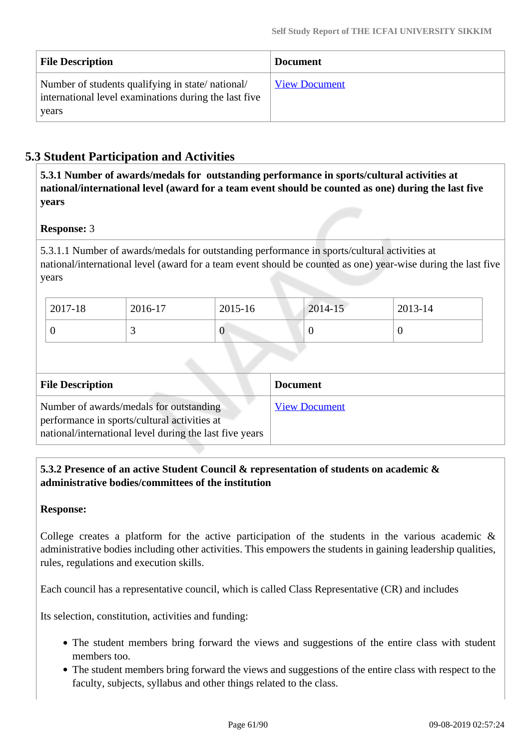| File Description | Document |
|---|---|
| Number of students qualifying in state/ national/ international level examinations during the last five years | View Document |

## 5.3 Student Participation and Activities

**5.3.1 Number of awards/medals for outstanding performance in sports/cultural activities at national/international level (award for a team event should be counted as one) during the last five years**

**Response:** 3

5.3.1.1 Number of awards/medals for outstanding performance in sports/cultural activities at national/international level (award for a team event should be counted as one) year-wise during the last five years

| 2017-18 | 2016-17 | 2015-16 | 2014-15 | 2013-14 |
|---|---|---|---|---|
| 0 | 3 | 0 | 0 | 0 |

| File Description | Document |
|---|---|
| Number of awards/medals for outstanding performance in sports/cultural activities at national/international level during the last five years | View Document |

**5.3.2 Presence of an active Student Council & representation of students on academic & administrative bodies/committees of the institution**

**Response:**

College creates a platform for the active participation of the students in the various academic & administrative bodies including other activities. This empowers the students in gaining leadership qualities, rules, regulations and execution skills.

Each council has a representative council, which is called Class Representative (CR) and includes

Its selection, constitution, activities and funding:

- The student members bring forward the views and suggestions of the entire class with student members too.
- The student members bring forward the views and suggestions of the entire class with respect to the faculty, subjects, syllabus and other things related to the class.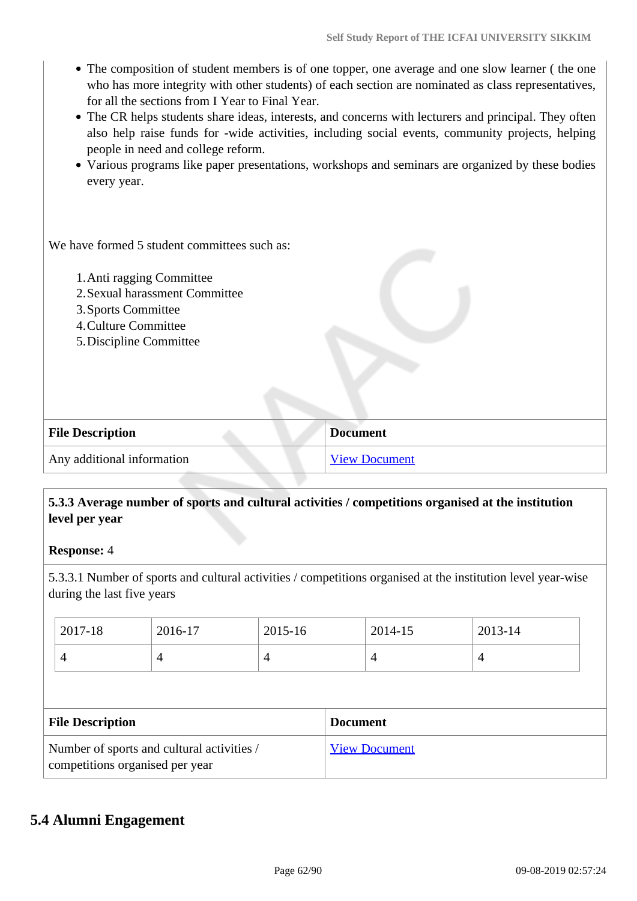- The composition of student members is of one topper, one average and one slow learner ( the one who has more integrity with other students) of each section are nominated as class representatives, for all the sections from I Year to Final Year.
- The CR helps students share ideas, interests, and concerns with lecturers and principal. They often also help raise funds for -wide activities, including social events, community projects, helping people in need and college reform.
- Various programs like paper presentations, workshops and seminars are organized by these bodies every year.

We have formed 5 student committees such as:

1. Anti ragging Committee
2. Sexual harassment Committee
3. Sports Committee
4. Culture Committee
5. Discipline Committee

| File Description | Document |
|---|---|
| Any additional information | View Document |

**5.3.3 Average number of sports and cultural activities / competitions organised at the institution level per year**

**Response:** 4

5.3.3.1 Number of sports and cultural activities / competitions organised at the institution level year-wise during the last five years

| 2017-18 | 2016-17 | 2015-16 | 2014-15 | 2013-14 |
|---|---|---|---|---|
| 4 | 4 | 4 | 4 | 4 |

| File Description | Document |
|---|---|
| Number of sports and cultural activities / competitions organised per year | View Document |

## 5.4 Alumni Engagement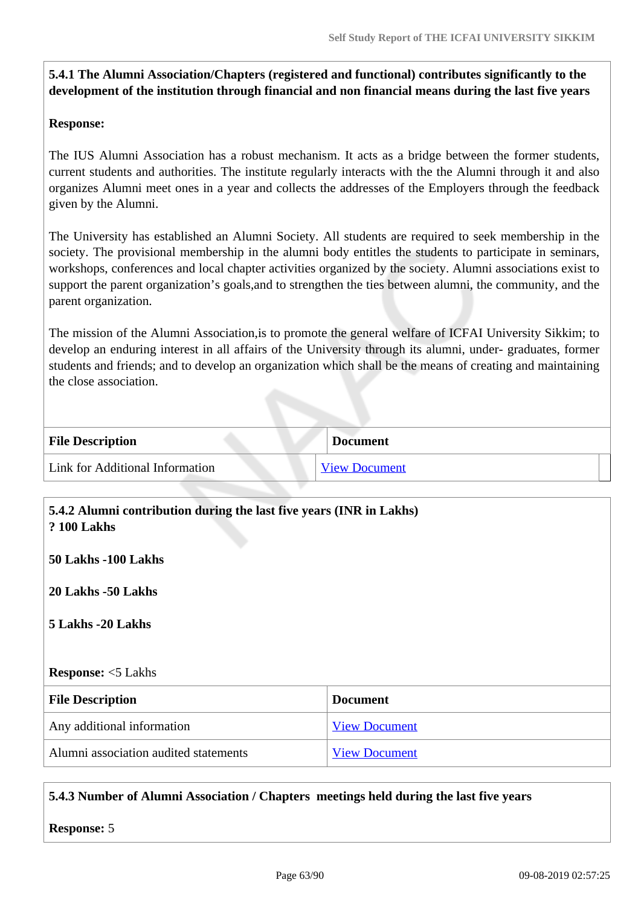**5.4.1 The Alumni Association/Chapters (registered and functional) contributes significantly to the development of the institution through financial and non financial means during the last five years**

**Response:**

The IUS Alumni Association has a robust mechanism. It acts as a bridge between the former students, current students and authorities. The institute regularly interacts with the the Alumni through it and also organizes Alumni meet ones in a year and collects the addresses of the Employers through the feedback given by the Alumni.

The University has established an Alumni Society. All students are required to seek membership in the society. The provisional membership in the alumni body entitles the students to participate in seminars, workshops, conferences and local chapter activities organized by the society. Alumni associations exist to support the parent organization's goals,and to strengthen the ties between alumni, the community, and the parent organization.

The mission of the Alumni Association,is to promote the general welfare of ICFAI University Sikkim; to develop an enduring interest in all affairs of the University through its alumni, under- graduates, former students and friends; and to develop an organization which shall be the means of creating and maintaining the close association.

| File Description | Document |
|---|---|
| Link for Additional Information | View Document |

**5.4.2 Alumni contribution during the last five years (INR in Lakhs)**
**? 100 Lakhs**

**50 Lakhs -100 Lakhs**

**20 Lakhs -50 Lakhs**

**5 Lakhs -20 Lakhs**

**Response:** <5 Lakhs

| File Description | Document |
|---|---|
| Any additional information | View Document |
| Alumni association audited statements | View Document |

**5.4.3 Number of Alumni Association / Chapters meetings held during the last five years**

**Response:** 5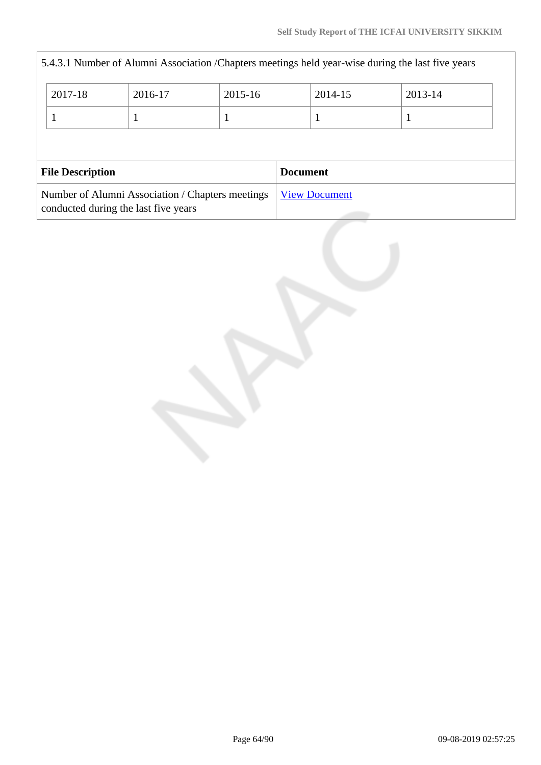5.4.3.1 Number of Alumni Association /Chapters meetings held year-wise during the last five years

| 2017-18 | 2016-17 | 2015-16 | 2014-15 | 2013-14 |
|---|---|---|---|---|
| 1 | 1 | 1 | 1 | 1 |

| File Description | Document |
|---|---|
| Number of Alumni Association / Chapters meetings conducted during the last five years | View Document |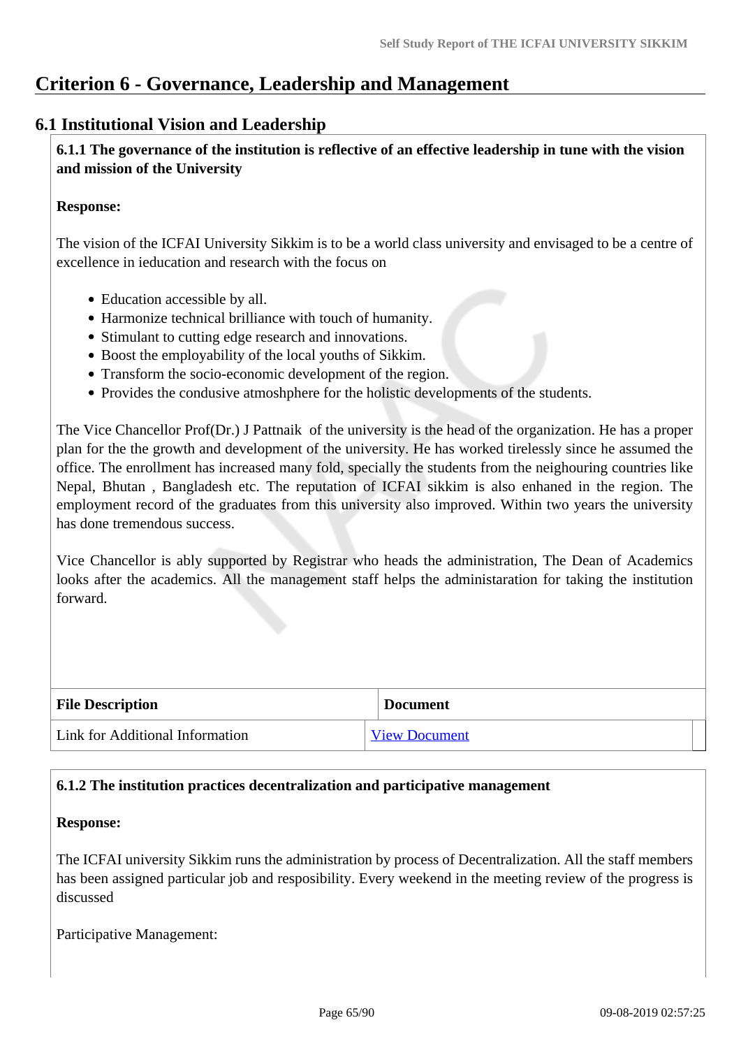# Criterion 6 - Governance, Leadership and Management

## 6.1 Institutional Vision and Leadership

**6.1.1 The governance of the institution is reflective of an effective leadership in tune with the vision and mission of the University**

**Response:**

The vision of the ICFAI University Sikkim is to be a world class university and envisaged to be a centre of excellence in ieducation and research with the focus on

- Education accessible by all.
- Harmonize technical brilliance with touch of humanity.
- Stimulant to cutting edge research and innovations.
- Boost the employability of the local youths of Sikkim.
- Transform the socio-economic development of the region.
- Provides the condusive atmoshphere for the holistic developments of the students.

The Vice Chancellor Prof(Dr.) J Pattnaik of the university is the head of the organization. He has a proper plan for the the growth and development of the university. He has worked tirelessly since he assumed the office. The enrollment has increased many fold, specially the students from the neighouring countries like Nepal, Bhutan , Bangladesh etc. The reputation of ICFAI sikkim is also enhaned in the region. The employment record of the graduates from this university also improved. Within two years the university has done tremendous success.

Vice Chancellor is ably supported by Registrar who heads the administration, The Dean of Academics looks after the academics. All the management staff helps the administaration for taking the institution forward.

| File Description | Document |
|---|---|
| Link for Additional Information | View Document |

**6.1.2 The institution practices decentralization and participative management**

**Response:**

The ICFAI university Sikkim runs the administration by process of Decentralization. All the staff members has been assigned particular job and resposibility. Every weekend in the meeting review of the progress is discussed

Participative Management: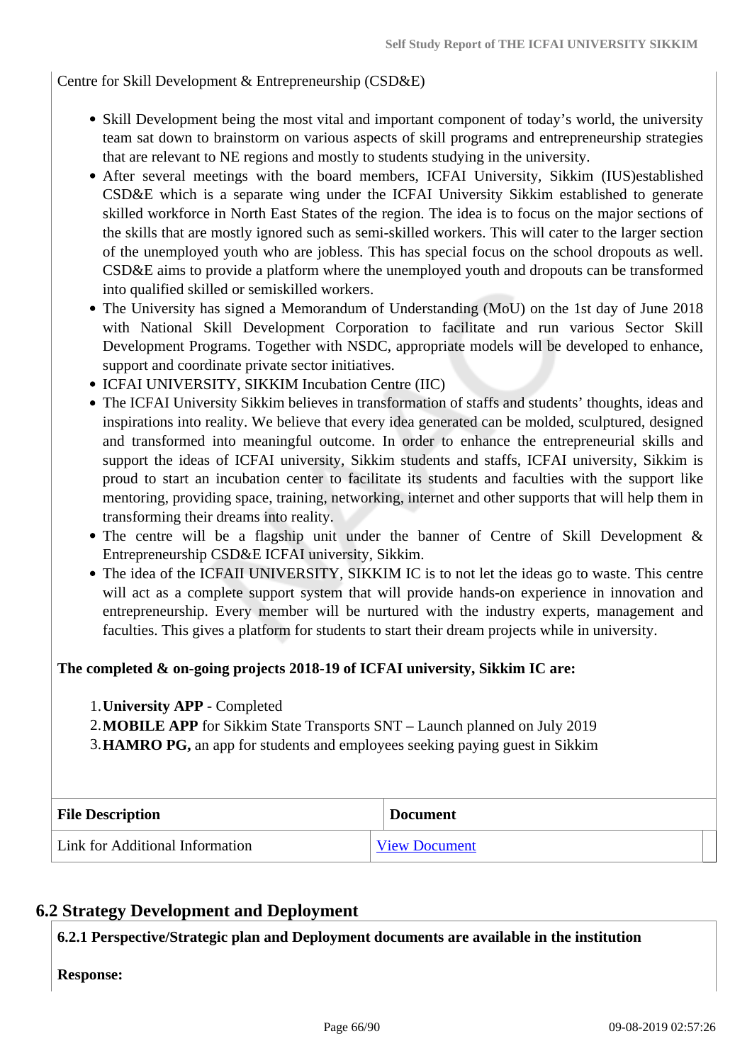Centre for Skill Development & Entrepreneurship (CSD&E)

- Skill Development being the most vital and important component of today's world, the university team sat down to brainstorm on various aspects of skill programs and entrepreneurship strategies that are relevant to NE regions and mostly to students studying in the university.
- After several meetings with the board members, ICFAI University, Sikkim (IUS)established CSD&E which is a separate wing under the ICFAI University Sikkim established to generate skilled workforce in North East States of the region. The idea is to focus on the major sections of the skills that are mostly ignored such as semi-skilled workers. This will cater to the larger section of the unemployed youth who are jobless. This has special focus on the school dropouts as well. CSD&E aims to provide a platform where the unemployed youth and dropouts can be transformed into qualified skilled or semiskilled workers.
- The University has signed a Memorandum of Understanding (MoU) on the 1st day of June 2018 with National Skill Development Corporation to facilitate and run various Sector Skill Development Programs. Together with NSDC, appropriate models will be developed to enhance, support and coordinate private sector initiatives.
- ICFAI UNIVERSITY, SIKKIM Incubation Centre (IIC)
- The ICFAI University Sikkim believes in transformation of staffs and students' thoughts, ideas and inspirations into reality. We believe that every idea generated can be molded, sculptured, designed and transformed into meaningful outcome. In order to enhance the entrepreneurial skills and support the ideas of ICFAI university, Sikkim students and staffs, ICFAI university, Sikkim is proud to start an incubation center to facilitate its students and faculties with the support like mentoring, providing space, training, networking, internet and other supports that will help them in transforming their dreams into reality.
- The centre will be a flagship unit under the banner of Centre of Skill Development & Entrepreneurship CSD&E ICFAI university, Sikkim.
- The idea of the ICFAII UNIVERSITY, SIKKIM IC is to not let the ideas go to waste. This centre will act as a complete support system that will provide hands-on experience in innovation and entrepreneurship. Every member will be nurtured with the industry experts, management and faculties. This gives a platform for students to start their dream projects while in university.

**The completed & on-going projects 2018-19 of ICFAI university, Sikkim IC are:**

1. **University APP** - Completed
2. **MOBILE APP** for Sikkim State Transports SNT – Launch planned on July 2019
3. **HAMRO PG,** an app for students and employees seeking paying guest in Sikkim

| File Description | Document |
|---|---|
| Link for Additional Information | View Document |

## 6.2 Strategy Development and Deployment

**6.2.1 Perspective/Strategic plan and Deployment documents are available in the institution**

**Response:**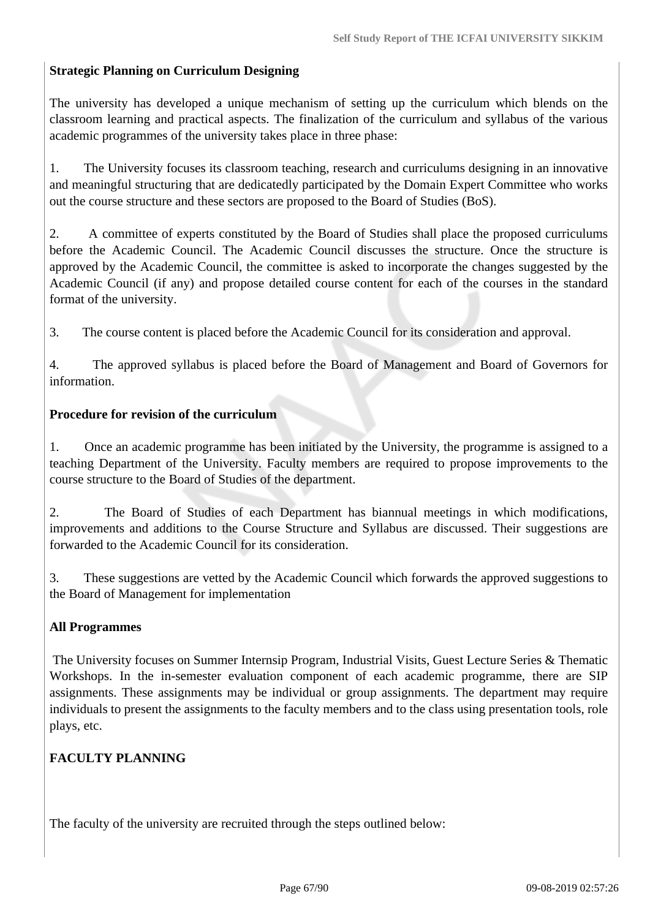**Strategic Planning on Curriculum Designing**

The university has developed a unique mechanism of setting up the curriculum which blends on the classroom learning and practical aspects. The finalization of the curriculum and syllabus of the various academic programmes of the university takes place in three phase:

1. The University focuses its classroom teaching, research and curriculums designing in an innovative and meaningful structuring that are dedicatedly participated by the Domain Expert Committee who works out the course structure and these sectors are proposed to the Board of Studies (BoS).

2. A committee of experts constituted by the Board of Studies shall place the proposed curriculums before the Academic Council. The Academic Council discusses the structure. Once the structure is approved by the Academic Council, the committee is asked to incorporate the changes suggested by the Academic Council (if any) and propose detailed course content for each of the courses in the standard format of the university.

3. The course content is placed before the Academic Council for its consideration and approval.

4. The approved syllabus is placed before the Board of Management and Board of Governors for information.

**Procedure for revision of the curriculum**

1. Once an academic programme has been initiated by the University, the programme is assigned to a teaching Department of the University. Faculty members are required to propose improvements to the course structure to the Board of Studies of the department.

2. The Board of Studies of each Department has biannual meetings in which modifications, improvements and additions to the Course Structure and Syllabus are discussed. Their suggestions are forwarded to the Academic Council for its consideration.

3. These suggestions are vetted by the Academic Council which forwards the approved suggestions to the Board of Management for implementation

**All Programmes**

The University focuses on Summer Internsip Program, Industrial Visits, Guest Lecture Series & Thematic Workshops. In the in-semester evaluation component of each academic programme, there are SIP assignments. These assignments may be individual or group assignments. The department may require individuals to present the assignments to the faculty members and to the class using presentation tools, role plays, etc.

**FACULTY PLANNING**

The faculty of the university are recruited through the steps outlined below: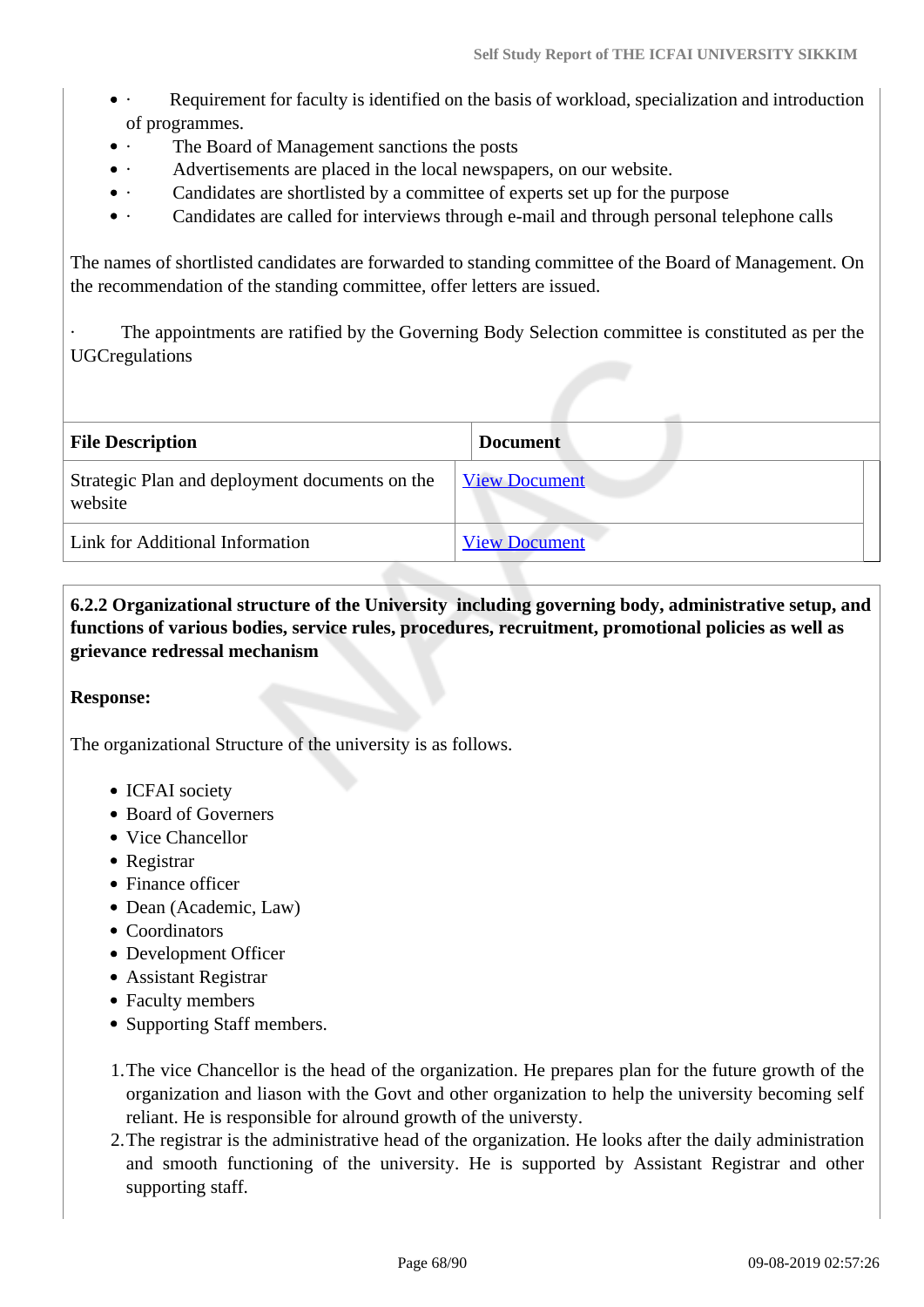- · Requirement for faculty is identified on the basis of workload, specialization and introduction of programmes.
- · The Board of Management sanctions the posts
- · Advertisements are placed in the local newspapers, on our website.
- · Candidates are shortlisted by a committee of experts set up for the purpose
- · Candidates are called for interviews through e-mail and through personal telephone calls

The names of shortlisted candidates are forwarded to standing committee of the Board of Management. On the recommendation of the standing committee, offer letters are issued.

· The appointments are ratified by the Governing Body Selection committee is constituted as per the UGCregulations

| File Description | Document |
|---|---|
| Strategic Plan and deployment documents on the website | View Document |
| Link for Additional Information | View Document |

**6.2.2 Organizational structure of the University including governing body, administrative setup, and functions of various bodies, service rules, procedures, recruitment, promotional policies as well as grievance redressal mechanism**

**Response:**

The organizational Structure of the university is as follows.

- ICFAI society
- Board of Governers
- Vice Chancellor
- Registrar
- Finance officer
- Dean (Academic, Law)
- Coordinators
- Development Officer
- Assistant Registrar
- Faculty members
- Supporting Staff members.

1. The vice Chancellor is the head of the organization. He prepares plan for the future growth of the organization and liason with the Govt and other organization to help the university becoming self reliant. He is responsible for alround growth of the universty.
2. The registrar is the administrative head of the organization. He looks after the daily administration and smooth functioning of the university. He is supported by Assistant Registrar and other supporting staff.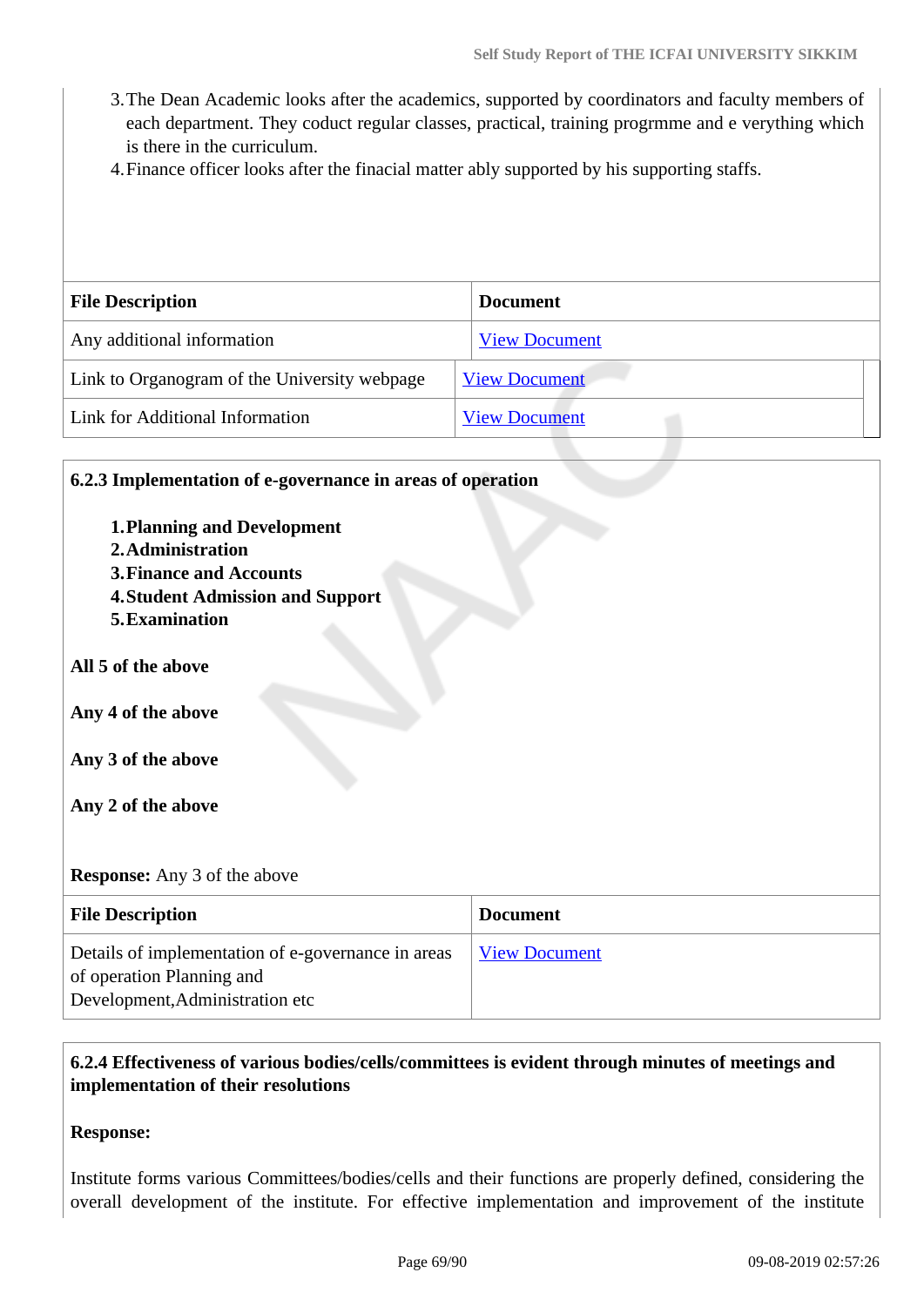3. The Dean Academic looks after the academics, supported by coordinators and faculty members of each department. They coduct regular classes, practical, training progrmme and e verything which is there in the curriculum.
4. Finance officer looks after the finacial matter ably supported by his supporting staffs.

| File Description | Document |
|---|---|
| Any additional information | View Document |
| Link to Organogram of the University webpage | View Document |
| Link for Additional Information | View Document |

**6.2.3 Implementation of e-governance in areas of operation**

1. **Planning and Development**
2. **Administration**
3. **Finance and Accounts**
4. **Student Admission and Support**
5. **Examination**

**All 5 of the above**

**Any 4 of the above**

**Any 3 of the above**

**Any 2 of the above**

**Response:** Any 3 of the above

| File Description | Document |
|---|---|
| Details of implementation of e-governance in areas of operation Planning and Development,Administration etc | View Document |

**6.2.4 Effectiveness of various bodies/cells/committees is evident through minutes of meetings and implementation of their resolutions**

**Response:**

Institute forms various Committees/bodies/cells and their functions are properly defined, considering the overall development of the institute. For effective implementation and improvement of the institute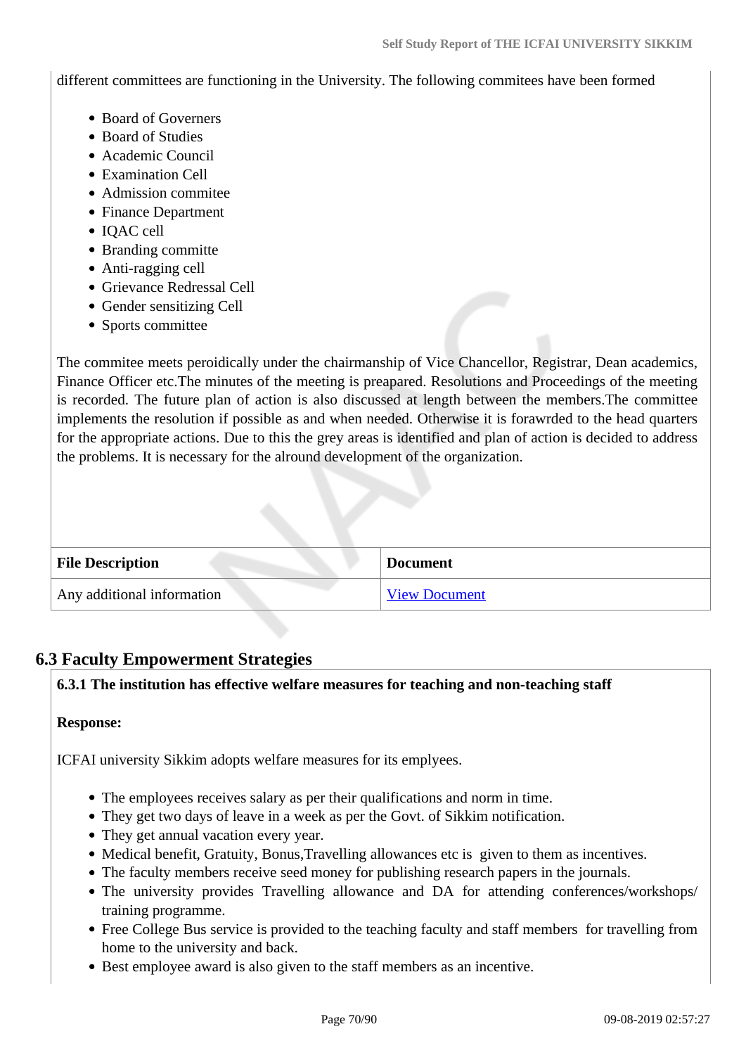different committees are functioning in the University. The following commitees have been formed

- Board of Governers
- Board of Studies
- Academic Council
- Examination Cell
- Admission commitee
- Finance Department
- IQAC cell
- Branding committe
- Anti-ragging cell
- Grievance Redressal Cell
- Gender sensitizing Cell
- Sports committee

The commitee meets peroidically under the chairmanship of Vice Chancellor, Registrar, Dean academics, Finance Officer etc.The minutes of the meeting is preapared. Resolutions and Proceedings of the meeting is recorded. The future plan of action is also discussed at length between the members.The committee implements the resolution if possible as and when needed. Otherwise it is forawrded to the head quarters for the appropriate actions. Due to this the grey areas is identified and plan of action is decided to address the problems. It is necessary for the alround development of the organization.

| File Description | Document |
|---|---|
| Any additional information | View Document |

## 6.3 Faculty Empowerment Strategies

**6.3.1 The institution has effective welfare measures for teaching and non-teaching staff**

**Response:**

ICFAI university Sikkim adopts welfare measures for its emplyees.

- The employees receives salary as per their qualifications and norm in time.
- They get two days of leave in a week as per the Govt. of Sikkim notification.
- They get annual vacation every year.
- Medical benefit, Gratuity, Bonus,Travelling allowances etc is given to them as incentives.
- The faculty members receive seed money for publishing research papers in the journals.
- The university provides Travelling allowance and DA for attending conferences/workshops/ training programme.
- Free College Bus service is provided to the teaching faculty and staff members for travelling from home to the university and back.
- Best employee award is also given to the staff members as an incentive.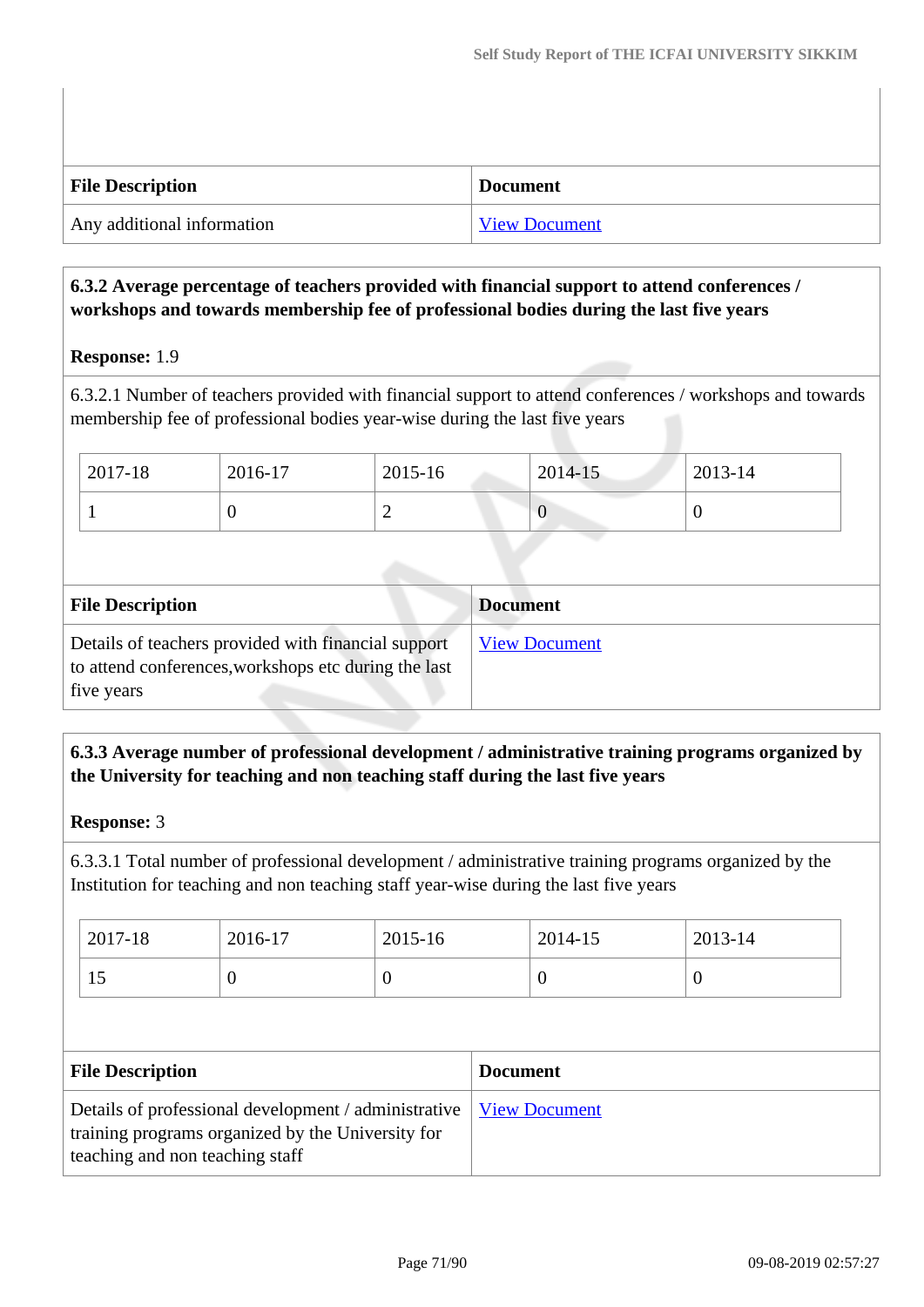| File Description | Document |
| --- | --- |
| Any additional information | View Document |

**6.3.2 Average percentage of teachers provided with financial support to attend conferences / workshops and towards membership fee of professional bodies during the last five years**

**Response:** 1.9

6.3.2.1 Number of teachers provided with financial support to attend conferences / workshops and towards membership fee of professional bodies year-wise during the last five years

| 2017-18 | 2016-17 | 2015-16 | 2014-15 | 2013-14 |
| --- | --- | --- | --- | --- |
| 1 | 0 | 2 | 0 | 0 |

| File Description | Document |
| --- | --- |
| Details of teachers provided with financial support to attend conferences,workshops etc during the last five years | View Document |

**6.3.3 Average number of professional development / administrative training programs organized by the University for teaching and non teaching staff during the last five years**

**Response:** 3

6.3.3.1 Total number of professional development / administrative training programs organized by the Institution for teaching and non teaching staff year-wise during the last five years

| 2017-18 | 2016-17 | 2015-16 | 2014-15 | 2013-14 |
| --- | --- | --- | --- | --- |
| 15 | 0 | 0 | 0 | 0 |

| File Description | Document |
| --- | --- |
| Details of professional development / administrative training programs organized by the University for teaching and non teaching staff | View Document |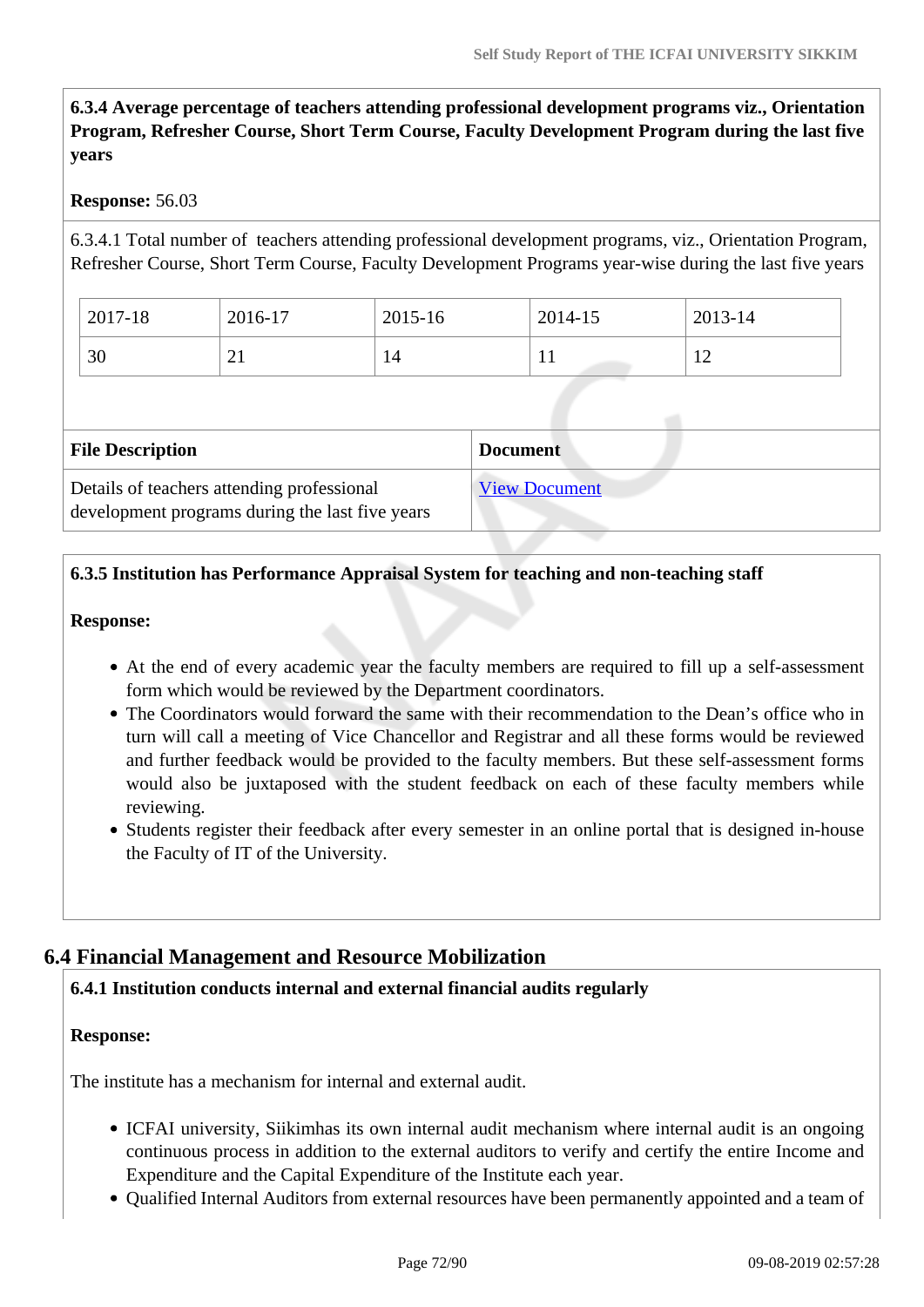**6.3.4 Average percentage of teachers attending professional development programs viz., Orientation Program, Refresher Course, Short Term Course, Faculty Development Program during the last five years**

**Response:** 56.03

6.3.4.1 Total number of teachers attending professional development programs, viz., Orientation Program, Refresher Course, Short Term Course, Faculty Development Programs year-wise during the last five years

| 2017-18 | 2016-17 | 2015-16 | 2014-15 | 2013-14 |
|---|---|---|---|---|
| 30 | 21 | 14 | 11 | 12 |

| File Description | Document |
|---|---|
| Details of teachers attending professional development programs during the last five years | View Document |

**6.3.5 Institution has Performance Appraisal System for teaching and non-teaching staff**

**Response:**

- At the end of every academic year the faculty members are required to fill up a self-assessment form which would be reviewed by the Department coordinators.
- The Coordinators would forward the same with their recommendation to the Dean's office who in turn will call a meeting of Vice Chancellor and Registrar and all these forms would be reviewed and further feedback would be provided to the faculty members. But these self-assessment forms would also be juxtaposed with the student feedback on each of these faculty members while reviewing.
- Students register their feedback after every semester in an online portal that is designed in-house the Faculty of IT of the University.

## 6.4 Financial Management and Resource Mobilization

**6.4.1 Institution conducts internal and external financial audits regularly**

**Response:**

The institute has a mechanism for internal and external audit.

- ICFAI university, Siikimhas its own internal audit mechanism where internal audit is an ongoing continuous process in addition to the external auditors to verify and certify the entire Income and Expenditure and the Capital Expenditure of the Institute each year.
- Qualified Internal Auditors from external resources have been permanently appointed and a team of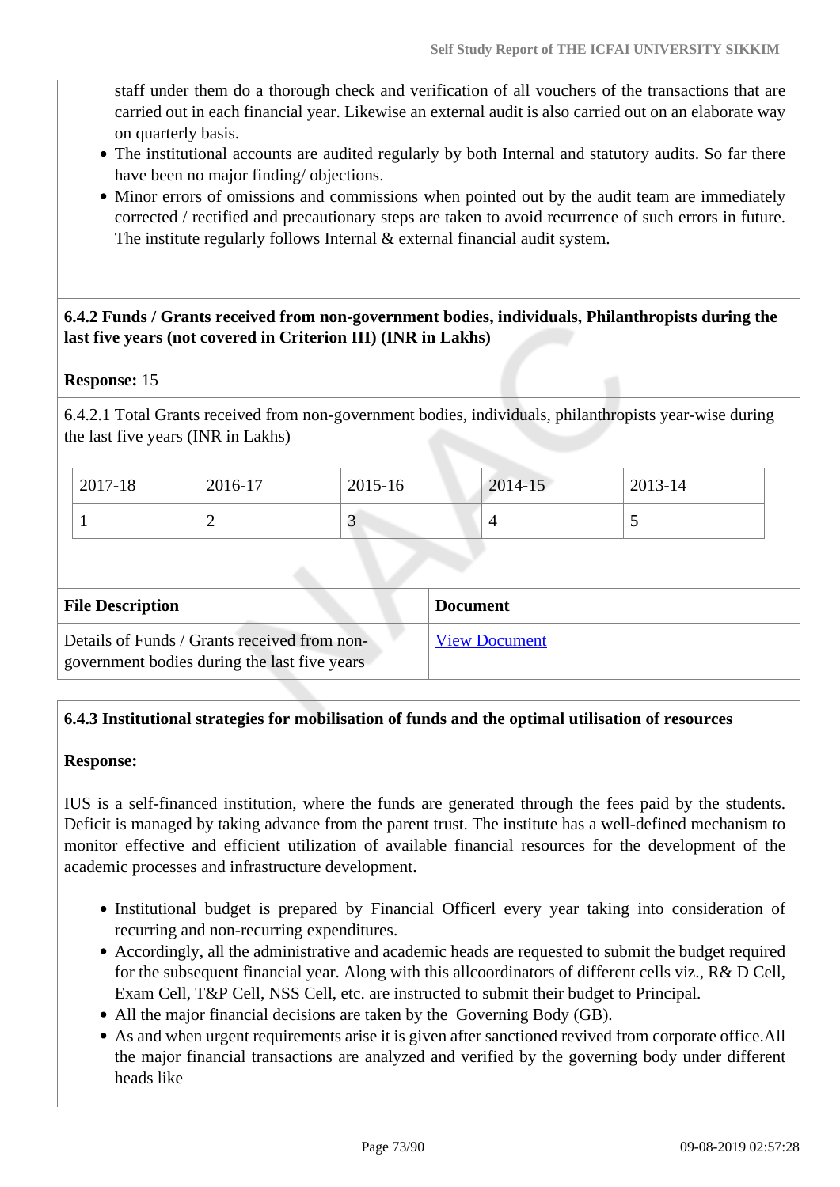staff under them do a thorough check and verification of all vouchers of the transactions that are carried out in each financial year. Likewise an external audit is also carried out on an elaborate way on quarterly basis.

- The institutional accounts are audited regularly by both Internal and statutory audits. So far there have been no major finding/ objections.
- Minor errors of omissions and commissions when pointed out by the audit team are immediately corrected / rectified and precautionary steps are taken to avoid recurrence of such errors in future. The institute regularly follows Internal & external financial audit system.

**6.4.2 Funds / Grants received from non-government bodies, individuals, Philanthropists during the last five years (not covered in Criterion III) (INR in Lakhs)**

**Response:** 15

6.4.2.1 Total Grants received from non-government bodies, individuals, philanthropists year-wise during the last five years (INR in Lakhs)

| 2017-18 | 2016-17 | 2015-16 | 2014-15 | 2013-14 |
|---|---|---|---|---|
| 1 | 2 | 3 | 4 | 5 |

| File Description | Document |
|---|---|
| Details of Funds / Grants received from non-government bodies during the last five years | View Document |

**6.4.3 Institutional strategies for mobilisation of funds and the optimal utilisation of resources**

**Response:**

IUS is a self-financed institution, where the funds are generated through the fees paid by the students. Deficit is managed by taking advance from the parent trust. The institute has a well-defined mechanism to monitor effective and efficient utilization of available financial resources for the development of the academic processes and infrastructure development.

- Institutional budget is prepared by Financial Officerl every year taking into consideration of recurring and non-recurring expenditures.
- Accordingly, all the administrative and academic heads are requested to submit the budget required for the subsequent financial year. Along with this allcoordinators of different cells viz., R& D Cell, Exam Cell, T&P Cell, NSS Cell, etc. are instructed to submit their budget to Principal.
- All the major financial decisions are taken by the Governing Body (GB).
- As and when urgent requirements arise it is given after sanctioned revived from corporate office.All the major financial transactions are analyzed and verified by the governing body under different heads like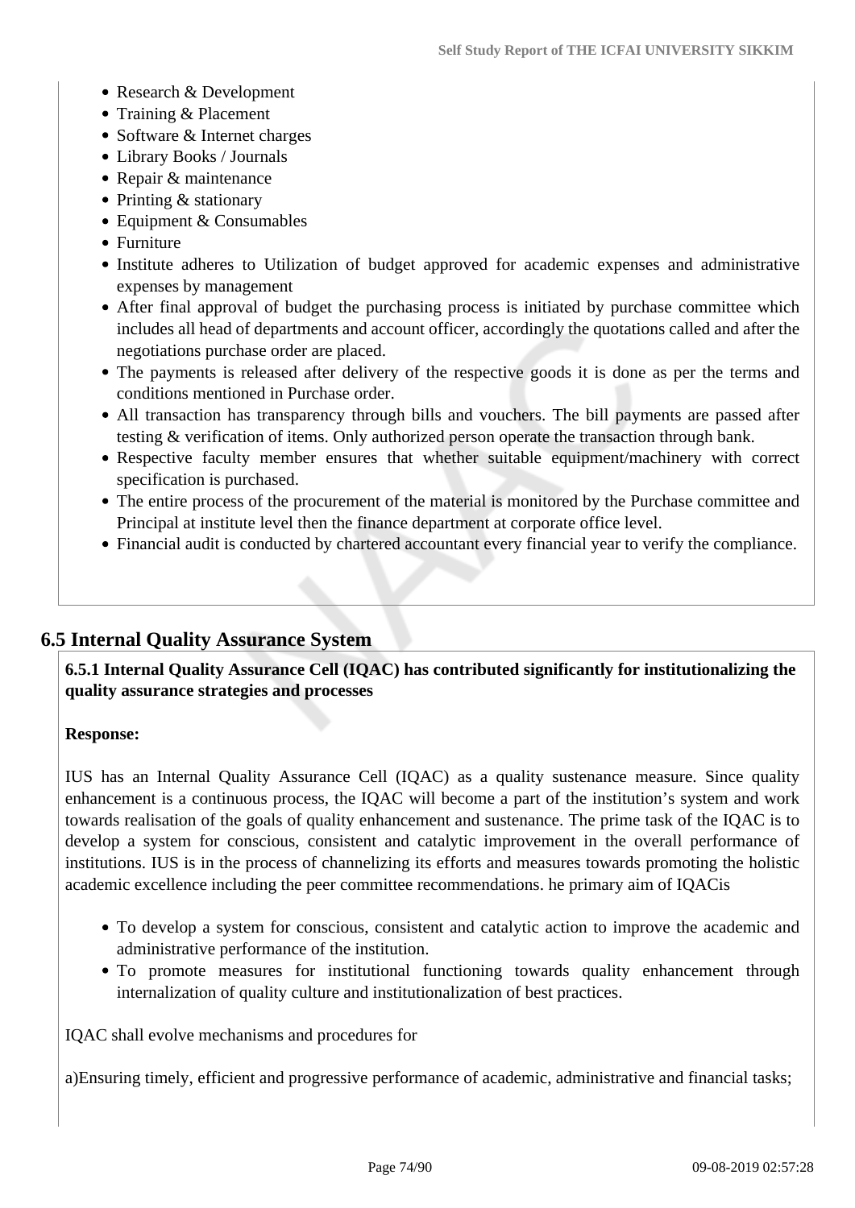- Research & Development
- Training & Placement
- Software & Internet charges
- Library Books / Journals
- Repair & maintenance
- Printing & stationary
- Equipment & Consumables
- Furniture
- Institute adheres to Utilization of budget approved for academic expenses and administrative expenses by management
- After final approval of budget the purchasing process is initiated by purchase committee which includes all head of departments and account officer, accordingly the quotations called and after the negotiations purchase order are placed.
- The payments is released after delivery of the respective goods it is done as per the terms and conditions mentioned in Purchase order.
- All transaction has transparency through bills and vouchers. The bill payments are passed after testing & verification of items. Only authorized person operate the transaction through bank.
- Respective faculty member ensures that whether suitable equipment/machinery with correct specification is purchased.
- The entire process of the procurement of the material is monitored by the Purchase committee and Principal at institute level then the finance department at corporate office level.
- Financial audit is conducted by chartered accountant every financial year to verify the compliance.

## 6.5 Internal Quality Assurance System

**6.5.1 Internal Quality Assurance Cell (IQAC) has contributed significantly for institutionalizing the quality assurance strategies and processes**

**Response:**

IUS has an Internal Quality Assurance Cell (IQAC) as a quality sustenance measure. Since quality enhancement is a continuous process, the IQAC will become a part of the institution's system and work towards realisation of the goals of quality enhancement and sustenance. The prime task of the IQAC is to develop a system for conscious, consistent and catalytic improvement in the overall performance of institutions. IUS is in the process of channelizing its efforts and measures towards promoting the holistic academic excellence including the peer committee recommendations. he primary aim of IQACis

- To develop a system for conscious, consistent and catalytic action to improve the academic and administrative performance of the institution.
- To promote measures for institutional functioning towards quality enhancement through internalization of quality culture and institutionalization of best practices.

IQAC shall evolve mechanisms and procedures for

a)Ensuring timely, efficient and progressive performance of academic, administrative and financial tasks;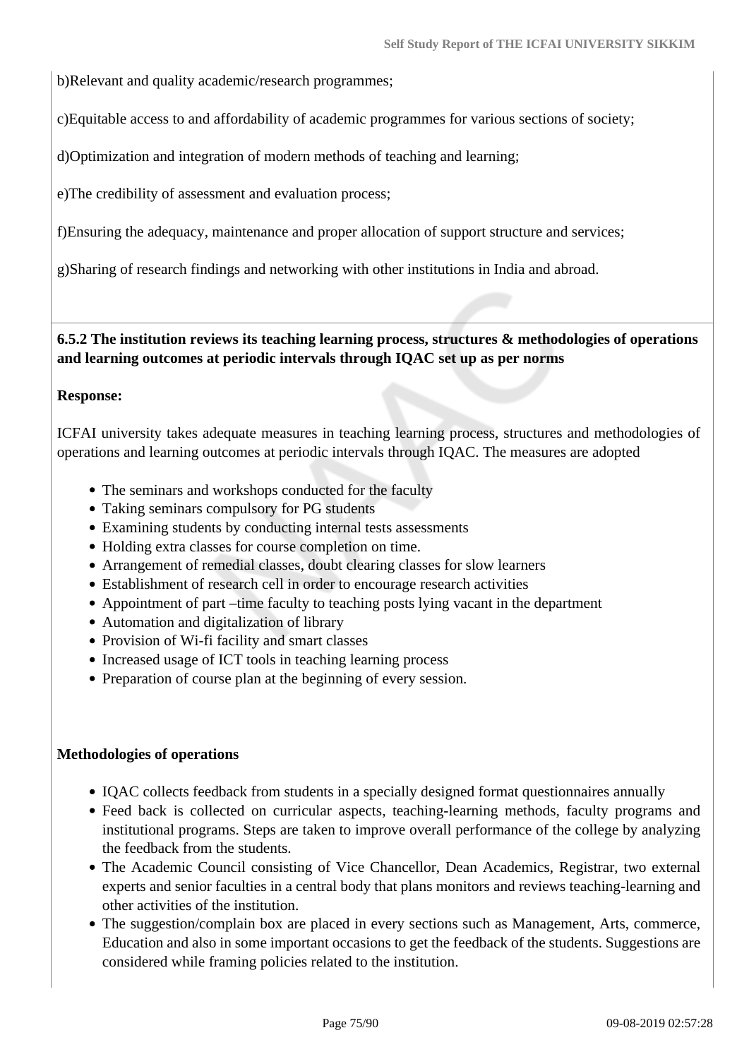b)Relevant and quality academic/research programmes;

c)Equitable access to and affordability of academic programmes for various sections of society;

d)Optimization and integration of modern methods of teaching and learning;

e)The credibility of assessment and evaluation process;

f)Ensuring the adequacy, maintenance and proper allocation of support structure and services;

g)Sharing of research findings and networking with other institutions in India and abroad.

**6.5.2 The institution reviews its teaching learning process, structures & methodologies of operations and learning outcomes at periodic intervals through IQAC set up as per norms**

**Response:**

ICFAI university takes adequate measures in teaching learning process, structures and methodologies of operations and learning outcomes at periodic intervals through IQAC. The measures are adopted

- The seminars and workshops conducted for the faculty
- Taking seminars compulsory for PG students
- Examining students by conducting internal tests assessments
- Holding extra classes for course completion on time.
- Arrangement of remedial classes, doubt clearing classes for slow learners
- Establishment of research cell in order to encourage research activities
- Appointment of part –time faculty to teaching posts lying vacant in the department
- Automation and digitalization of library
- Provision of Wi-fi facility and smart classes
- Increased usage of ICT tools in teaching learning process
- Preparation of course plan at the beginning of every session.

**Methodologies of operations**

- IQAC collects feedback from students in a specially designed format questionnaires annually
- Feed back is collected on curricular aspects, teaching-learning methods, faculty programs and institutional programs. Steps are taken to improve overall performance of the college by analyzing the feedback from the students.
- The Academic Council consisting of Vice Chancellor, Dean Academics, Registrar, two external experts and senior faculties in a central body that plans monitors and reviews teaching-learning and other activities of the institution.
- The suggestion/complain box are placed in every sections such as Management, Arts, commerce, Education and also in some important occasions to get the feedback of the students. Suggestions are considered while framing policies related to the institution.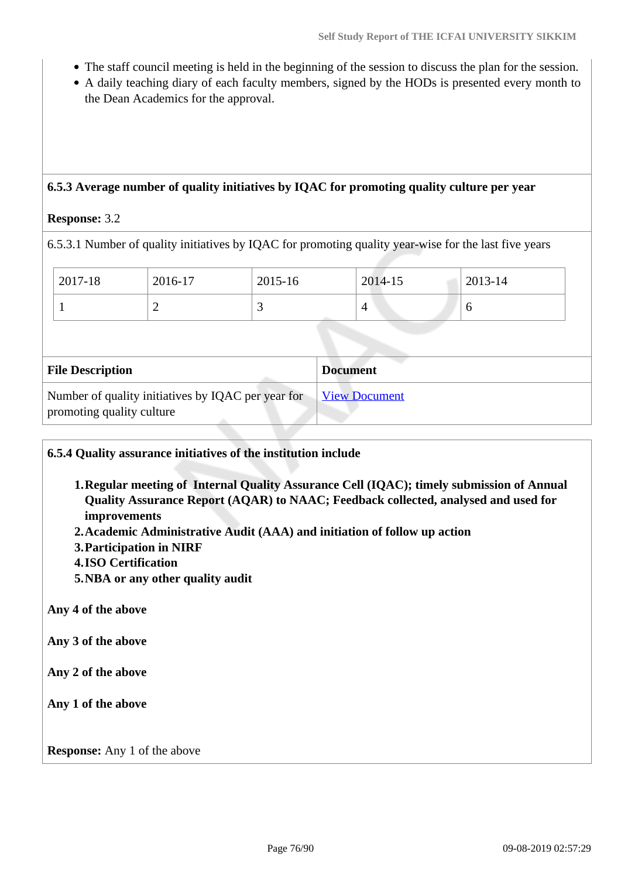- The staff council meeting is held in the beginning of the session to discuss the plan for the session.
- A daily teaching diary of each faculty members, signed by the HODs is presented every month to the Dean Academics for the approval.

**6.5.3 Average number of quality initiatives by IQAC for promoting quality culture per year**

**Response:** 3.2

6.5.3.1 Number of quality initiatives by IQAC for promoting quality year-wise for the last five years

| 2017-18 | 2016-17 | 2015-16 | 2014-15 | 2013-14 |
|---|---|---|---|---|
| 1 | 2 | 3 | 4 | 6 |

| File Description | Document |
|---|---|
| Number of quality initiatives by IQAC per year for promoting quality culture | View Document |

**6.5.4 Quality assurance initiatives of the institution include**

1. **Regular meeting of Internal Quality Assurance Cell (IQAC); timely submission of Annual Quality Assurance Report (AQAR) to NAAC; Feedback collected, analysed and used for improvements**
2. **Academic Administrative Audit (AAA) and initiation of follow up action**
3. **Participation in NIRF**
4. **ISO Certification**
5. **NBA or any other quality audit**

**Any 4 of the above**

**Any 3 of the above**

**Any 2 of the above**

**Any 1 of the above**

**Response:** Any 1 of the above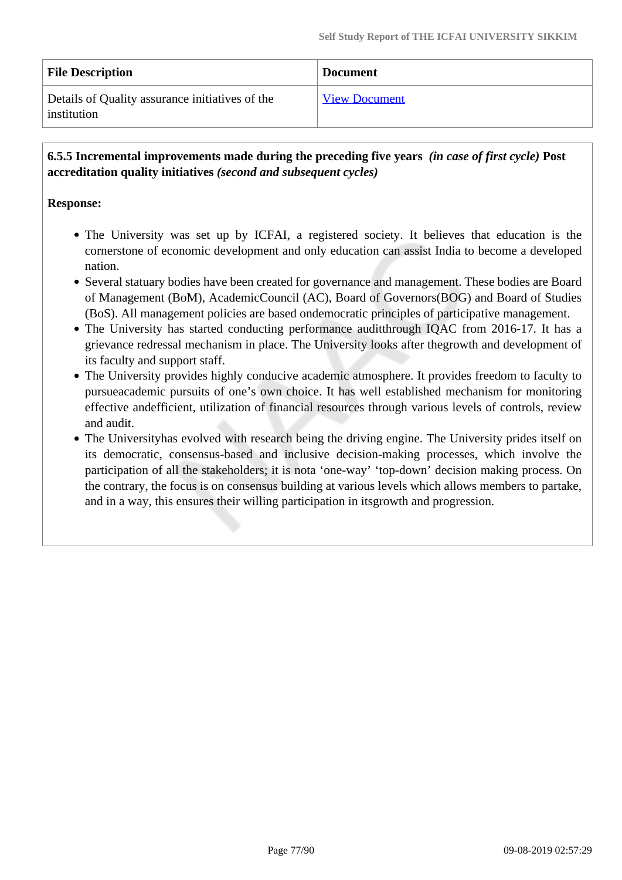| File Description | Document |
|---|---|
| Details of Quality assurance initiatives of the institution | [View Document] |

**6.5.5 Incremental improvements made during the preceding five years** ***(in case of first cycle)*** **Post accreditation quality initiatives** ***(second and subsequent cycles)***

**Response:**

- The University was set up by ICFAI, a registered society. It believes that education is the cornerstone of economic development and only education can assist India to become a developed nation.
- Several statuary bodies have been created for governance and management. These bodies are Board of Management (BoM), AcademicCouncil (AC), Board of Governors(BOG) and Board of Studies (BoS). All management policies are based ondemocratic principles of participative management.
- The University has started conducting performance auditthrough IQAC from 2016-17. It has a grievance redressal mechanism in place. The University looks after thegrowth and development of its faculty and support staff.
- The University provides highly conducive academic atmosphere. It provides freedom to faculty to pursueacademic pursuits of one's own choice. It has well established mechanism for monitoring effective andefficient, utilization of financial resources through various levels of controls, review and audit.
- The Universityhas evolved with research being the driving engine. The University prides itself on its democratic, consensus-based and inclusive decision-making processes, which involve the participation of all the stakeholders; it is nota 'one-way' 'top-down' decision making process. On the contrary, the focus is on consensus building at various levels which allows members to partake, and in a way, this ensures their willing participation in itsgrowth and progression.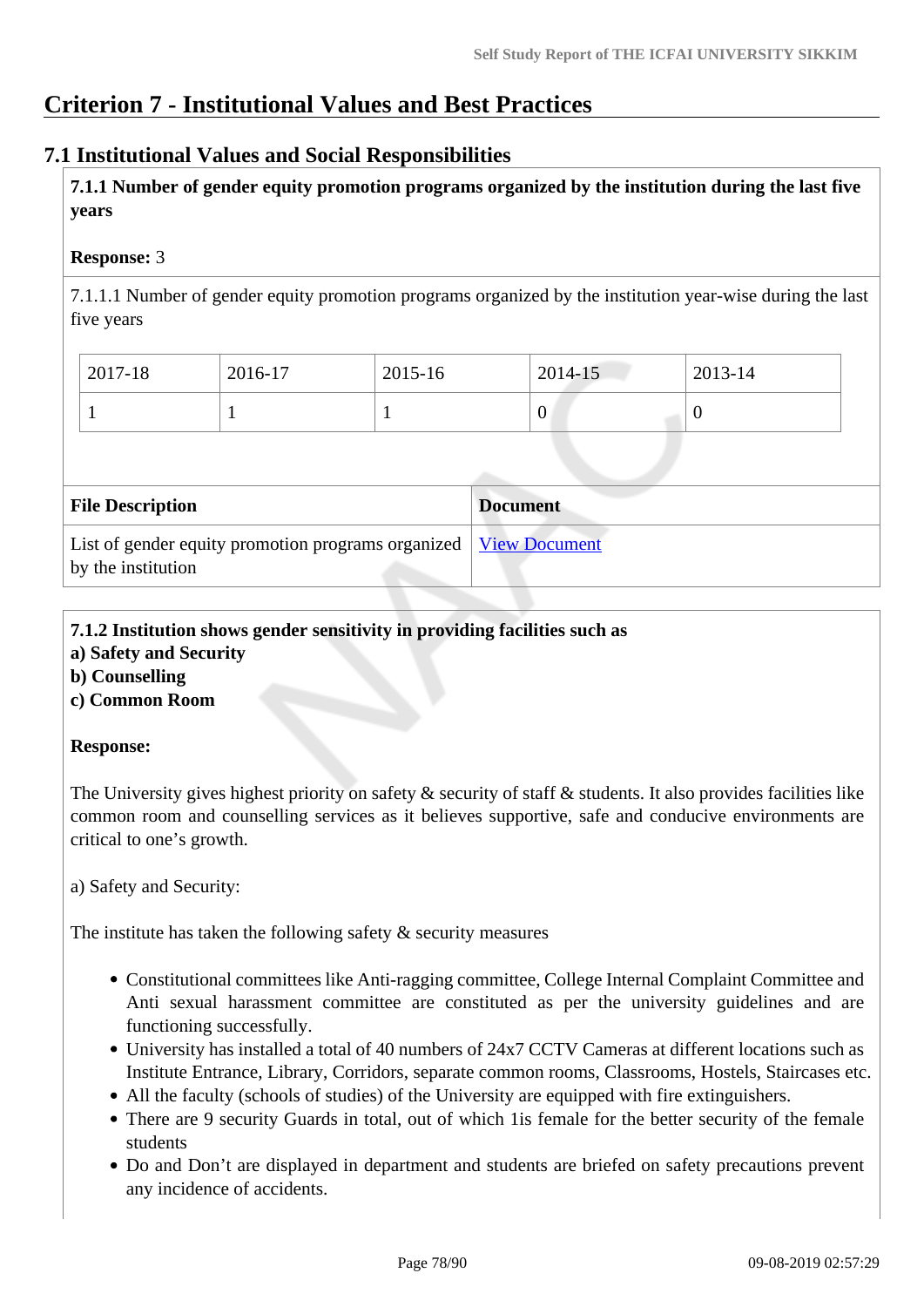# Criterion 7 - Institutional Values and Best Practices

## 7.1 Institutional Values and Social Responsibilities

**7.1.1 Number of gender equity promotion programs organized by the institution during the last five years**

**Response:** 3

7.1.1.1 Number of gender equity promotion programs organized by the institution year-wise during the last five years

| 2017-18 | 2016-17 | 2015-16 | 2014-15 | 2013-14 |
|---|---|---|---|---|
| 1 | 1 | 1 | 0 | 0 |

| File Description | Document |
|---|---|
| List of gender equity promotion programs organized by the institution | View Document |

**7.1.2 Institution shows gender sensitivity in providing facilities such as**
**a) Safety and Security**
**b) Counselling**
**c) Common Room**

**Response:**

The University gives highest priority on safety & security of staff & students. It also provides facilities like common room and counselling services as it believes supportive, safe and conducive environments are critical to one's growth.

a) Safety and Security:

The institute has taken the following safety & security measures

- Constitutional committees like Anti-ragging committee, College Internal Complaint Committee and Anti sexual harassment committee are constituted as per the university guidelines and are functioning successfully.
- University has installed a total of 40 numbers of 24x7 CCTV Cameras at different locations such as Institute Entrance, Library, Corridors, separate common rooms, Classrooms, Hostels, Staircases etc.
- All the faculty (schools of studies) of the University are equipped with fire extinguishers.
- There are 9 security Guards in total, out of which 1is female for the better security of the female students
- Do and Don't are displayed in department and students are briefed on safety precautions prevent any incidence of accidents.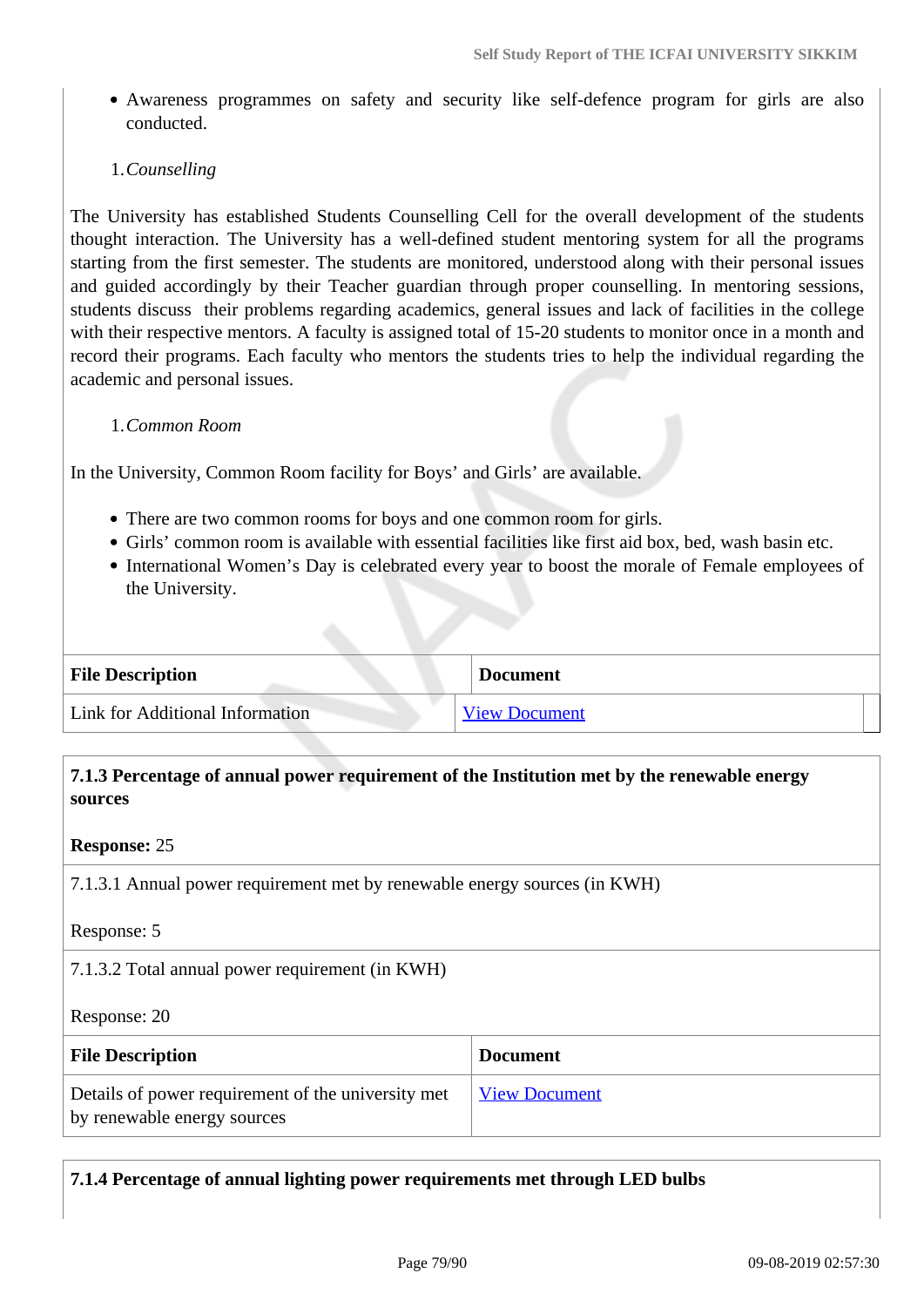- Awareness programmes on safety and security like self-defence program for girls are also conducted.

1. *Counselling*

The University has established Students Counselling Cell for the overall development of the students thought interaction. The University has a well-defined student mentoring system for all the programs starting from the first semester. The students are monitored, understood along with their personal issues and guided accordingly by their Teacher guardian through proper counselling. In mentoring sessions, students discuss their problems regarding academics, general issues and lack of facilities in the college with their respective mentors. A faculty is assigned total of 15-20 students to monitor once in a month and record their programs. Each faculty who mentors the students tries to help the individual regarding the academic and personal issues.

1. *Common Room*

In the University, Common Room facility for Boys' and Girls' are available.

- There are two common rooms for boys and one common room for girls.
- Girls' common room is available with essential facilities like first aid box, bed, wash basin etc.
- International Women's Day is celebrated every year to boost the morale of Female employees of the University.

| File Description | Document |
|---|---|
| Link for Additional Information | View Document |

**7.1.3 Percentage of annual power requirement of the Institution met by the renewable energy sources**

**Response:** 25

7.1.3.1 Annual power requirement met by renewable energy sources (in KWH)

Response: 5

7.1.3.2 Total annual power requirement (in KWH)

Response: 20

| File Description | Document |
|---|---|
| Details of power requirement of the university met by renewable energy sources | View Document |

**7.1.4 Percentage of annual lighting power requirements met through LED bulbs**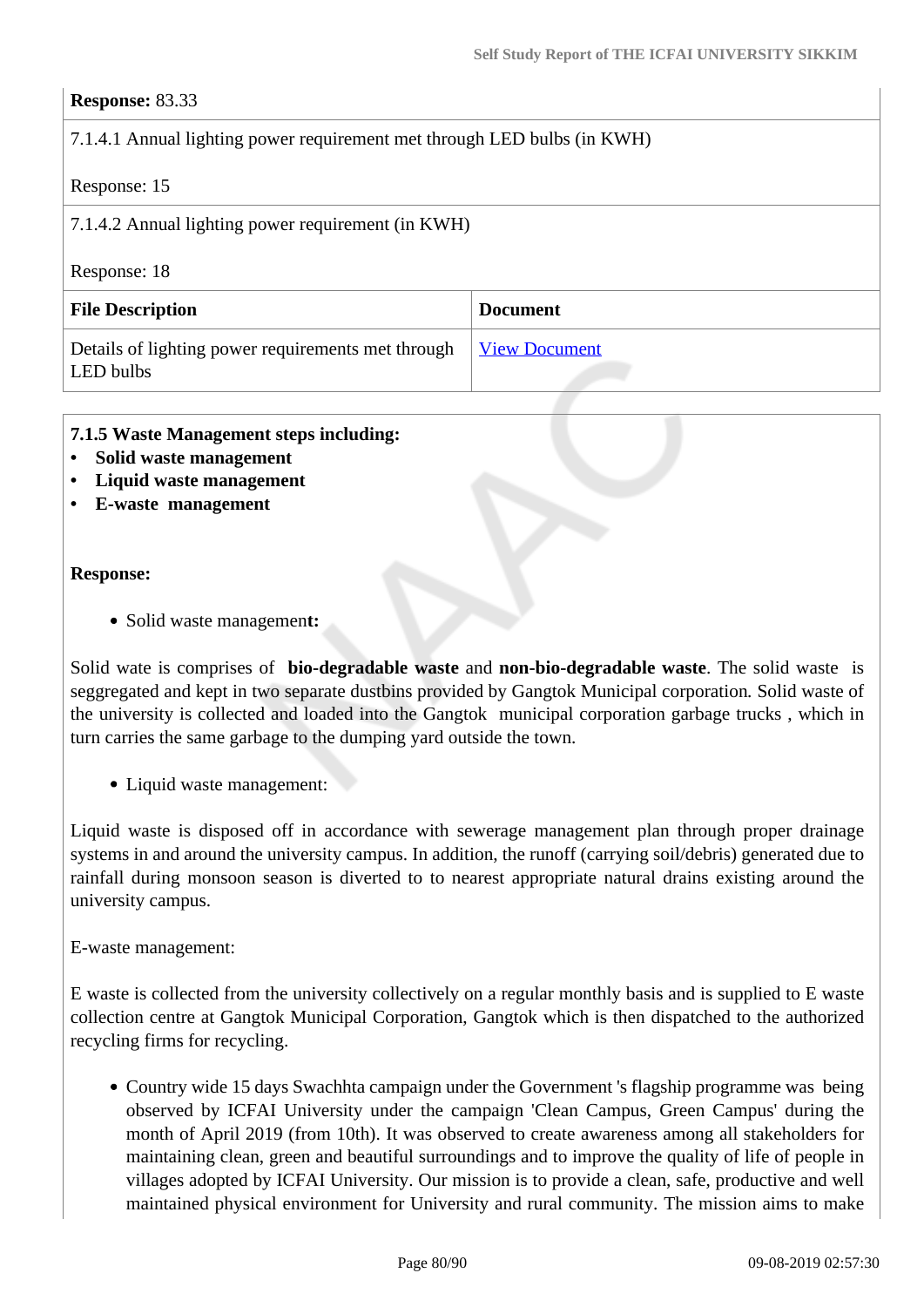**Response:** 83.33

7.1.4.1 Annual lighting power requirement met through LED bulbs (in KWH)

Response: 15

7.1.4.2 Annual lighting power requirement (in KWH)

Response: 18

| File Description | Document |
| --- | --- |
| Details of lighting power requirements met through LED bulbs | View Document |

**7.1.5 Waste Management steps including:**
- **Solid waste management**
- **Liquid waste management**
- **E-waste management**

**Response:**

- Solid waste managemen**t:**

Solid wate is comprises of **bio-degradable waste** and **non-bio-degradable waste**. The solid waste is seggregated and kept in two separate dustbins provided by Gangtok Municipal corporation. Solid waste of the university is collected and loaded into the Gangtok municipal corporation garbage trucks , which in turn carries the same garbage to the dumping yard outside the town.

- Liquid waste management:

Liquid waste is disposed off in accordance with sewerage management plan through proper drainage systems in and around the university campus. In addition, the runoff (carrying soil/debris) generated due to rainfall during monsoon season is diverted to to nearest appropriate natural drains existing around the university campus.

E-waste management:

E waste is collected from the university collectively on a regular monthly basis and is supplied to E waste collection centre at Gangtok Municipal Corporation, Gangtok which is then dispatched to the authorized recycling firms for recycling.

- Country wide 15 days Swachhta campaign under the Government 's flagship programme was being observed by ICFAI University under the campaign 'Clean Campus, Green Campus' during the month of April 2019 (from 10th). It was observed to create awareness among all stakeholders for maintaining clean, green and beautiful surroundings and to improve the quality of life of people in villages adopted by ICFAI University. Our mission is to provide a clean, safe, productive and well maintained physical environment for University and rural community. The mission aims to make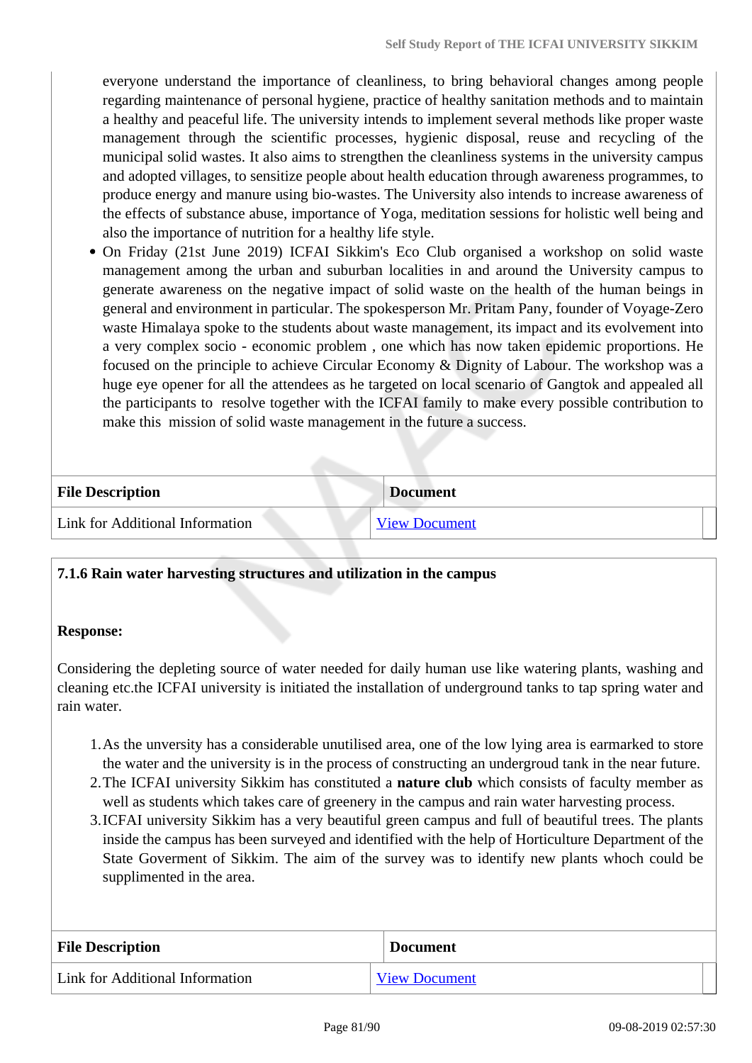everyone understand the importance of cleanliness, to bring behavioral changes among people regarding maintenance of personal hygiene, practice of healthy sanitation methods and to maintain a healthy and peaceful life. The university intends to implement several methods like proper waste management through the scientific processes, hygienic disposal, reuse and recycling of the municipal solid wastes. It also aims to strengthen the cleanliness systems in the university campus and adopted villages, to sensitize people about health education through awareness programmes, to produce energy and manure using bio-wastes. The University also intends to increase awareness of the effects of substance abuse, importance of Yoga, meditation sessions for holistic well being and also the importance of nutrition for a healthy life style.

- On Friday (21st June 2019) ICFAI Sikkim's Eco Club organised a workshop on solid waste management among the urban and suburban localities in and around the University campus to generate awareness on the negative impact of solid waste on the health of the human beings in general and environment in particular. The spokesperson Mr. Pritam Pany, founder of Voyage-Zero waste Himalaya spoke to the students about waste management, its impact and its evolvement into a very complex socio - economic problem , one which has now taken epidemic proportions. He focused on the principle to achieve Circular Economy & Dignity of Labour. The workshop was a huge eye opener for all the attendees as he targeted on local scenario of Gangtok and appealed all the participants to resolve together with the ICFAI family to make every possible contribution to make this mission of solid waste management in the future a success.

| File Description | Document |
|---|---|
| Link for Additional Information | View Document |

**7.1.6 Rain water harvesting structures and utilization in the campus**

**Response:**

Considering the depleting source of water needed for daily human use like watering plants, washing and cleaning etc.the ICFAI university is initiated the installation of underground tanks to tap spring water and rain water.

1. As the unversity has a considerable unutilised area, one of the low lying area is earmarked to store the water and the university is in the process of constructing an undergroud tank in the near future.
2. The ICFAI university Sikkim has constituted a **nature club** which consists of faculty member as well as students which takes care of greenery in the campus and rain water harvesting process.
3. ICFAI university Sikkim has a very beautiful green campus and full of beautiful trees. The plants inside the campus has been surveyed and identified with the help of Horticulture Department of the State Goverment of Sikkim. The aim of the survey was to identify new plants whoch could be supplimented in the area.

| File Description | Document |
|---|---|
| Link for Additional Information | View Document |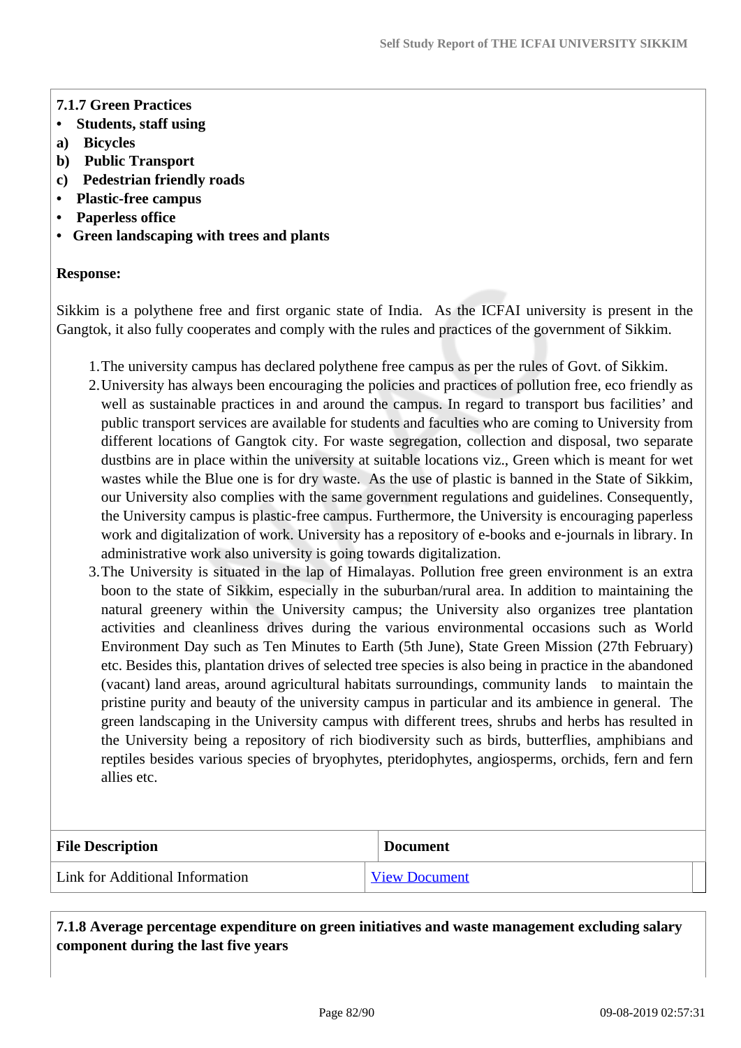**7.1.7 Green Practices**

- **Students, staff using**

**a) Bicycles**

**b) Public Transport**

**c) Pedestrian friendly roads**

- **Plastic-free campus**
- **Paperless office**
- **Green landscaping with trees and plants**

**Response:**

Sikkim is a polythene free and first organic state of India. As the ICFAI university is present in the Gangtok, it also fully cooperates and comply with the rules and practices of the government of Sikkim.

1. The university campus has declared polythene free campus as per the rules of Govt. of Sikkim.
2. University has always been encouraging the policies and practices of pollution free, eco friendly as well as sustainable practices in and around the campus. In regard to transport bus facilities' and public transport services are available for students and faculties who are coming to University from different locations of Gangtok city. For waste segregation, collection and disposal, two separate dustbins are in place within the university at suitable locations viz., Green which is meant for wet wastes while the Blue one is for dry waste. As the use of plastic is banned in the State of Sikkim, our University also complies with the same government regulations and guidelines. Consequently, the University campus is plastic-free campus. Furthermore, the University is encouraging paperless work and digitalization of work. University has a repository of e-books and e-journals in library. In administrative work also university is going towards digitalization.
3. The University is situated in the lap of Himalayas. Pollution free green environment is an extra boon to the state of Sikkim, especially in the suburban/rural area. In addition to maintaining the natural greenery within the University campus; the University also organizes tree plantation activities and cleanliness drives during the various environmental occasions such as World Environment Day such as Ten Minutes to Earth (5th June), State Green Mission (27th February) etc. Besides this, plantation drives of selected tree species is also being in practice in the abandoned (vacant) land areas, around agricultural habitats surroundings, community lands to maintain the pristine purity and beauty of the university campus in particular and its ambience in general. The green landscaping in the University campus with different trees, shrubs and herbs has resulted in the University being a repository of rich biodiversity such as birds, butterflies, amphibians and reptiles besides various species of bryophytes, pteridophytes, angiosperms, orchids, fern and fern allies etc.

| File Description | Document |
|---|---|
| Link for Additional Information | View Document |

**7.1.8 Average percentage expenditure on green initiatives and waste management excluding salary component during the last five years**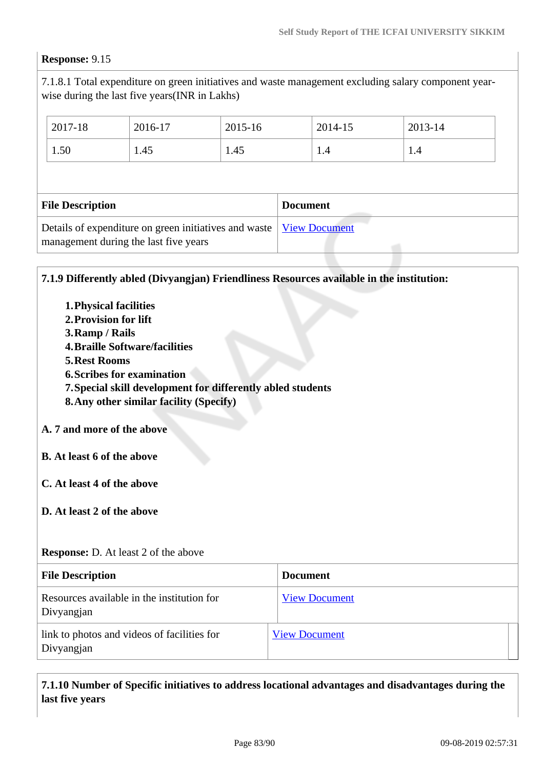**Response:** 9.15

7.1.8.1 Total expenditure on green initiatives and waste management excluding salary component year-wise during the last five years(INR in Lakhs)

| 2017-18 | 2016-17 | 2015-16 | 2014-15 | 2013-14 |
|---|---|---|---|---|
| 1.50 | 1.45 | 1.45 | 1.4 | 1.4 |

| File Description | Document |
|---|---|
| Details of expenditure on green initiatives and waste management during the last five years | View Document |

**7.1.9 Differently abled (Divyangjan) Friendliness Resources available in the institution:**

1. **Physical facilities**
2. **Provision for lift**
3. **Ramp / Rails**
4. **Braille Software/facilities**
5. **Rest Rooms**
6. **Scribes for examination**
7. **Special skill development for differently abled students**
8. **Any other similar facility (Specify)**

**A. 7 and more of the above**

**B. At least 6 of the above**

**C. At least 4 of the above**

**D. At least 2 of the above**

**Response:** D. At least 2 of the above

| File Description | Document |
|---|---|
| Resources available in the institution for Divyangjan | View Document |
| link to photos and videos of facilities for Divyangjan | View Document |

**7.1.10 Number of Specific initiatives to address locational advantages and disadvantages during the last five years**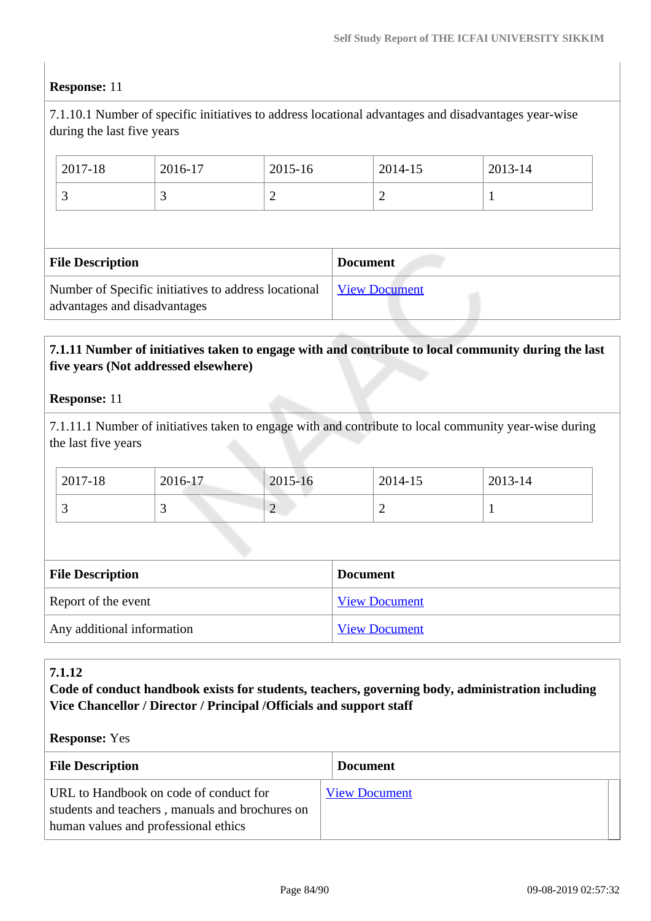**Response:** 11

7.1.10.1 Number of specific initiatives to address locational advantages and disadvantages year-wise during the last five years

| 2017-18 | 2016-17 | 2015-16 | 2014-15 | 2013-14 |
|---|---|---|---|---|
| 3 | 3 | 2 | 2 | 1 |

| File Description | Document |
|---|---|
| Number of Specific initiatives to address locational advantages and disadvantages | View Document |

**7.1.11 Number of initiatives taken to engage with and contribute to local community during the last five years (Not addressed elsewhere)**

**Response:** 11

7.1.11.1 Number of initiatives taken to engage with and contribute to local community year-wise during the last five years

| 2017-18 | 2016-17 | 2015-16 | 2014-15 | 2013-14 |
|---|---|---|---|---|
| 3 | 3 | 2 | 2 | 1 |

| File Description | Document |
|---|---|
| Report of the event | View Document |
| Any additional information | View Document |

**7.1.12**
**Code of conduct handbook exists for students, teachers, governing body, administration including Vice Chancellor / Director / Principal /Officials and support staff**

**Response:** Yes

| File Description | Document |
|---|---|
| URL to Handbook on code of conduct for students and teachers , manuals and brochures on human values and professional ethics | View Document |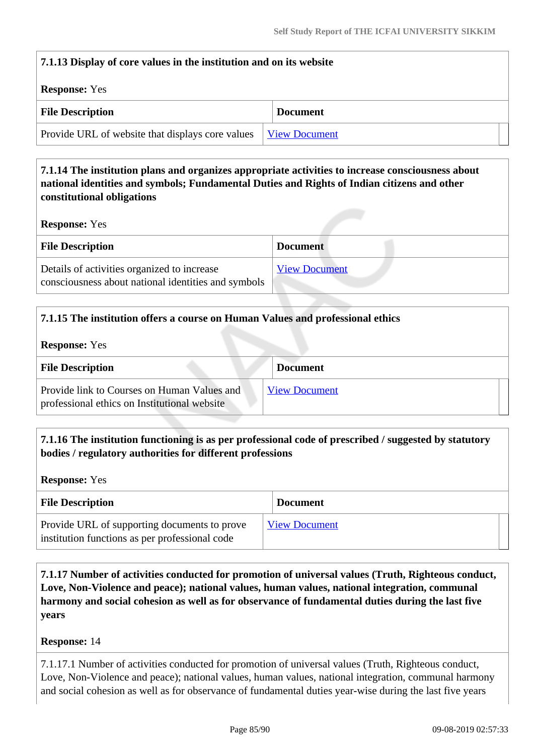**7.1.13 Display of core values in the institution and on its website**

**Response:** Yes

| File Description | Document |
|---|---|
| Provide URL of website that displays core values | View Document |

**7.1.14 The institution plans and organizes appropriate activities to increase consciousness about national identities and symbols; Fundamental Duties and Rights of Indian citizens and other constitutional obligations**

**Response:** Yes

| File Description | Document |
|---|---|
| Details of activities organized to increase consciousness about national identities and symbols | View Document |

**7.1.15 The institution offers a course on Human Values and professional ethics**

**Response:** Yes

| File Description | Document |
|---|---|
| Provide link to Courses on Human Values and professional ethics on Institutional website | View Document |

**7.1.16 The institution functioning is as per professional code of prescribed / suggested by statutory bodies / regulatory authorities for different professions**

**Response:** Yes

| File Description | Document |
|---|---|
| Provide URL of supporting documents to prove institution functions as per professional code | View Document |

**7.1.17 Number of activities conducted for promotion of universal values (Truth, Righteous conduct, Love, Non-Violence and peace); national values, human values, national integration, communal harmony and social cohesion as well as for observance of fundamental duties during the last five years**

**Response:** 14

7.1.17.1 Number of activities conducted for promotion of universal values (Truth, Righteous conduct, Love, Non-Violence and peace); national values, human values, national integration, communal harmony and social cohesion as well as for observance of fundamental duties year-wise during the last five years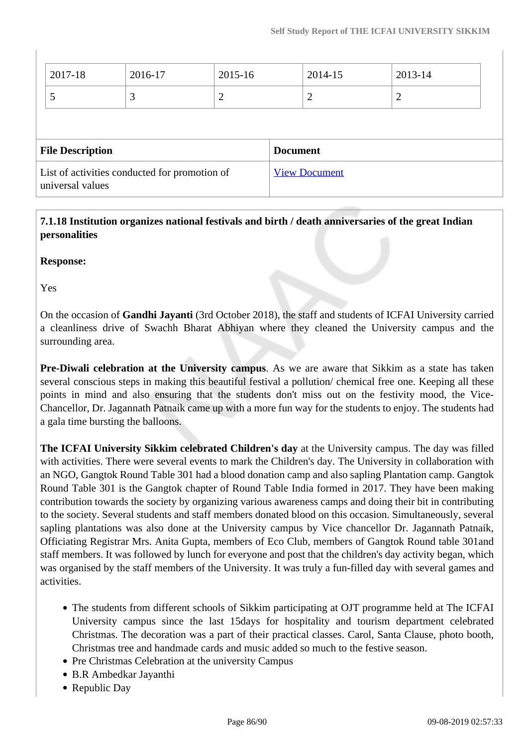| 2017-18 | 2016-17 | 2015-16 | 2014-15 | 2013-14 |
|---|---|---|---|---|
| 5 | 3 | 2 | 2 | 2 |

| File Description | Document |
|---|---|
| List of activities conducted for promotion of universal values | View Document |

**7.1.18 Institution organizes national festivals and birth / death anniversaries of the great Indian personalities**

**Response:**

Yes

On the occasion of **Gandhi Jayanti** (3rd October 2018), the staff and students of ICFAI University carried a cleanliness drive of Swachh Bharat Abhiyan where they cleaned the University campus and the surrounding area.

**Pre-Diwali celebration at the University campus**. As we are aware that Sikkim as a state has taken several conscious steps in making this beautiful festival a pollution/ chemical free one. Keeping all these points in mind and also ensuring that the students don't miss out on the festivity mood, the Vice-Chancellor, Dr. Jagannath Patnaik came up with a more fun way for the students to enjoy. The students had a gala time bursting the balloons.

**The ICFAI University Sikkim celebrated Children's day** at the University campus. The day was filled with activities. There were several events to mark the Children's day. The University in collaboration with an NGO, Gangtok Round Table 301 had a blood donation camp and also sapling Plantation camp. Gangtok Round Table 301 is the Gangtok chapter of Round Table India formed in 2017. They have been making contribution towards the society by organizing various awareness camps and doing their bit in contributing to the society. Several students and staff members donated blood on this occasion. Simultaneously, several sapling plantations was also done at the University campus by Vice chancellor Dr. Jagannath Patnaik, Officiating Registrar Mrs. Anita Gupta, members of Eco Club, members of Gangtok Round table 301and staff members. It was followed by lunch for everyone and post that the children's day activity began, which was organised by the staff members of the University. It was truly a fun-filled day with several games and activities.

- The students from different schools of Sikkim participating at OJT programme held at The ICFAI University campus since the last 15days for hospitality and tourism department celebrated Christmas. The decoration was a part of their practical classes. Carol, Santa Clause, photo booth, Christmas tree and handmade cards and music added so much to the festive season.
- Pre Christmas Celebration at the university Campus
- B.R Ambedkar Jayanthi
- Republic Day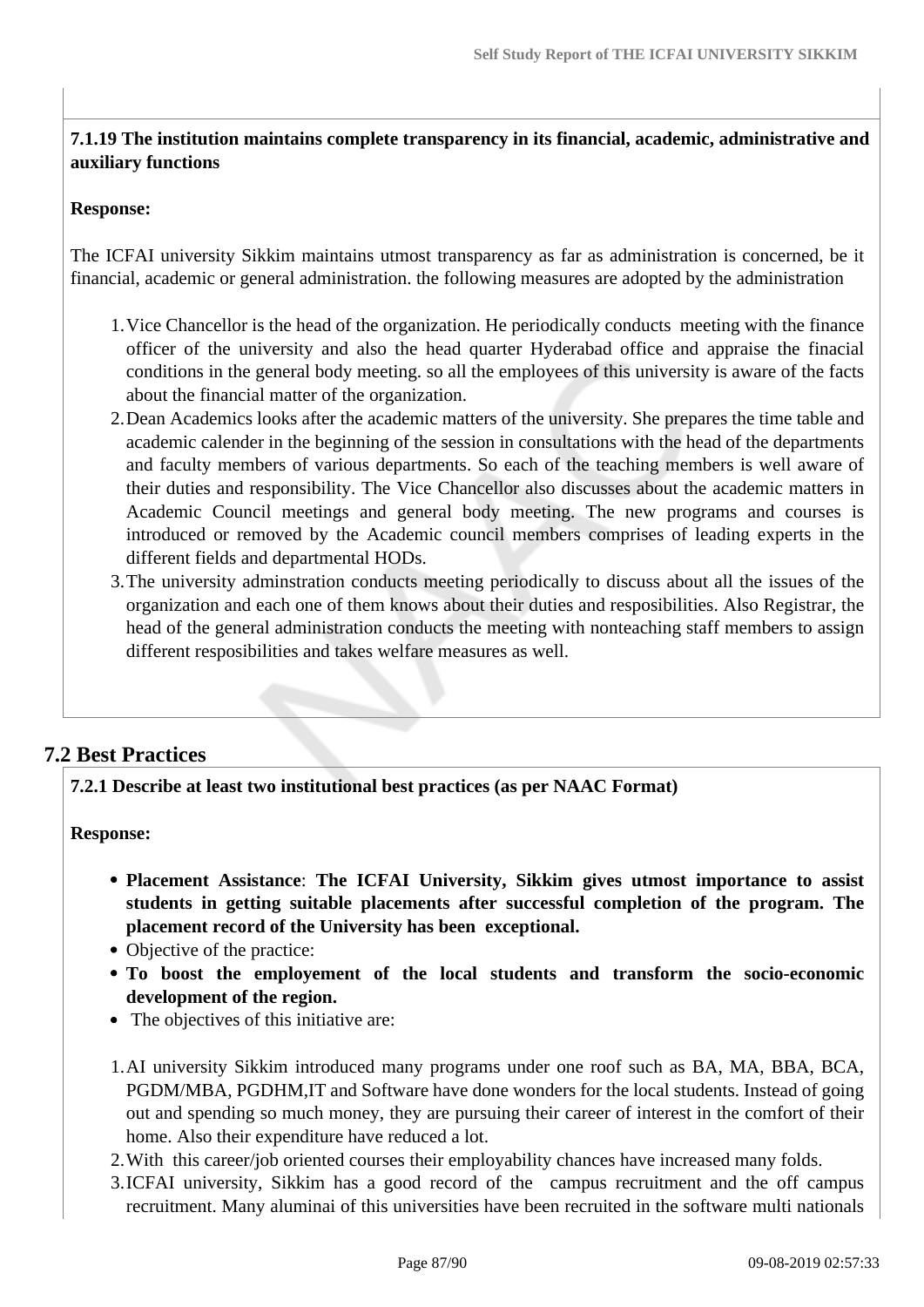**7.1.19 The institution maintains complete transparency in its financial, academic, administrative and auxiliary functions**

**Response:**

The ICFAI university Sikkim maintains utmost transparency as far as administration is concerned, be it financial, academic or general administration. the following measures are adopted by the administration

1. Vice Chancellor is the head of the organization. He periodically conducts meeting with the finance officer of the university and also the head quarter Hyderabad office and appraise the finacial conditions in the general body meeting. so all the employees of this university is aware of the facts about the financial matter of the organization.
2. Dean Academics looks after the academic matters of the university. She prepares the time table and academic calender in the beginning of the session in consultations with the head of the departments and faculty members of various departments. So each of the teaching members is well aware of their duties and responsibility. The Vice Chancellor also discusses about the academic matters in Academic Council meetings and general body meeting. The new programs and courses is introduced or removed by the Academic council members comprises of leading experts in the different fields and departmental HODs.
3. The university adminstration conducts meeting periodically to discuss about all the issues of the organization and each one of them knows about their duties and resposibilities. Also Registrar, the head of the general administration conducts the meeting with nonteaching staff members to assign different resposibilities and takes welfare measures as well.

## 7.2 Best Practices

**7.2.1 Describe at least two institutional best practices (as per NAAC Format)**

**Response:**

- **Placement Assistance**: **The ICFAI University, Sikkim gives utmost importance to assist students in getting suitable placements after successful completion of the program. The placement record of the University has been exceptional.**
- Objective of the practice:
- **To boost the employement of the local students and transform the socio-economic development of the region.**
- The objectives of this initiative are:

1. AI university Sikkim introduced many programs under one roof such as BA, MA, BBA, BCA, PGDM/MBA, PGDHM,IT and Software have done wonders for the local students. Instead of going out and spending so much money, they are pursuing their career of interest in the comfort of their home. Also their expenditure have reduced a lot.
2. With this career/job oriented courses their employability chances have increased many folds.
3. ICFAI university, Sikkim has a good record of the campus recruitment and the off campus recruitment. Many aluminai of this universities have been recruited in the software multi nationals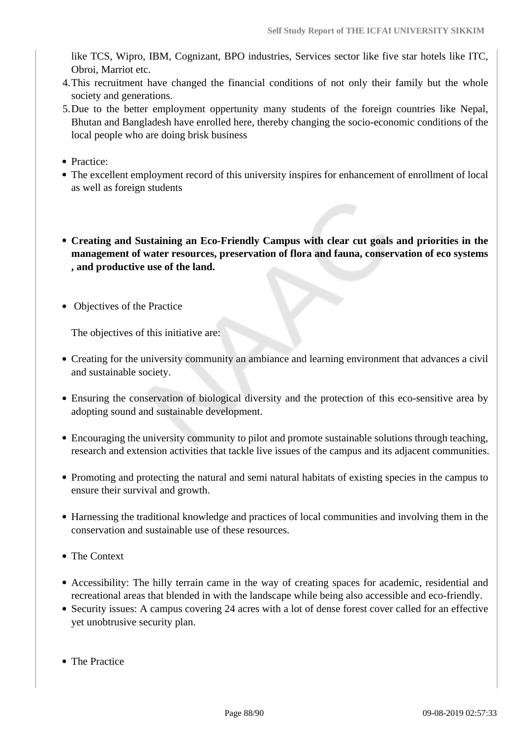like TCS, Wipro, IBM, Cognizant, BPO industries, Services sector like five star hotels like ITC, Obroi, Marriot etc.

4. This recruitment have changed the financial conditions of not only their family but the whole society and generations.
5. Due to the better employment oppertunity many students of the foreign countries like Nepal, Bhutan and Bangladesh have enrolled here, thereby changing the socio-economic conditions of the local people who are doing brisk business

- Practice:
- The excellent employment record of this university inspires for enhancement of enrollment of local as well as foreign students

- **Creating and Sustaining an Eco-Friendly Campus with clear cut goals and priorities in the management of water resources, preservation of flora and fauna, conservation of eco systems , and productive use of the land.**

- Objectives of the Practice

  The objectives of this initiative are:

- Creating for the university community an ambiance and learning environment that advances a civil and sustainable society.
- Ensuring the conservation of biological diversity and the protection of this eco-sensitive area by adopting sound and sustainable development.
- Encouraging the university community to pilot and promote sustainable solutions through teaching, research and extension activities that tackle live issues of the campus and its adjacent communities.
- Promoting and protecting the natural and semi natural habitats of existing species in the campus to ensure their survival and growth.
- Harnessing the traditional knowledge and practices of local communities and involving them in the conservation and sustainable use of these resources.
- The Context
- Accessibility: The hilly terrain came in the way of creating spaces for academic, residential and recreational areas that blended in with the landscape while being also accessible and eco-friendly.
- Security issues: A campus covering 24 acres with a lot of dense forest cover called for an effective yet unobtrusive security plan.

- The Practice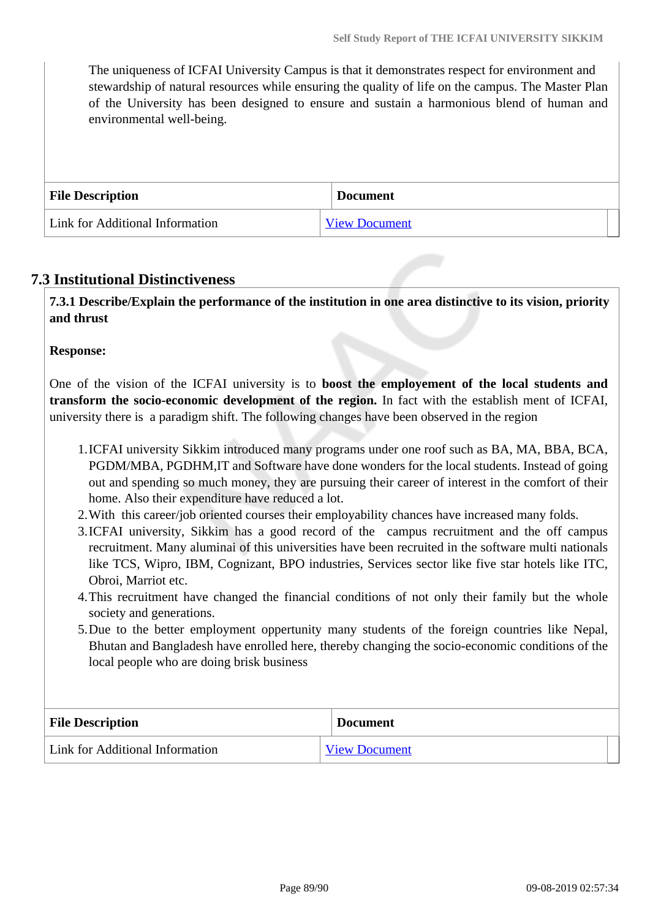The uniqueness of ICFAI University Campus is that it demonstrates respect for environment and stewardship of natural resources while ensuring the quality of life on the campus. The Master Plan of the University has been designed to ensure and sustain a harmonious blend of human and environmental well-being.

| File Description | Document |
|---|---|
| Link for Additional Information | View Document |

## 7.3 Institutional Distinctiveness

**7.3.1 Describe/Explain the performance of the institution in one area distinctive to its vision, priority and thrust**

**Response:**

One of the vision of the ICFAI university is to **boost the employement of the local students and transform the socio-economic development of the region.** In fact with the establish ment of ICFAI, university there is  a paradigm shift. The following changes have been observed in the region

1. ICFAI university Sikkim introduced many programs under one roof such as BA, MA, BBA, BCA, PGDM/MBA, PGDHM,IT and Software have done wonders for the local students. Instead of going out and spending so much money, they are pursuing their career of interest in the comfort of their home. Also their expenditure have reduced a lot.
2. With  this career/job oriented courses their employability chances have increased many folds.
3. ICFAI university, Sikkim has a good record of the  campus recruitment and the off campus recruitment. Many aluminai of this universities have been recruited in the software multi nationals like TCS, Wipro, IBM, Cognizant, BPO industries, Services sector like five star hotels like ITC, Obroi, Marriot etc.
4. This recruitment have changed the financial conditions of not only their family but the whole society and generations.
5. Due to the better employment oppertunity many students of the foreign countries like Nepal, Bhutan and Bangladesh have enrolled here, thereby changing the socio-economic conditions of the local people who are doing brisk business

| File Description | Document |
|---|---|
| Link for Additional Information | View Document |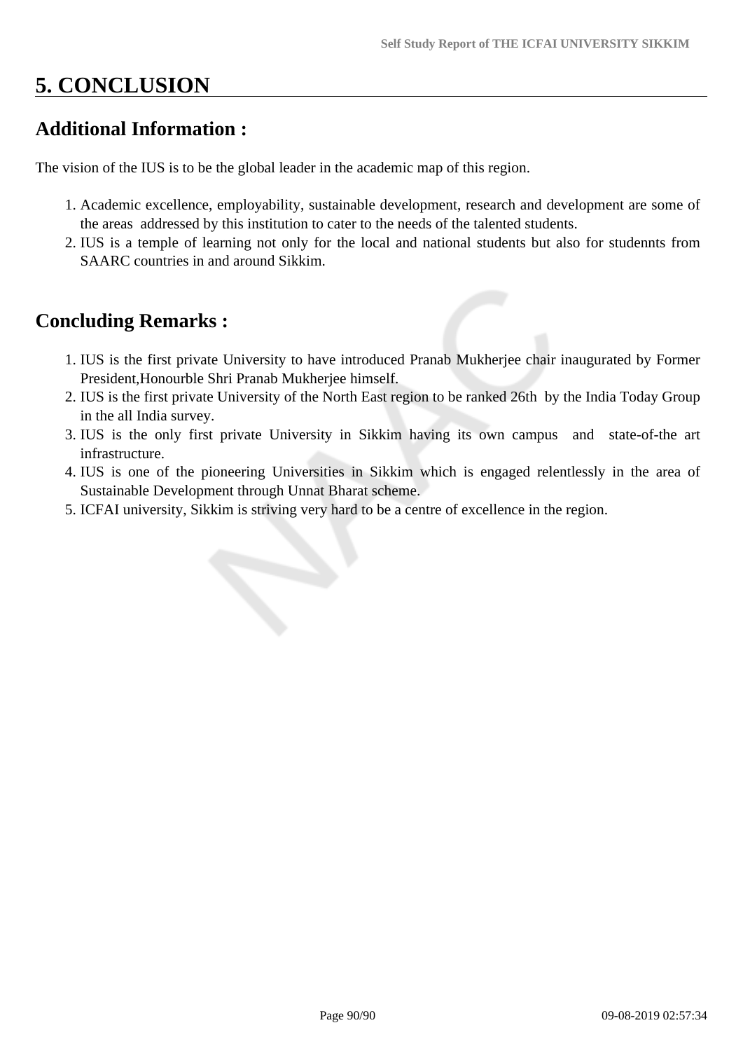# 5. CONCLUSION

## Additional Information :

The vision of the IUS is to be the global leader in the academic map of this region.

1. Academic excellence, employability, sustainable development, research and development are some of the areas addressed by this institution to cater to the needs of the talented students.
2. IUS is a temple of learning not only for the local and national students but also for studennts from SAARC countries in and around Sikkim.

## Concluding Remarks :

1. IUS is the first private University to have introduced Pranab Mukherjee chair inaugurated by Former President,Honourble Shri Pranab Mukherjee himself.
2. IUS is the first private University of the North East region to be ranked 26th by the India Today Group in the all India survey.
3. IUS is the only first private University in Sikkim having its own campus and state-of-the art infrastructure.
4. IUS is one of the pioneering Universities in Sikkim which is engaged relentlessly in the area of Sustainable Development through Unnat Bharat scheme.
5. ICFAI university, Sikkim is striving very hard to be a centre of excellence in the region.